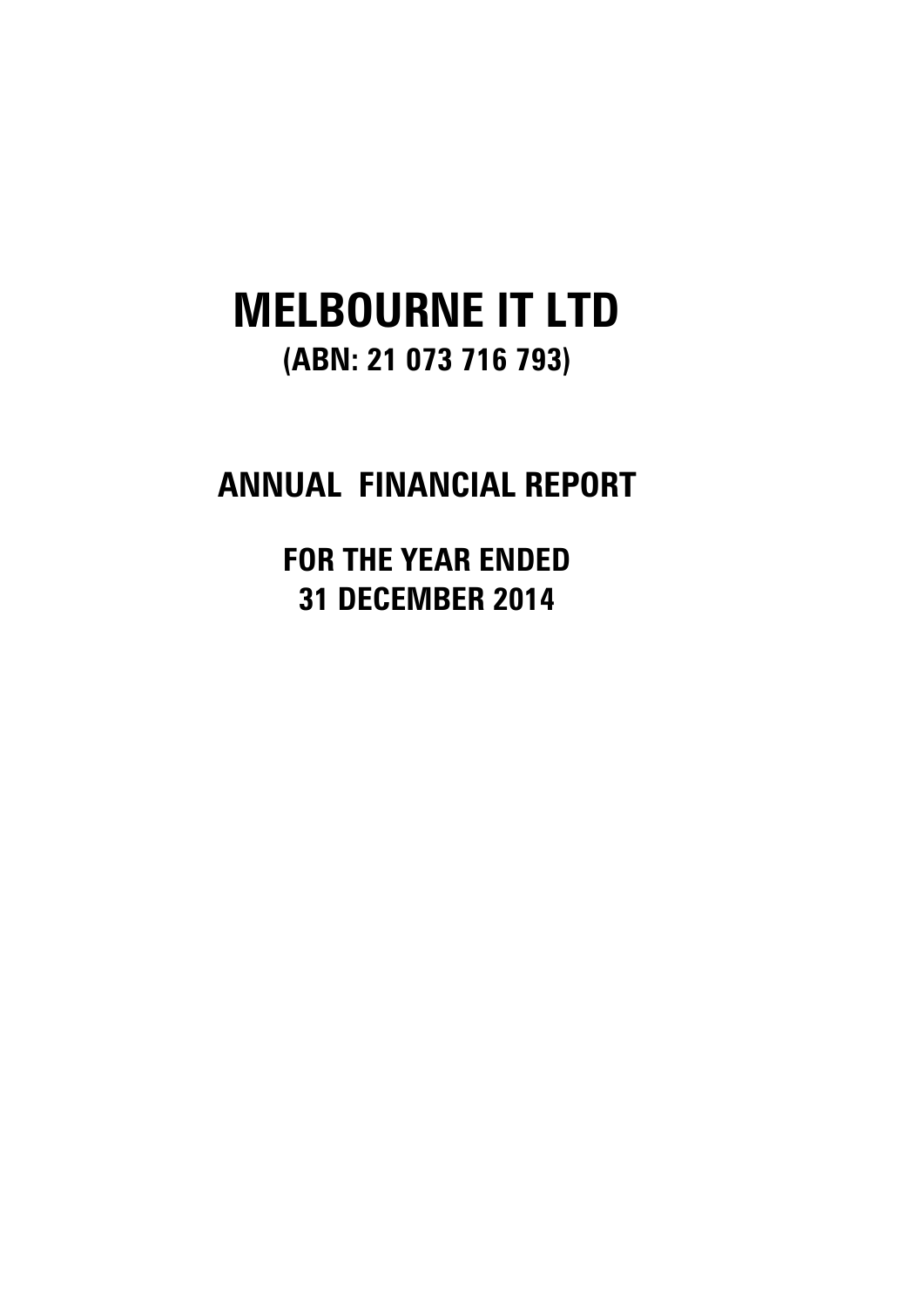# MELBOURNE IT LTD

## (ABN: 21 073 716 793)

## ANNUAL FINANCIAL REPORT

### FOR THE YEAR ENDED
### 31 DECEMBER 2014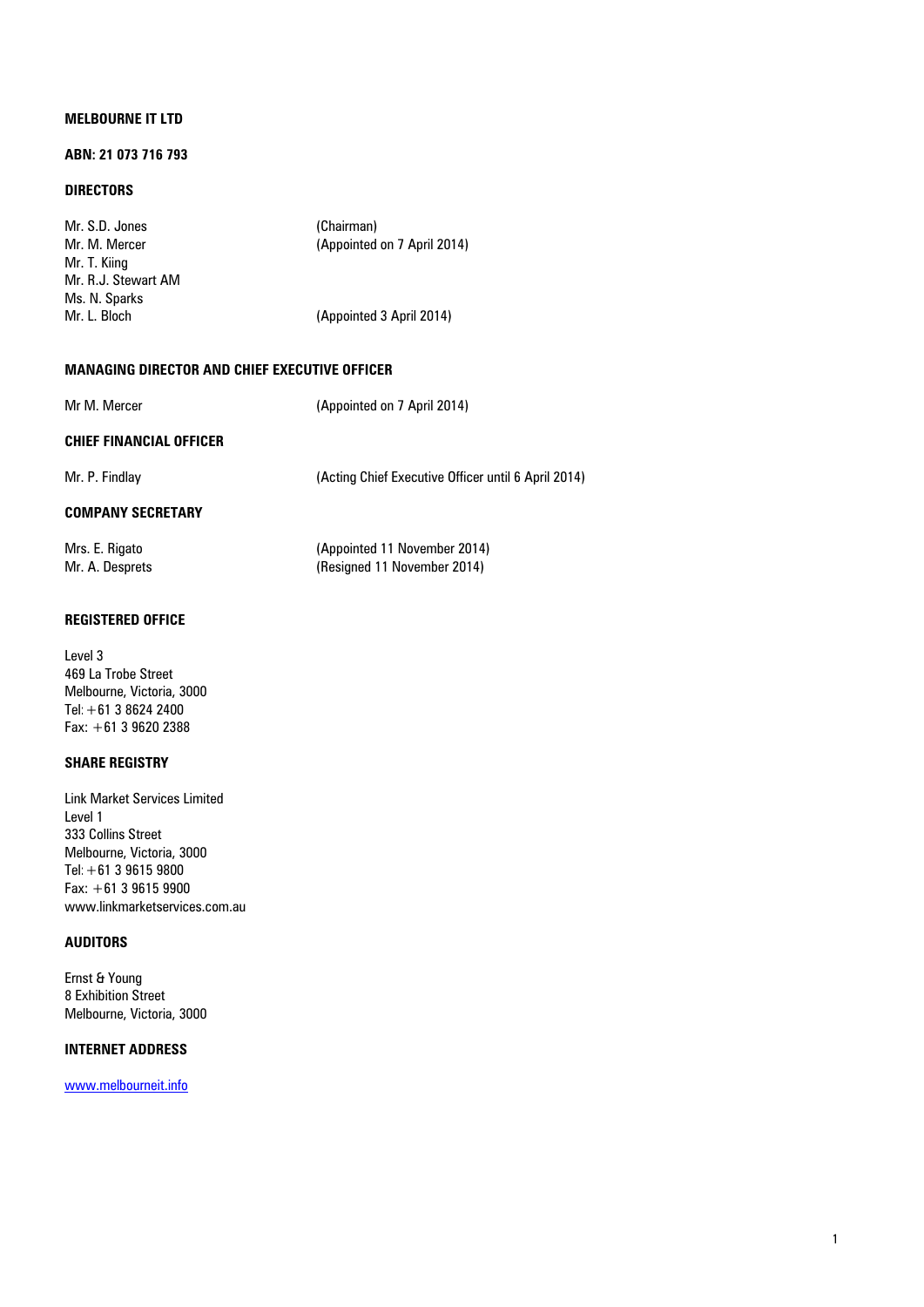**MELBOURNE IT LTD**

**ABN: 21 073 716 793**

**DIRECTORS**

| | |
|---|---|
| Mr. S.D. Jones | (Chairman) |
| Mr. M. Mercer | (Appointed on 7 April 2014) |
| Mr. T. Kiing | |
| Mr. R.J. Stewart AM | |
| Ms. N. Sparks | |
| Mr. L. Bloch | (Appointed 3 April 2014) |

**MANAGING DIRECTOR AND CHIEF EXECUTIVE OFFICER**

| | |
|---|---|
| Mr M. Mercer | (Appointed on 7 April 2014) |

**CHIEF FINANCIAL OFFICER**

| | |
|---|---|
| Mr. P. Findlay | (Acting Chief Executive Officer until 6 April 2014) |

**COMPANY SECRETARY**

| | |
|---|---|
| Mrs. E. Rigato | (Appointed 11 November 2014) |
| Mr. A. Desprets | (Resigned 11 November 2014) |

**REGISTERED OFFICE**

Level 3
469 La Trobe Street
Melbourne, Victoria, 3000
Tel: +61 3 8624 2400
Fax: +61 3 9620 2388

**SHARE REGISTRY**

Link Market Services Limited
Level 1
333 Collins Street
Melbourne, Victoria, 3000
Tel: +61 3 9615 9800
Fax: +61 3 9615 9900
www.linkmarketservices.com.au

**AUDITORS**

Ernst & Young
8 Exhibition Street
Melbourne, Victoria, 3000

**INTERNET ADDRESS**

www.melbourneit.info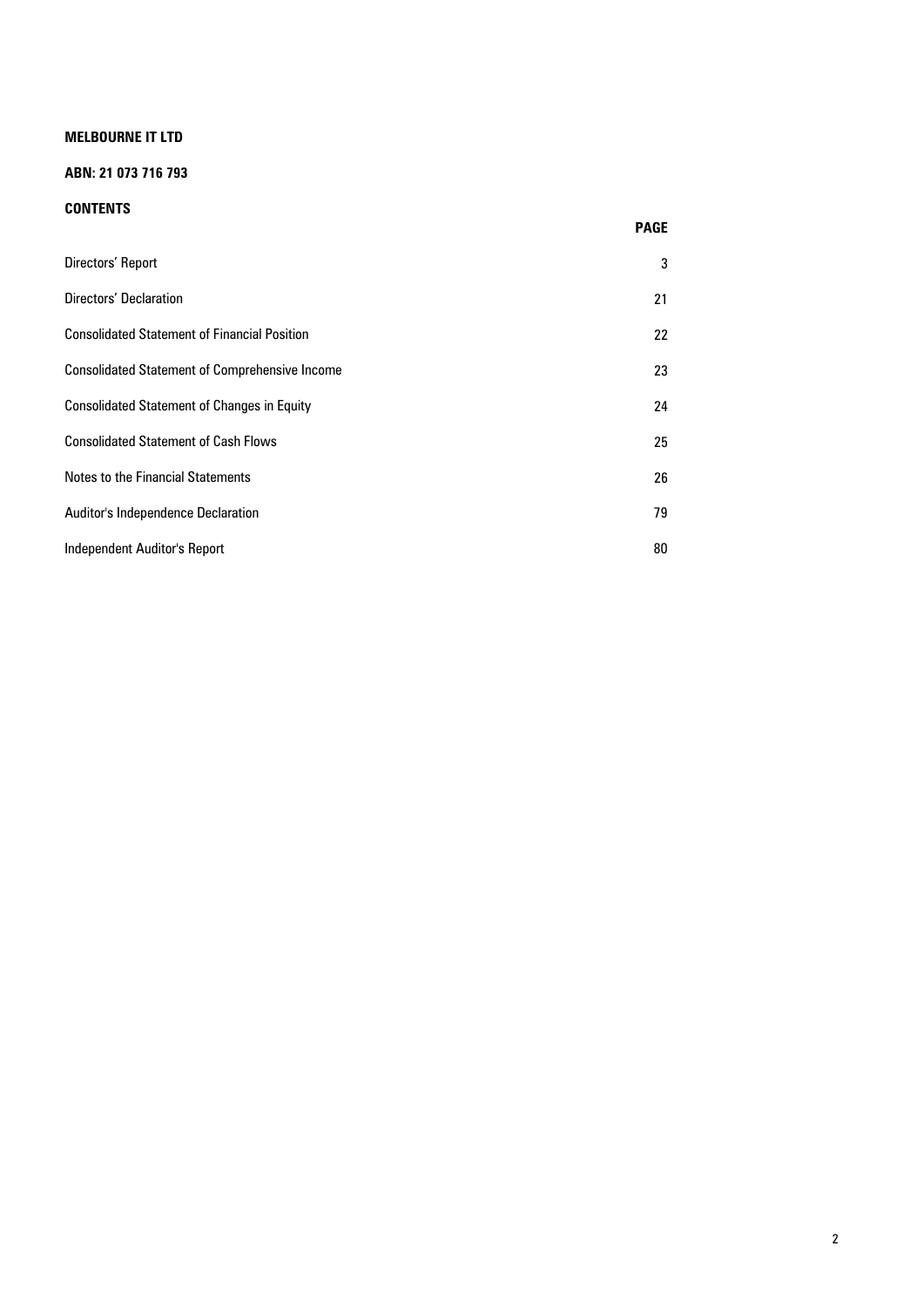**MELBOURNE IT LTD**

**ABN: 21 073 716 793**

**CONTENTS**

| | **PAGE** |
|---|---|
| Directors' Report | 3 |
| Directors' Declaration | 21 |
| Consolidated Statement of Financial Position | 22 |
| Consolidated Statement of Comprehensive Income | 23 |
| Consolidated Statement of Changes in Equity | 24 |
| Consolidated Statement of Cash Flows | 25 |
| Notes to the Financial Statements | 26 |
| Auditor's Independence Declaration | 79 |
| Independent Auditor's Report | 80 |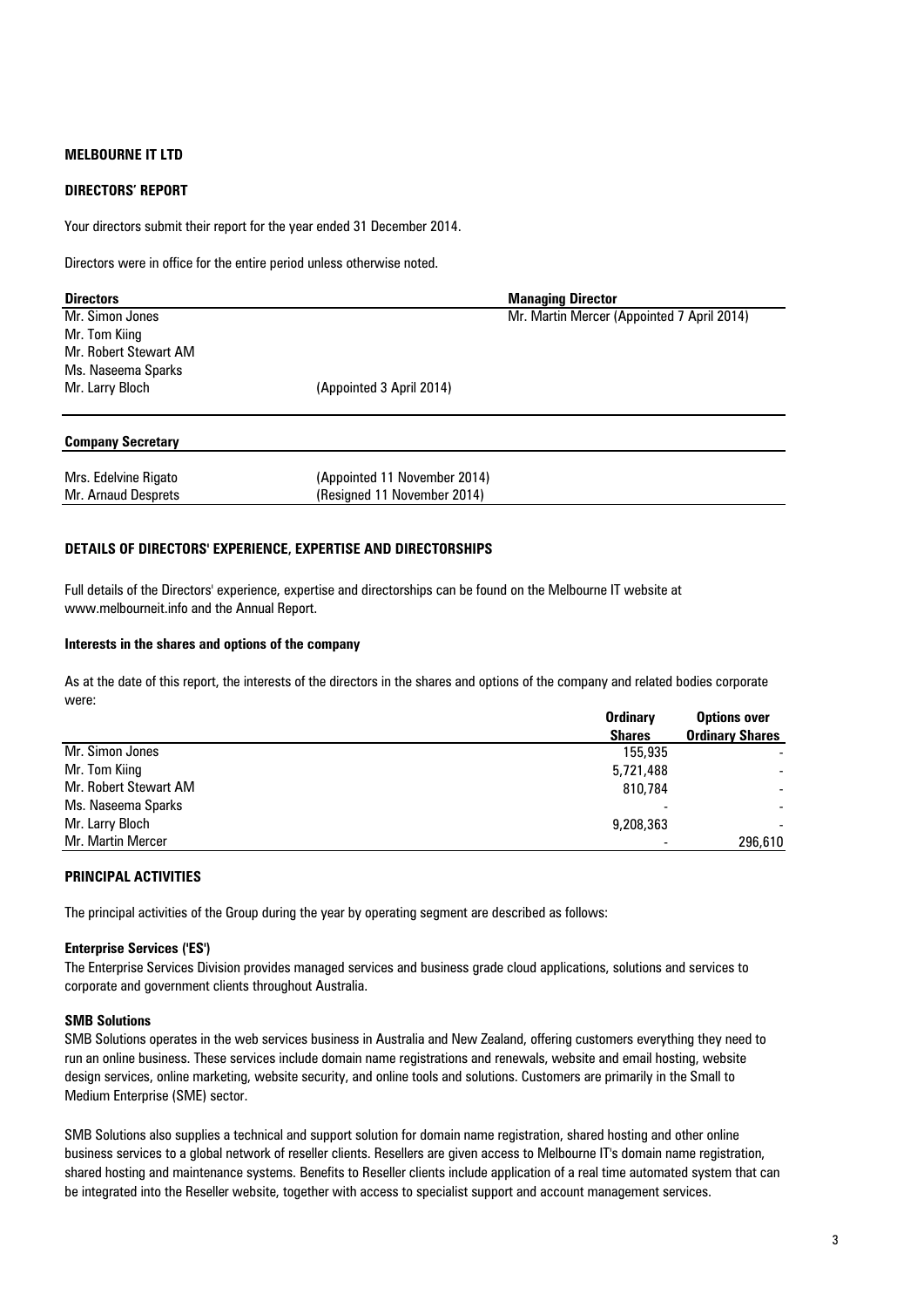**MELBOURNE IT LTD**

**DIRECTORS' REPORT**

Your directors submit their report for the year ended 31 December 2014.

Directors were in office for the entire period unless otherwise noted.

| Directors | | Managing Director |
|---|---|---|
| Mr. Simon Jones | | Mr. Martin Mercer (Appointed 7 April 2014) |
| Mr. Tom Kiing | | |
| Mr. Robert Stewart AM | | |
| Ms. Naseema Sparks | | |
| Mr. Larry Bloch | (Appointed 3 April 2014) | |

| Company Secretary | |
|---|---|
| Mrs. Edelvine Rigato | (Appointed 11 November 2014) |
| Mr. Arnaud Desprets | (Resigned 11 November 2014) |

**DETAILS OF DIRECTORS' EXPERIENCE, EXPERTISE AND DIRECTORSHIPS**

Full details of the Directors' experience, expertise and directorships can be found on the Melbourne IT website at www.melbourneit.info and the Annual Report.

**Interests in the shares and options of the company**

As at the date of this report, the interests of the directors in the shares and options of the company and related bodies corporate were:

| | Ordinary Shares | Options over Ordinary Shares |
|---|---|---|
| Mr. Simon Jones | 155,935 | - |
| Mr. Tom Kiing | 5,721,488 | - |
| Mr. Robert Stewart AM | 810,784 | - |
| Ms. Naseema Sparks | - | - |
| Mr. Larry Bloch | 9,208,363 | - |
| Mr. Martin Mercer | - | 296,610 |

**PRINCIPAL ACTIVITIES**

The principal activities of the Group during the year by operating segment are described as follows:

**Enterprise Services ('ES')**

The Enterprise Services Division provides managed services and business grade cloud applications, solutions and services to corporate and government clients throughout Australia.

**SMB Solutions**

SMB Solutions operates in the web services business in Australia and New Zealand, offering customers everything they need to run an online business. These services include domain name registrations and renewals, website and email hosting, website design services, online marketing, website security, and online tools and solutions. Customers are primarily in the Small to Medium Enterprise (SME) sector.

SMB Solutions also supplies a technical and support solution for domain name registration, shared hosting and other online business services to a global network of reseller clients. Resellers are given access to Melbourne IT's domain name registration, shared hosting and maintenance systems. Benefits to Reseller clients include application of a real time automated system that can be integrated into the Reseller website, together with access to specialist support and account management services.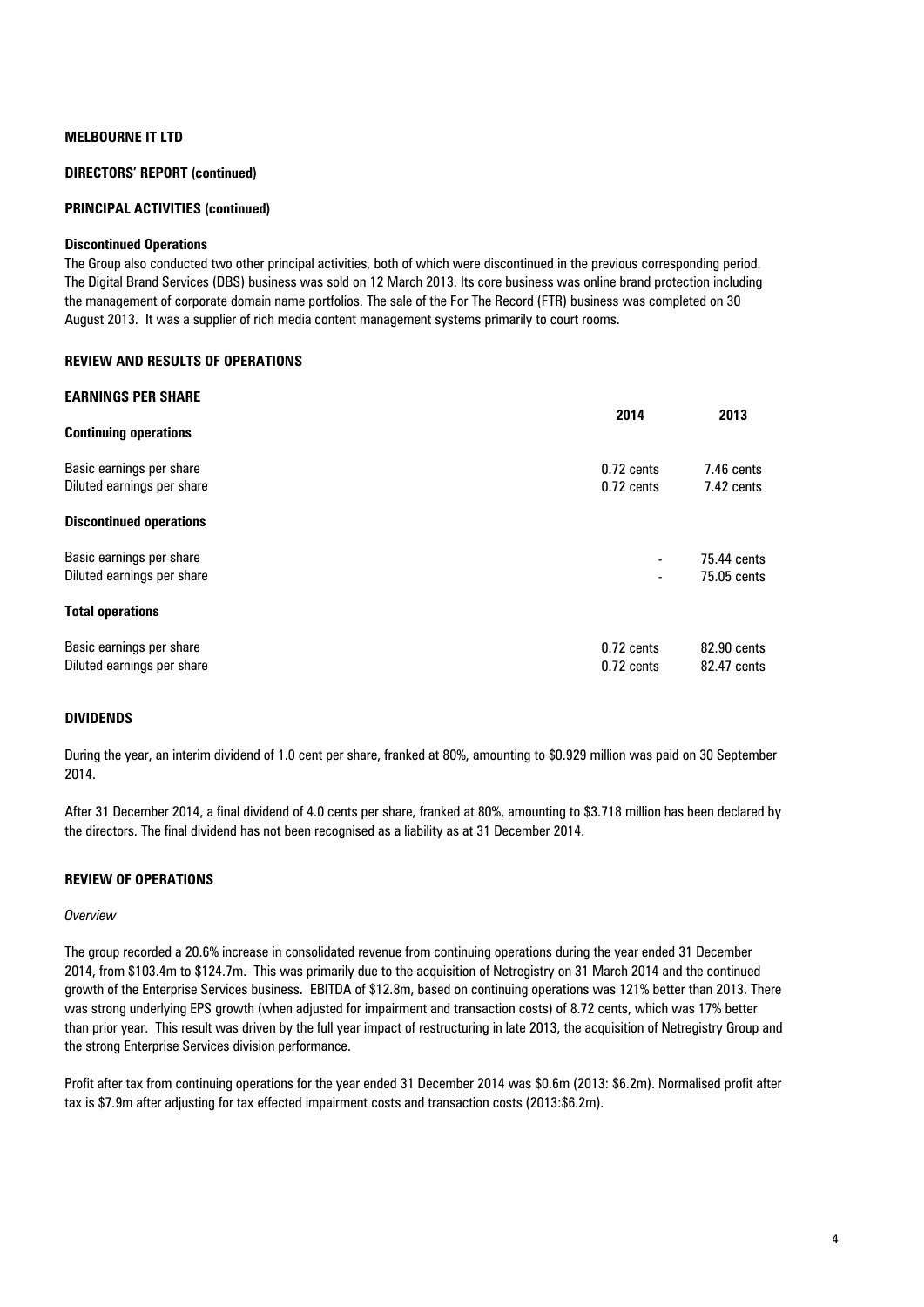**MELBOURNE IT LTD**

**DIRECTORS' REPORT (continued)**

**PRINCIPAL ACTIVITIES (continued)**

**Discontinued Operations**

The Group also conducted two other principal activities, both of which were discontinued in the previous corresponding period. The Digital Brand Services (DBS) business was sold on 12 March 2013. Its core business was online brand protection including the management of corporate domain name portfolios. The sale of the For The Record (FTR) business was completed on 30 August 2013. It was a supplier of rich media content management systems primarily to court rooms.

## REVIEW AND RESULTS OF OPERATIONS

**EARNINGS PER SHARE**

| | 2014 | 2013 |
|---|---|---|
| **Continuing operations** | | |
| Basic earnings per share | 0.72 cents | 7.46 cents |
| Diluted earnings per share | 0.72 cents | 7.42 cents |
| **Discontinued operations** | | |
| Basic earnings per share | - | 75.44 cents |
| Diluted earnings per share | - | 75.05 cents |
| **Total operations** | | |
| Basic earnings per share | 0.72 cents | 82.90 cents |
| Diluted earnings per share | 0.72 cents | 82.47 cents |

## DIVIDENDS

During the year, an interim dividend of 1.0 cent per share, franked at 80%, amounting to $0.929 million was paid on 30 September 2014.

After 31 December 2014, a final dividend of 4.0 cents per share, franked at 80%, amounting to $3.718 million has been declared by the directors. The final dividend has not been recognised as a liability as at 31 December 2014.

## REVIEW OF OPERATIONS

*Overview*

The group recorded a 20.6% increase in consolidated revenue from continuing operations during the year ended 31 December 2014, from $103.4m to $124.7m. This was primarily due to the acquisition of Netregistry on 31 March 2014 and the continued growth of the Enterprise Services business. EBITDA of $12.8m, based on continuing operations was 121% better than 2013. There was strong underlying EPS growth (when adjusted for impairment and transaction costs) of 8.72 cents, which was 17% better than prior year. This result was driven by the full year impact of restructuring in late 2013, the acquisition of Netregistry Group and the strong Enterprise Services division performance.

Profit after tax from continuing operations for the year ended 31 December 2014 was $0.6m (2013: $6.2m). Normalised profit after tax is $7.9m after adjusting for tax effected impairment costs and transaction costs (2013:$6.2m).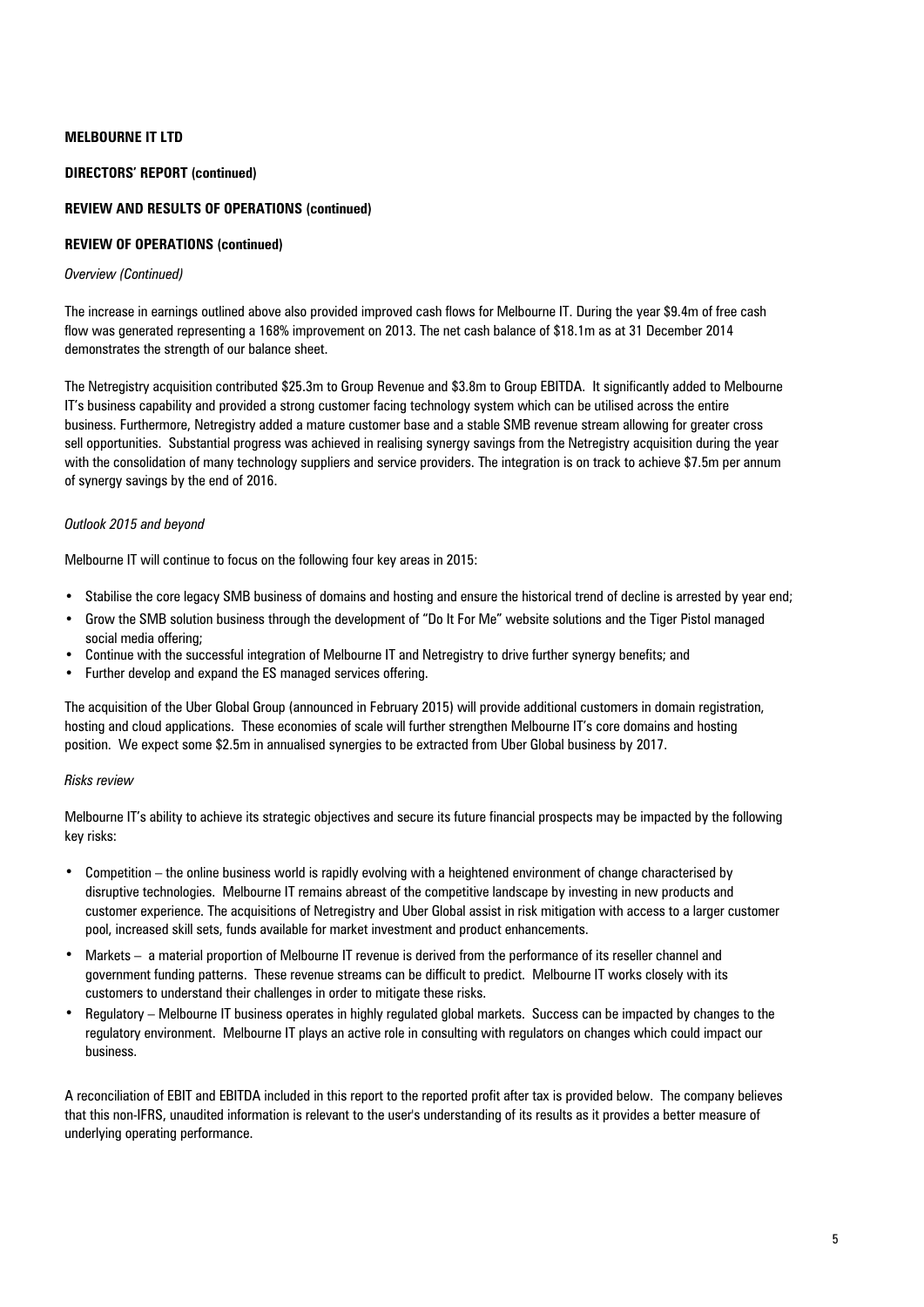**MELBOURNE IT LTD**

**DIRECTORS' REPORT (continued)**

**REVIEW AND RESULTS OF OPERATIONS (continued)**

**REVIEW OF OPERATIONS (continued)**

*Overview (Continued)*

The increase in earnings outlined above also provided improved cash flows for Melbourne IT. During the year $9.4m of free cash flow was generated representing a 168% improvement on 2013. The net cash balance of $18.1m as at 31 December 2014 demonstrates the strength of our balance sheet.

The Netregistry acquisition contributed $25.3m to Group Revenue and $3.8m to Group EBITDA. It significantly added to Melbourne IT's business capability and provided a strong customer facing technology system which can be utilised across the entire business. Furthermore, Netregistry added a mature customer base and a stable SMB revenue stream allowing for greater cross sell opportunities. Substantial progress was achieved in realising synergy savings from the Netregistry acquisition during the year with the consolidation of many technology suppliers and service providers. The integration is on track to achieve $7.5m per annum of synergy savings by the end of 2016.

*Outlook 2015 and beyond*

Melbourne IT will continue to focus on the following four key areas in 2015:

- Stabilise the core legacy SMB business of domains and hosting and ensure the historical trend of decline is arrested by year end;
- Grow the SMB solution business through the development of "Do It For Me" website solutions and the Tiger Pistol managed social media offering;
- Continue with the successful integration of Melbourne IT and Netregistry to drive further synergy benefits; and
- Further develop and expand the ES managed services offering.

The acquisition of the Uber Global Group (announced in February 2015) will provide additional customers in domain registration, hosting and cloud applications. These economies of scale will further strengthen Melbourne IT's core domains and hosting position. We expect some $2.5m in annualised synergies to be extracted from Uber Global business by 2017.

*Risks review*

Melbourne IT's ability to achieve its strategic objectives and secure its future financial prospects may be impacted by the following key risks:

- Competition – the online business world is rapidly evolving with a heightened environment of change characterised by disruptive technologies. Melbourne IT remains abreast of the competitive landscape by investing in new products and customer experience. The acquisitions of Netregistry and Uber Global assist in risk mitigation with access to a larger customer pool, increased skill sets, funds available for market investment and product enhancements.
- Markets – a material proportion of Melbourne IT revenue is derived from the performance of its reseller channel and government funding patterns. These revenue streams can be difficult to predict. Melbourne IT works closely with its customers to understand their challenges in order to mitigate these risks.
- Regulatory – Melbourne IT business operates in highly regulated global markets. Success can be impacted by changes to the regulatory environment. Melbourne IT plays an active role in consulting with regulators on changes which could impact our business.

A reconciliation of EBIT and EBITDA included in this report to the reported profit after tax is provided below. The company believes that this non-IFRS, unaudited information is relevant to the user's understanding of its results as it provides a better measure of underlying operating performance.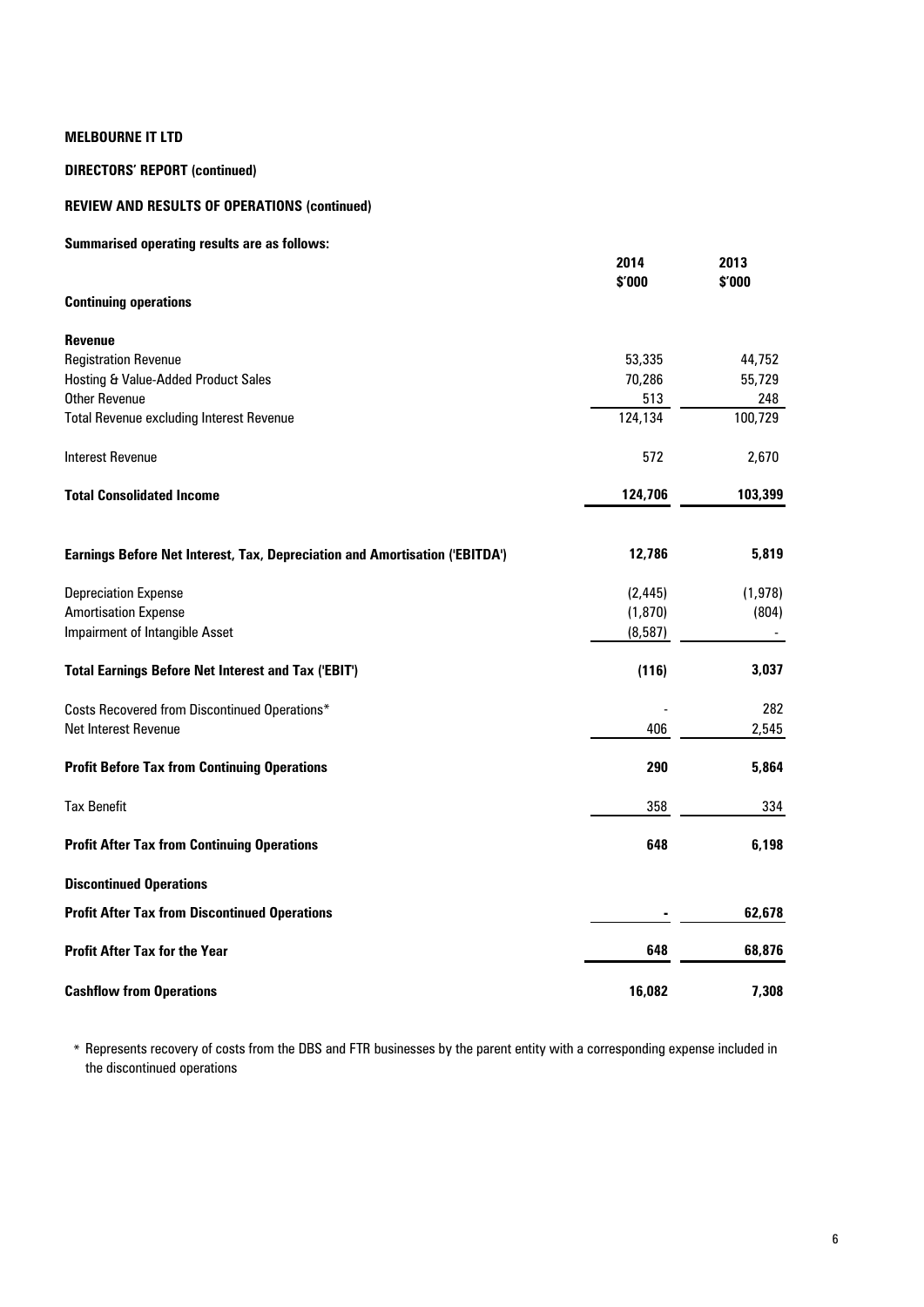**MELBOURNE IT LTD**

**DIRECTORS' REPORT (continued)**

**REVIEW AND RESULTS OF OPERATIONS (continued)**

**Summarised operating results are as follows:**

| | 2014<br>$'000 | 2013<br>$'000 |
|---|---|---|
| **Continuing operations** | | |
| **Revenue** | | |
| Registration Revenue | 53,335 | 44,752 |
| Hosting & Value-Added Product Sales | 70,286 | 55,729 |
| Other Revenue | 513 | 248 |
| Total Revenue excluding Interest Revenue | 124,134 | 100,729 |
| Interest Revenue | 572 | 2,670 |
| **Total Consolidated Income** | **124,706** | **103,399** |
| **Earnings Before Net Interest, Tax, Depreciation and Amortisation ('EBITDA')** | **12,786** | **5,819** |
| Depreciation Expense | (2,445) | (1,978) |
| Amortisation Expense | (1,870) | (804) |
| Impairment of Intangible Asset | (8,587) | - |
| **Total Earnings Before Net Interest and Tax ('EBIT')** | **(116)** | **3,037** |
| Costs Recovered from Discontinued Operations* | - | 282 |
| Net Interest Revenue | 406 | 2,545 |
| **Profit Before Tax from Continuing Operations** | **290** | **5,864** |
| Tax Benefit | 358 | 334 |
| **Profit After Tax from Continuing Operations** | **648** | **6,198** |
| **Discontinued Operations** | | |
| **Profit After Tax from Discontinued Operations** | **-** | **62,678** |
| **Profit After Tax for the Year** | **648** | **68,876** |
| **Cashflow from Operations** | **16,082** | **7,308** |

\* Represents recovery of costs from the DBS and FTR businesses by the parent entity with a corresponding expense included in the discontinued operations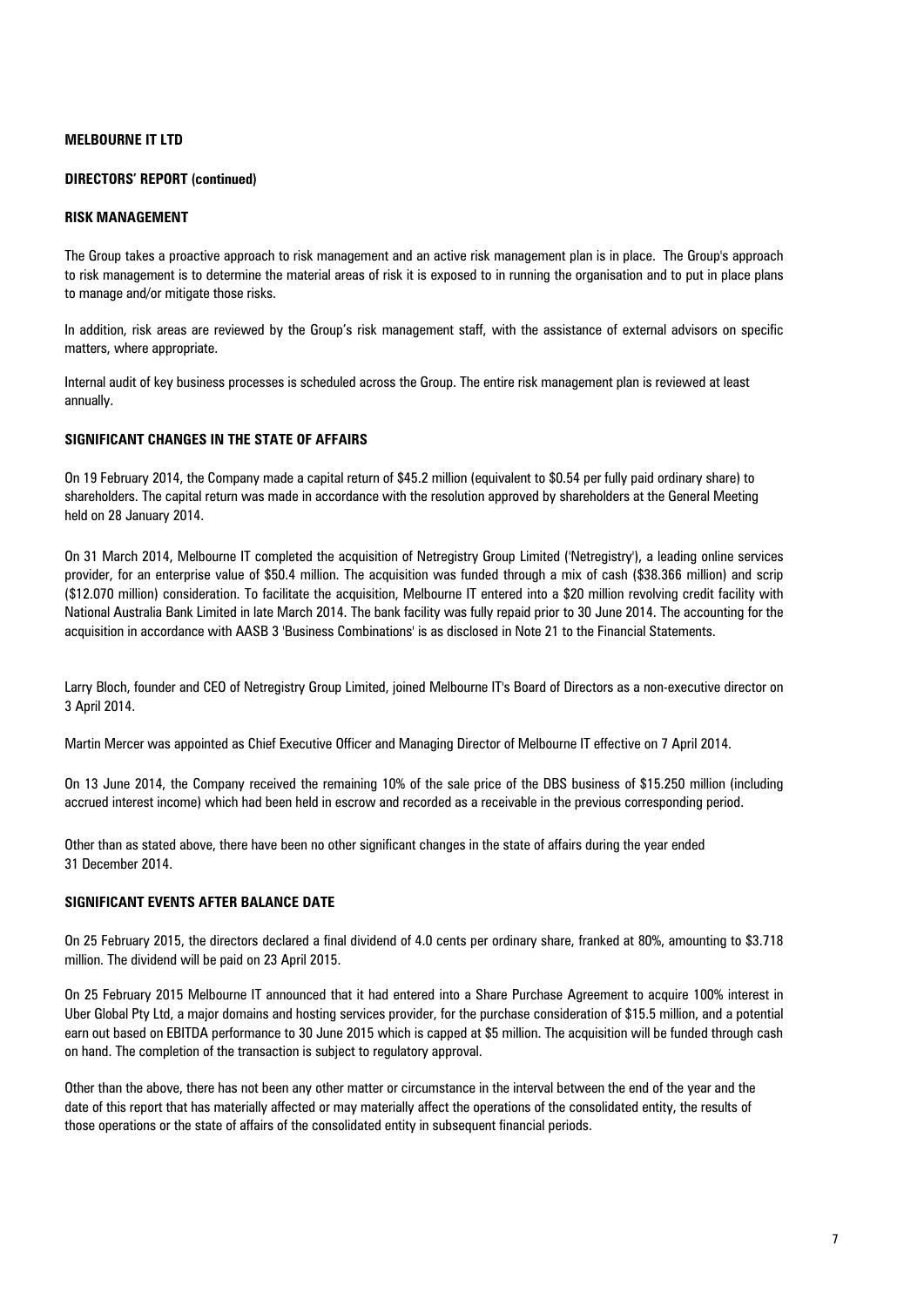**MELBOURNE IT LTD**

**DIRECTORS' REPORT (continued)**

## RISK MANAGEMENT

The Group takes a proactive approach to risk management and an active risk management plan is in place. The Group's approach to risk management is to determine the material areas of risk it is exposed to in running the organisation and to put in place plans to manage and/or mitigate those risks.

In addition, risk areas are reviewed by the Group's risk management staff, with the assistance of external advisors on specific matters, where appropriate.

Internal audit of key business processes is scheduled across the Group. The entire risk management plan is reviewed at least annually.

## SIGNIFICANT CHANGES IN THE STATE OF AFFAIRS

On 19 February 2014, the Company made a capital return of $45.2 million (equivalent to $0.54 per fully paid ordinary share) to shareholders. The capital return was made in accordance with the resolution approved by shareholders at the General Meeting held on 28 January 2014.

On 31 March 2014, Melbourne IT completed the acquisition of Netregistry Group Limited ('Netregistry'), a leading online services provider, for an enterprise value of $50.4 million. The acquisition was funded through a mix of cash ($38.366 million) and scrip ($12.070 million) consideration. To facilitate the acquisition, Melbourne IT entered into a $20 million revolving credit facility with National Australia Bank Limited in late March 2014. The bank facility was fully repaid prior to 30 June 2014. The accounting for the acquisition in accordance with AASB 3 'Business Combinations' is as disclosed in Note 21 to the Financial Statements.

Larry Bloch, founder and CEO of Netregistry Group Limited, joined Melbourne IT's Board of Directors as a non-executive director on 3 April 2014.

Martin Mercer was appointed as Chief Executive Officer and Managing Director of Melbourne IT effective on 7 April 2014.

On 13 June 2014, the Company received the remaining 10% of the sale price of the DBS business of $15.250 million (including accrued interest income) which had been held in escrow and recorded as a receivable in the previous corresponding period.

Other than as stated above, there have been no other significant changes in the state of affairs during the year ended 31 December 2014.

## SIGNIFICANT EVENTS AFTER BALANCE DATE

On 25 February 2015, the directors declared a final dividend of 4.0 cents per ordinary share, franked at 80%, amounting to $3.718 million. The dividend will be paid on 23 April 2015.

On 25 February 2015 Melbourne IT announced that it had entered into a Share Purchase Agreement to acquire 100% interest in Uber Global Pty Ltd, a major domains and hosting services provider, for the purchase consideration of $15.5 million, and a potential earn out based on EBITDA performance to 30 June 2015 which is capped at $5 million. The acquisition will be funded through cash on hand. The completion of the transaction is subject to regulatory approval.

Other than the above, there has not been any other matter or circumstance in the interval between the end of the year and the date of this report that has materially affected or may materially affect the operations of the consolidated entity, the results of those operations or the state of affairs of the consolidated entity in subsequent financial periods.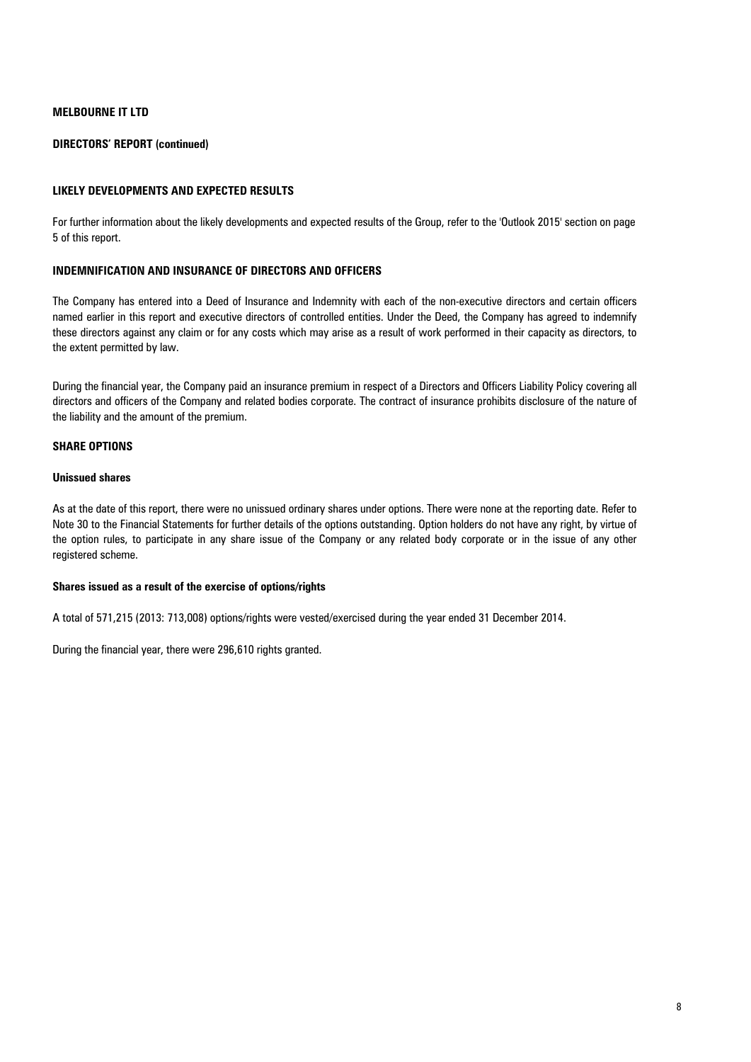**MELBOURNE IT LTD**

**DIRECTORS' REPORT (continued)**

## LIKELY DEVELOPMENTS AND EXPECTED RESULTS

For further information about the likely developments and expected results of the Group, refer to the 'Outlook 2015' section on page 5 of this report.

## INDEMNIFICATION AND INSURANCE OF DIRECTORS AND OFFICERS

The Company has entered into a Deed of Insurance and Indemnity with each of the non-executive directors and certain officers named earlier in this report and executive directors of controlled entities. Under the Deed, the Company has agreed to indemnify these directors against any claim or for any costs which may arise as a result of work performed in their capacity as directors, to the extent permitted by law.

During the financial year, the Company paid an insurance premium in respect of a Directors and Officers Liability Policy covering all directors and officers of the Company and related bodies corporate. The contract of insurance prohibits disclosure of the nature of the liability and the amount of the premium.

## SHARE OPTIONS

### Unissued shares

As at the date of this report, there were no unissued ordinary shares under options. There were none at the reporting date. Refer to Note 30 to the Financial Statements for further details of the options outstanding. Option holders do not have any right, by virtue of the option rules, to participate in any share issue of the Company or any related body corporate or in the issue of any other registered scheme.

### Shares issued as a result of the exercise of options/rights

A total of 571,215 (2013: 713,008) options/rights were vested/exercised during the year ended 31 December 2014.

During the financial year, there were 296,610 rights granted.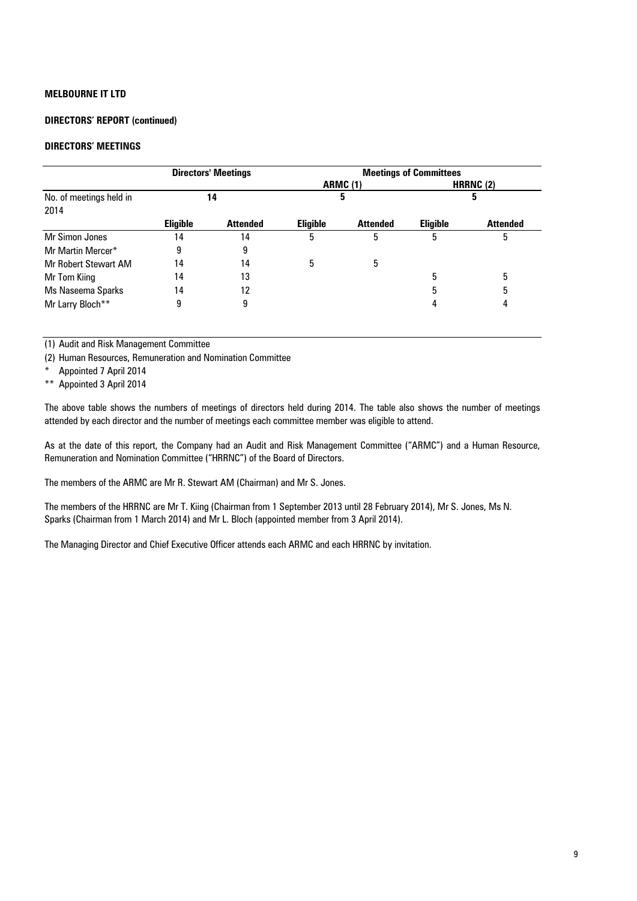**MELBOURNE IT LTD**

**DIRECTORS' REPORT (continued)**

**DIRECTORS' MEETINGS**

| | Directors' Meetings | | Meetings of Committees | | | |
|---|---|---|---|---|---|---|
| | | | ARMC (1) | | HRRNC (2) | |
| No. of meetings held in 2014 | 14 | | 5 | | 5 | |
| | **Eligible** | **Attended** | **Eligible** | **Attended** | **Eligible** | **Attended** |
| Mr Simon Jones | 14 | 14 | 5 | 5 | 5 | 5 |
| Mr Martin Mercer* | 9 | 9 | | | | |
| Mr Robert Stewart AM | 14 | 14 | 5 | 5 | | |
| Mr Tom Kiing | 14 | 13 | | | 5 | 5 |
| Ms Naseema Sparks | 14 | 12 | | | 5 | 5 |
| Mr Larry Bloch** | 9 | 9 | | | 4 | 4 |

(1) Audit and Risk Management Committee

(2) Human Resources, Remuneration and Nomination Committee

\* Appointed 7 April 2014

** Appointed 3 April 2014

The above table shows the numbers of meetings of directors held during 2014. The table also shows the number of meetings attended by each director and the number of meetings each committee member was eligible to attend.

As at the date of this report, the Company had an Audit and Risk Management Committee ("ARMC") and a Human Resource, Remuneration and Nomination Committee ("HRRNC") of the Board of Directors.

The members of the ARMC are Mr R. Stewart AM (Chairman) and Mr S. Jones.

The members of the HRRNC are Mr T. Kiing (Chairman from 1 September 2013 until 28 February 2014), Mr S. Jones, Ms N. Sparks (Chairman from 1 March 2014) and Mr L. Bloch (appointed member from 3 April 2014).

The Managing Director and Chief Executive Officer attends each ARMC and each HRRNC by invitation.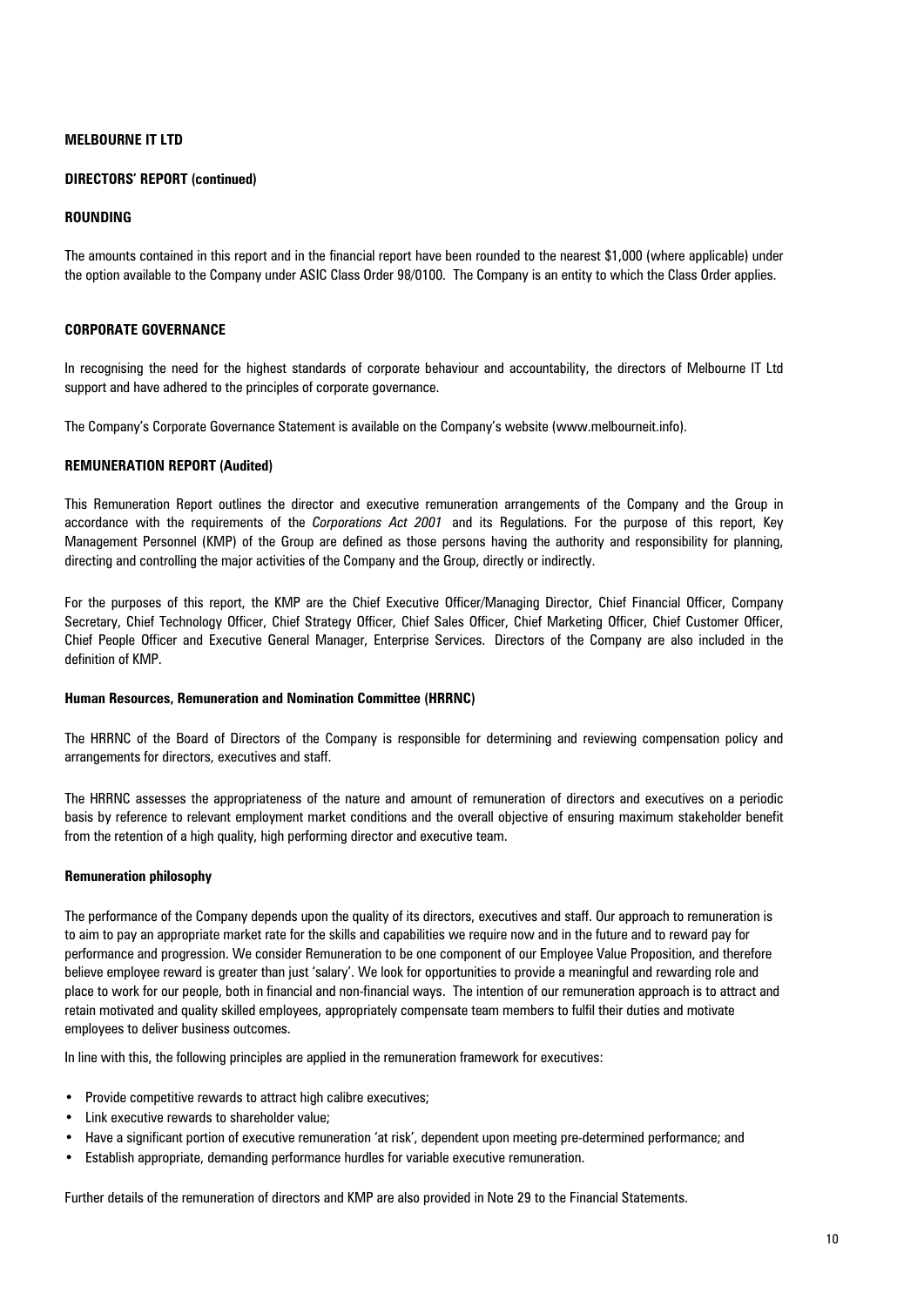**MELBOURNE IT LTD**

**DIRECTORS' REPORT (continued)**

## ROUNDING

The amounts contained in this report and in the financial report have been rounded to the nearest $1,000 (where applicable) under the option available to the Company under ASIC Class Order 98/0100. The Company is an entity to which the Class Order applies.

## CORPORATE GOVERNANCE

In recognising the need for the highest standards of corporate behaviour and accountability, the directors of Melbourne IT Ltd support and have adhered to the principles of corporate governance.

The Company's Corporate Governance Statement is available on the Company's website (www.melbourneit.info).

## REMUNERATION REPORT (Audited)

This Remuneration Report outlines the director and executive remuneration arrangements of the Company and the Group in accordance with the requirements of the *Corporations Act 2001* and its Regulations. For the purpose of this report, Key Management Personnel (KMP) of the Group are defined as those persons having the authority and responsibility for planning, directing and controlling the major activities of the Company and the Group, directly or indirectly.

For the purposes of this report, the KMP are the Chief Executive Officer/Managing Director, Chief Financial Officer, Company Secretary, Chief Technology Officer, Chief Strategy Officer, Chief Sales Officer, Chief Marketing Officer, Chief Customer Officer, Chief People Officer and Executive General Manager, Enterprise Services. Directors of the Company are also included in the definition of KMP.

### Human Resources, Remuneration and Nomination Committee (HRRNC)

The HRRNC of the Board of Directors of the Company is responsible for determining and reviewing compensation policy and arrangements for directors, executives and staff.

The HRRNC assesses the appropriateness of the nature and amount of remuneration of directors and executives on a periodic basis by reference to relevant employment market conditions and the overall objective of ensuring maximum stakeholder benefit from the retention of a high quality, high performing director and executive team.

### Remuneration philosophy

The performance of the Company depends upon the quality of its directors, executives and staff. Our approach to remuneration is to aim to pay an appropriate market rate for the skills and capabilities we require now and in the future and to reward pay for performance and progression. We consider Remuneration to be one component of our Employee Value Proposition, and therefore believe employee reward is greater than just 'salary'. We look for opportunities to provide a meaningful and rewarding role and place to work for our people, both in financial and non-financial ways. The intention of our remuneration approach is to attract and retain motivated and quality skilled employees, appropriately compensate team members to fulfil their duties and motivate employees to deliver business outcomes.

In line with this, the following principles are applied in the remuneration framework for executives:

- Provide competitive rewards to attract high calibre executives;
- Link executive rewards to shareholder value;
- Have a significant portion of executive remuneration 'at risk', dependent upon meeting pre-determined performance; and
- Establish appropriate, demanding performance hurdles for variable executive remuneration.

Further details of the remuneration of directors and KMP are also provided in Note 29 to the Financial Statements.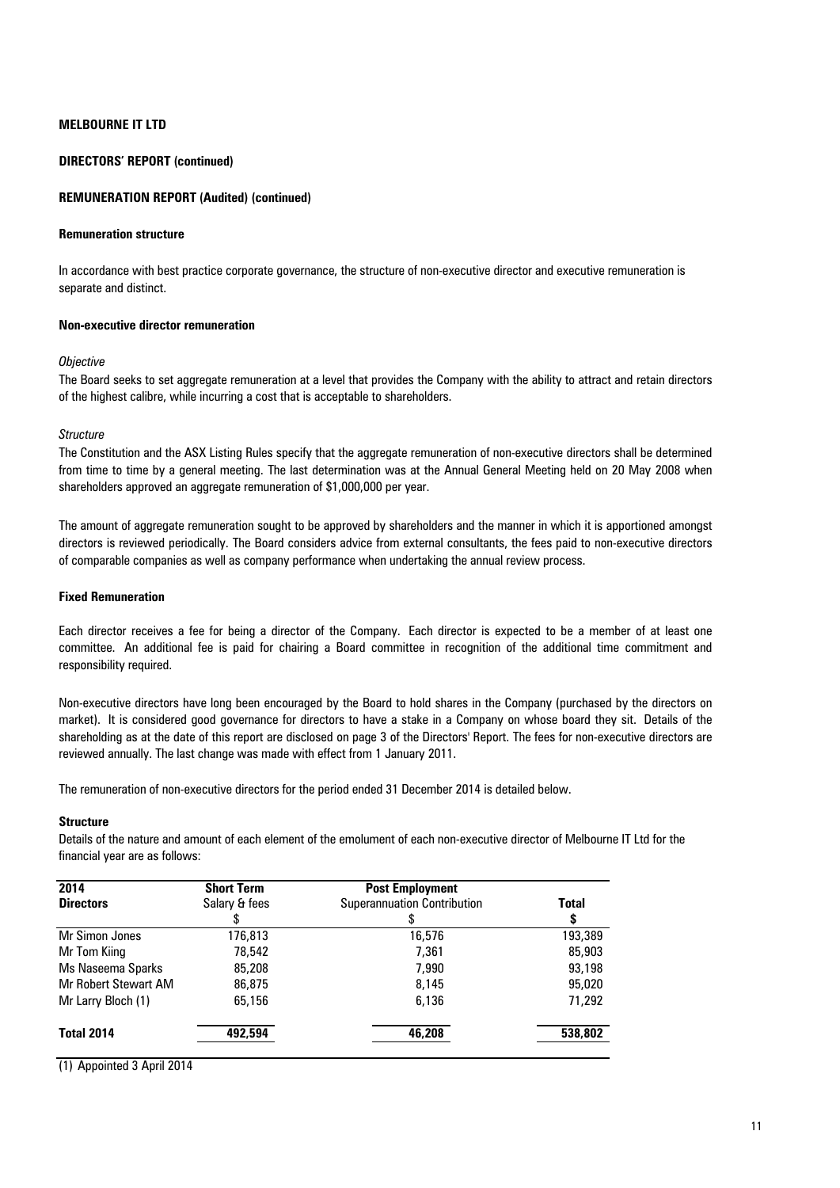**MELBOURNE IT LTD**

**DIRECTORS' REPORT (continued)**

**REMUNERATION REPORT (Audited) (continued)**

**Remuneration structure**

In accordance with best practice corporate governance, the structure of non-executive director and executive remuneration is separate and distinct.

**Non-executive director remuneration**

*Objective*

The Board seeks to set aggregate remuneration at a level that provides the Company with the ability to attract and retain directors of the highest calibre, while incurring a cost that is acceptable to shareholders.

*Structure*

The Constitution and the ASX Listing Rules specify that the aggregate remuneration of non-executive directors shall be determined from time to time by a general meeting. The last determination was at the Annual General Meeting held on 20 May 2008 when shareholders approved an aggregate remuneration of $1,000,000 per year.

The amount of aggregate remuneration sought to be approved by shareholders and the manner in which it is apportioned amongst directors is reviewed periodically. The Board considers advice from external consultants, the fees paid to non-executive directors of comparable companies as well as company performance when undertaking the annual review process.

**Fixed Remuneration**

Each director receives a fee for being a director of the Company. Each director is expected to be a member of at least one committee. An additional fee is paid for chairing a Board committee in recognition of the additional time commitment and responsibility required.

Non-executive directors have long been encouraged by the Board to hold shares in the Company (purchased by the directors on market). It is considered good governance for directors to have a stake in a Company on whose board they sit. Details of the shareholding as at the date of this report are disclosed on page 3 of the Directors' Report. The fees for non-executive directors are reviewed annually. The last change was made with effect from 1 January 2011.

The remuneration of non-executive directors for the period ended 31 December 2014 is detailed below.

**Structure**

Details of the nature and amount of each element of the emolument of each non-executive director of Melbourne IT Ltd for the financial year are as follows:

| **2014** | **Short Term** | **Post Employment** | |
|---|---|---|---|
| **Directors** | Salary & fees | Superannuation Contribution | **Total** |
| | $ | $ | **$** |
| Mr Simon Jones | 176,813 | 16,576 | 193,389 |
| Mr Tom Kiing | 78,542 | 7,361 | 85,903 |
| Ms Naseema Sparks | 85,208 | 7,990 | 93,198 |
| Mr Robert Stewart AM | 86,875 | 8,145 | 95,020 |
| Mr Larry Bloch (1) | 65,156 | 6,136 | 71,292 |
| **Total 2014** | **492,594** | **46,208** | **538,802** |

(1) Appointed 3 April 2014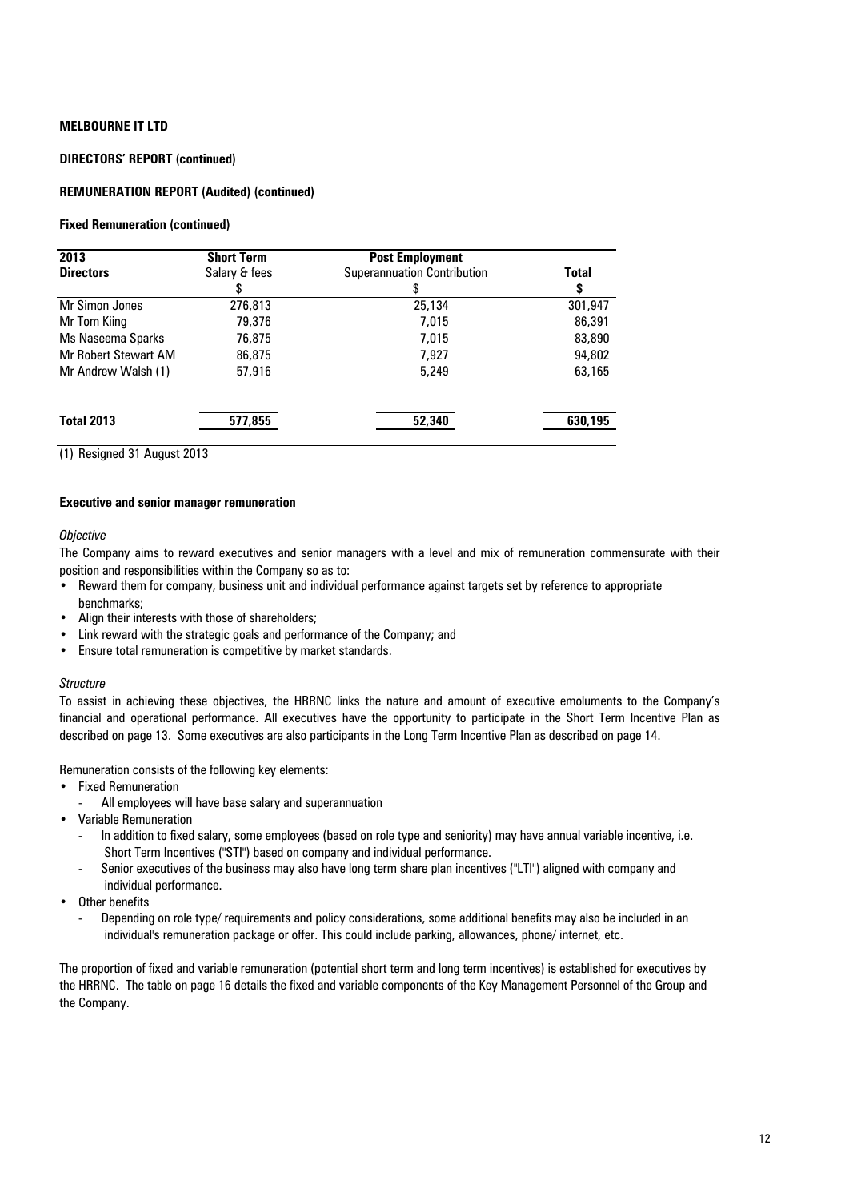**MELBOURNE IT LTD**

**DIRECTORS' REPORT (continued)**

**REMUNERATION REPORT (Audited) (continued)**

**Fixed Remuneration (continued)**

| **2013** | **Short Term** | **Post Employment** | |
|---|---|---|---|
| **Directors** | Salary & fees | Superannuation Contribution | **Total** |
| | $ | $ | **$** |
| Mr Simon Jones | 276,813 | 25,134 | 301,947 |
| Mr Tom Kiing | 79,376 | 7,015 | 86,391 |
| Ms Naseema Sparks | 76,875 | 7,015 | 83,890 |
| Mr Robert Stewart AM | 86,875 | 7,927 | 94,802 |
| Mr Andrew Walsh (1) | 57,916 | 5,249 | 63,165 |
| **Total 2013** | **577,855** | **52,340** | **630,195** |

(1) Resigned 31 August 2013

**Executive and senior manager remuneration**

*Objective*

The Company aims to reward executives and senior managers with a level and mix of remuneration commensurate with their position and responsibilities within the Company so as to:

- Reward them for company, business unit and individual performance against targets set by reference to appropriate benchmarks;
- Align their interests with those of shareholders;
- Link reward with the strategic goals and performance of the Company; and
- Ensure total remuneration is competitive by market standards.

*Structure*

To assist in achieving these objectives, the HRRNC links the nature and amount of executive emoluments to the Company's financial and operational performance. All executives have the opportunity to participate in the Short Term Incentive Plan as described on page 13. Some executives are also participants in the Long Term Incentive Plan as described on page 14.

Remuneration consists of the following key elements:

- Fixed Remuneration
  - All employees will have base salary and superannuation
- Variable Remuneration
  - In addition to fixed salary, some employees (based on role type and seniority) may have annual variable incentive, i.e. Short Term Incentives ("STI") based on company and individual performance.
  - Senior executives of the business may also have long term share plan incentives ("LTI") aligned with company and individual performance.
- Other benefits
  - Depending on role type/ requirements and policy considerations, some additional benefits may also be included in an individual's remuneration package or offer. This could include parking, allowances, phone/ internet, etc.

The proportion of fixed and variable remuneration (potential short term and long term incentives) is established for executives by the HRRNC. The table on page 16 details the fixed and variable components of the Key Management Personnel of the Group and the Company.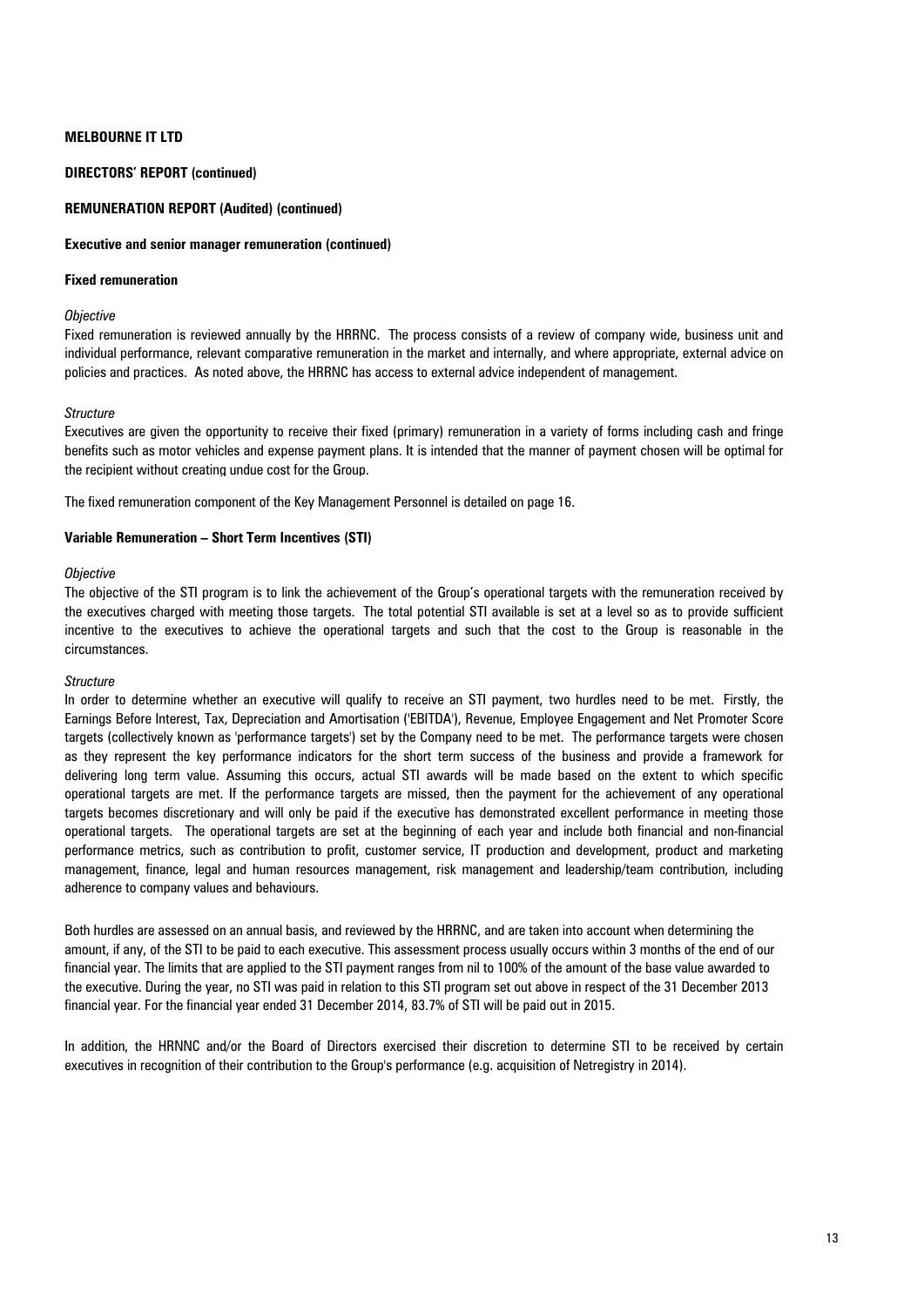**MELBOURNE IT LTD**

**DIRECTORS' REPORT (continued)**

**REMUNERATION REPORT (Audited) (continued)**

**Executive and senior manager remuneration (continued)**

**Fixed remuneration**

*Objective*

Fixed remuneration is reviewed annually by the HRRNC. The process consists of a review of company wide, business unit and individual performance, relevant comparative remuneration in the market and internally, and where appropriate, external advice on policies and practices. As noted above, the HRRNC has access to external advice independent of management.

*Structure*

Executives are given the opportunity to receive their fixed (primary) remuneration in a variety of forms including cash and fringe benefits such as motor vehicles and expense payment plans. It is intended that the manner of payment chosen will be optimal for the recipient without creating undue cost for the Group.

The fixed remuneration component of the Key Management Personnel is detailed on page 16.

**Variable Remuneration – Short Term Incentives (STI)**

*Objective*

The objective of the STI program is to link the achievement of the Group's operational targets with the remuneration received by the executives charged with meeting those targets. The total potential STI available is set at a level so as to provide sufficient incentive to the executives to achieve the operational targets and such that the cost to the Group is reasonable in the circumstances.

*Structure*

In order to determine whether an executive will qualify to receive an STI payment, two hurdles need to be met. Firstly, the Earnings Before Interest, Tax, Depreciation and Amortisation ('EBITDA'), Revenue, Employee Engagement and Net Promoter Score targets (collectively known as 'performance targets') set by the Company need to be met. The performance targets were chosen as they represent the key performance indicators for the short term success of the business and provide a framework for delivering long term value. Assuming this occurs, actual STI awards will be made based on the extent to which specific operational targets are met. If the performance targets are missed, then the payment for the achievement of any operational targets becomes discretionary and will only be paid if the executive has demonstrated excellent performance in meeting those operational targets. The operational targets are set at the beginning of each year and include both financial and non-financial performance metrics, such as contribution to profit, customer service, IT production and development, product and marketing management, finance, legal and human resources management, risk management and leadership/team contribution, including adherence to company values and behaviours.

Both hurdles are assessed on an annual basis, and reviewed by the HRRNC, and are taken into account when determining the amount, if any, of the STI to be paid to each executive. This assessment process usually occurs within 3 months of the end of our financial year. The limits that are applied to the STI payment ranges from nil to 100% of the amount of the base value awarded to the executive. During the year, no STI was paid in relation to this STI program set out above in respect of the 31 December 2013 financial year. For the financial year ended 31 December 2014, 83.7% of STI will be paid out in 2015.

In addition, the HRNNC and/or the Board of Directors exercised their discretion to determine STI to be received by certain executives in recognition of their contribution to the Group's performance (e.g. acquisition of Netregistry in 2014).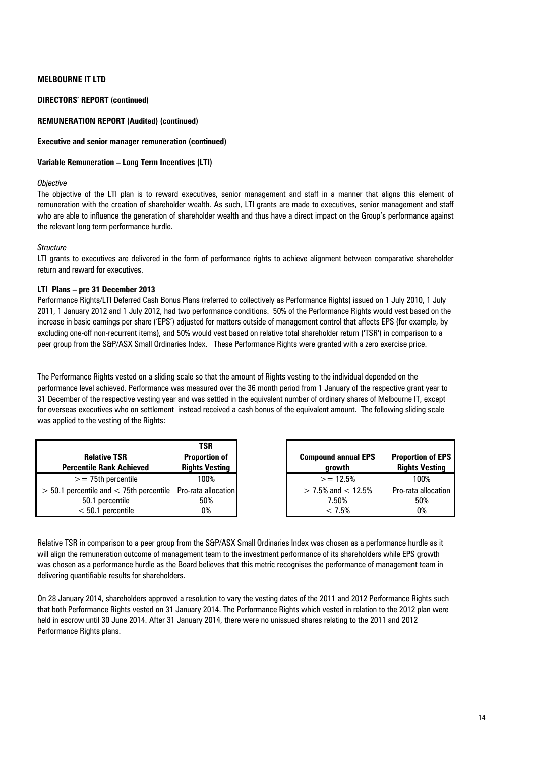**MELBOURNE IT LTD**

**DIRECTORS' REPORT (continued)**

**REMUNERATION REPORT (Audited) (continued)**

**Executive and senior manager remuneration (continued)**

**Variable Remuneration – Long Term Incentives (LTI)**

*Objective*

The objective of the LTI plan is to reward executives, senior management and staff in a manner that aligns this element of remuneration with the creation of shareholder wealth. As such, LTI grants are made to executives, senior management and staff who are able to influence the generation of shareholder wealth and thus have a direct impact on the Group's performance against the relevant long term performance hurdle.

*Structure*

LTI grants to executives are delivered in the form of performance rights to achieve alignment between comparative shareholder return and reward for executives.

**LTI Plans – pre 31 December 2013**

Performance Rights/LTI Deferred Cash Bonus Plans (referred to collectively as Performance Rights) issued on 1 July 2010, 1 July 2011, 1 January 2012 and 1 July 2012, had two performance conditions. 50% of the Performance Rights would vest based on the increase in basic earnings per share ('EPS') adjusted for matters outside of management control that affects EPS (for example, by excluding one-off non-recurrent items), and 50% would vest based on relative total shareholder return ('TSR') in comparison to a peer group from the S&P/ASX Small Ordinaries Index. These Performance Rights were granted with a zero exercise price.

The Performance Rights vested on a sliding scale so that the amount of Rights vesting to the individual depended on the performance level achieved. Performance was measured over the 36 month period from 1 January of the respective grant year to 31 December of the respective vesting year and was settled in the equivalent number of ordinary shares of Melbourne IT, except for overseas executives who on settlement instead received a cash bonus of the equivalent amount. The following sliding scale was applied to the vesting of the Rights:

| Relative TSR Percentile Rank Achieved | TSR Proportion of Rights Vesting |
|---|---|
| >= 75th percentile | 100% |
| > 50.1 percentile and < 75th percentile | Pro-rata allocation |
| 50.1 percentile | 50% |
| < 50.1 percentile | 0% |

| Compound annual EPS growth | Proportion of EPS Rights Vesting |
|---|---|
| >= 12.5% | 100% |
| > 7.5% and < 12.5% | Pro-rata allocation |
| 7.50% | 50% |
| < 7.5% | 0% |

Relative TSR in comparison to a peer group from the S&P/ASX Small Ordinaries Index was chosen as a performance hurdle as it will align the remuneration outcome of management team to the investment performance of its shareholders while EPS growth was chosen as a performance hurdle as the Board believes that this metric recognises the performance of management team in delivering quantifiable results for shareholders.

On 28 January 2014, shareholders approved a resolution to vary the vesting dates of the 2011 and 2012 Performance Rights such that both Performance Rights vested on 31 January 2014. The Performance Rights which vested in relation to the 2012 plan were held in escrow until 30 June 2014. After 31 January 2014, there were no unissued shares relating to the 2011 and 2012 Performance Rights plans.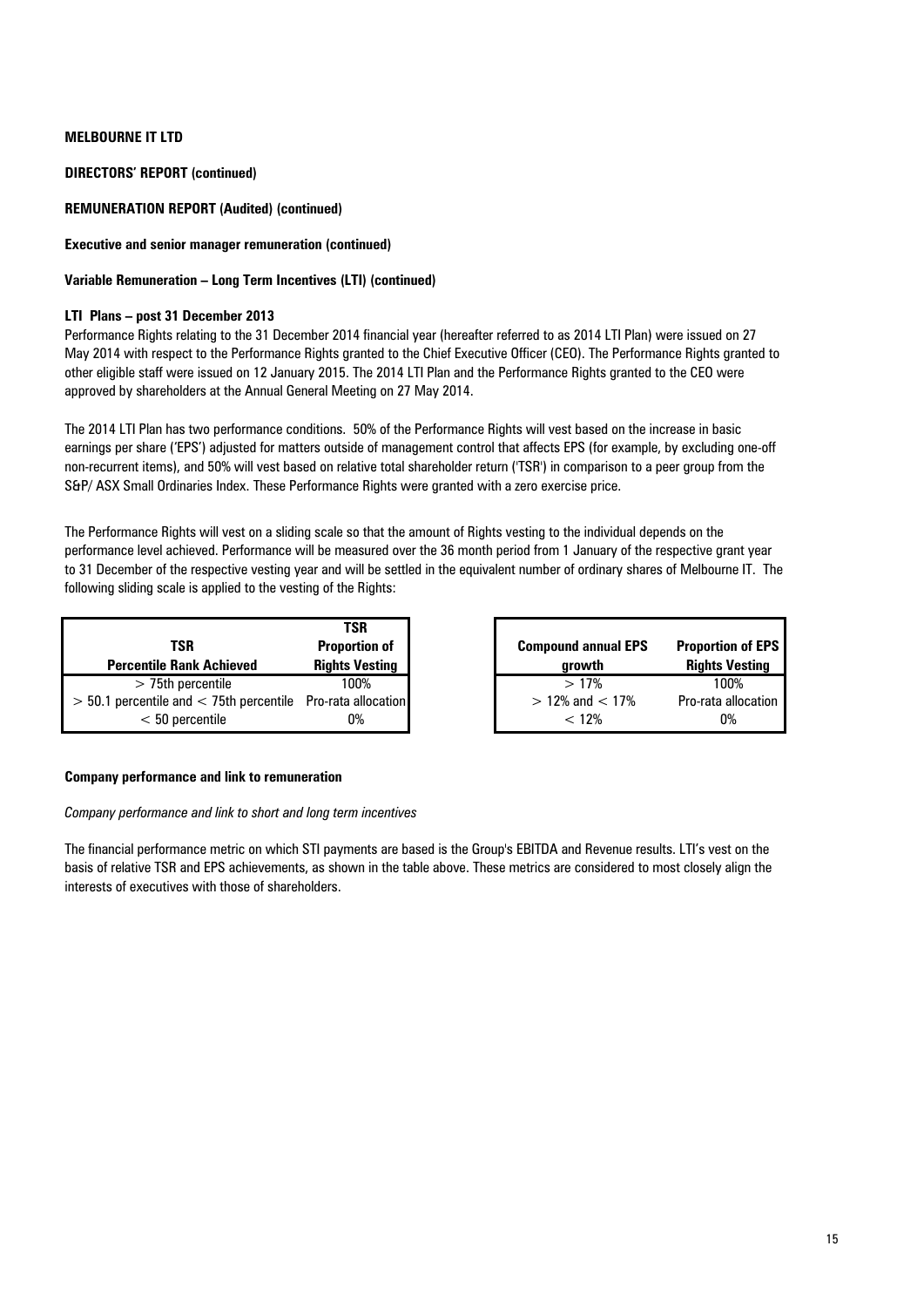**MELBOURNE IT LTD**

**DIRECTORS' REPORT (continued)**

**REMUNERATION REPORT (Audited) (continued)**

**Executive and senior manager remuneration (continued)**

**Variable Remuneration – Long Term Incentives (LTI) (continued)**

**LTI Plans – post 31 December 2013**

Performance Rights relating to the 31 December 2014 financial year (hereafter referred to as 2014 LTI Plan) were issued on 27 May 2014 with respect to the Performance Rights granted to the Chief Executive Officer (CEO). The Performance Rights granted to other eligible staff were issued on 12 January 2015. The 2014 LTI Plan and the Performance Rights granted to the CEO were approved by shareholders at the Annual General Meeting on 27 May 2014.

The 2014 LTI Plan has two performance conditions. 50% of the Performance Rights will vest based on the increase in basic earnings per share ('EPS') adjusted for matters outside of management control that affects EPS (for example, by excluding one-off non-recurrent items), and 50% will vest based on relative total shareholder return ('TSR') in comparison to a peer group from the S&P/ ASX Small Ordinaries Index. These Performance Rights were granted with a zero exercise price.

The Performance Rights will vest on a sliding scale so that the amount of Rights vesting to the individual depends on the performance level achieved. Performance will be measured over the 36 month period from 1 January of the respective grant year to 31 December of the respective vesting year and will be settled in the equivalent number of ordinary shares of Melbourne IT. The following sliding scale is applied to the vesting of the Rights:

| TSR Percentile Rank Achieved | TSR Proportion of Rights Vesting |
|---|---|
| > 75th percentile | 100% |
| > 50.1 percentile and < 75th percentile | Pro-rata allocation |
| < 50 percentile | 0% |

| Compound annual EPS growth | Proportion of EPS Rights Vesting |
|---|---|
| > 17% | 100% |
| > 12% and < 17% | Pro-rata allocation |
| < 12% | 0% |

**Company performance and link to remuneration**

*Company performance and link to short and long term incentives*

The financial performance metric on which STI payments are based is the Group's EBITDA and Revenue results. LTI's vest on the basis of relative TSR and EPS achievements, as shown in the table above. These metrics are considered to most closely align the interests of executives with those of shareholders.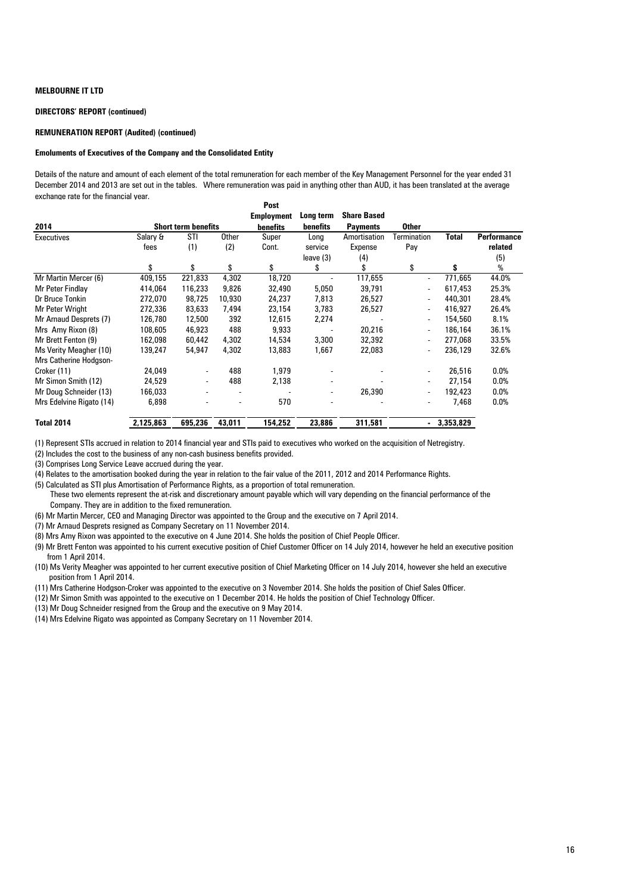**MELBOURNE IT LTD**

**DIRECTORS' REPORT (continued)**

**REMUNERATION REPORT (Audited) (continued)**

**Emoluments of Executives of the Company and the Consolidated Entity**

Details of the nature and amount of each element of the total remuneration for each member of the Key Management Personnel for the year ended 31 December 2014 and 2013 are set out in the tables. Where remuneration was paid in anything other than AUD, it has been translated at the average exchange rate for the financial year.

| 2014 | Short term benefits | | | Post Employment benefits | Long term benefits | Share Based Payments | Other | | |
|---|---|---|---|---|---|---|---|---|---|
| Executives | Salary & fees | STI (1) | Other (2) | Super Cont. | Long service leave (3) | Amortisation Expense (4) | Termination Pay | Total | Performance related (5) |
| | $ | $ | $ | $ | $ | $ | $ | $ | % |
| Mr Martin Mercer (6) | 409,155 | 221,833 | 4,302 | 18,720 | - | 117,655 | - | 771,665 | 44.0% |
| Mr Peter Findlay | 414,064 | 116,233 | 9,826 | 32,490 | 5,050 | 39,791 | - | 617,453 | 25.3% |
| Dr Bruce Tonkin | 272,070 | 98,725 | 10,930 | 24,237 | 7,813 | 26,527 | - | 440,301 | 28.4% |
| Mr Peter Wright | 272,336 | 83,633 | 7,494 | 23,154 | 3,783 | 26,527 | - | 416,927 | 26.4% |
| Mr Arnaud Desprets (7) | 126,780 | 12,500 | 392 | 12,615 | 2,274 | - | - | 154,560 | 8.1% |
| Mrs Amy Rixon (8) | 108,605 | 46,923 | 488 | 9,933 | - | 20,216 | - | 186,164 | 36.1% |
| Mr Brett Fenton (9) | 162,098 | 60,442 | 4,302 | 14,534 | 3,300 | 32,392 | - | 277,068 | 33.5% |
| Ms Verity Meagher (10) | 139,247 | 54,947 | 4,302 | 13,883 | 1,667 | 22,083 | - | 236,129 | 32.6% |
| Mrs Catherine Hodgson-Croker (11) | 24,049 | - | 488 | 1,979 | - | - | - | 26,516 | 0.0% |
| Mr Simon Smith (12) | 24,529 | - | 488 | 2,138 | - | - | - | 27,154 | 0.0% |
| Mr Doug Schneider (13) | 166,033 | - | - | - | - | 26,390 | - | 192,423 | 0.0% |
| Mrs Edelvine Rigato (14) | 6,898 | - | - | 570 | - | - | - | 7,468 | 0.0% |
| **Total 2014** | **2,125,863** | **695,236** | **43,011** | **154,252** | **23,886** | **311,581** | **-** | **3,353,829** | |

(1) Represent STIs accrued in relation to 2014 financial year and STIs paid to executives who worked on the acquisition of Netregistry.

(2) Includes the cost to the business of any non-cash business benefits provided.

(3) Comprises Long Service Leave accrued during the year.

(4) Relates to the amortisation booked during the year in relation to the fair value of the 2011, 2012 and 2014 Performance Rights.

(5) Calculated as STI plus Amortisation of Performance Rights, as a proportion of total remuneration.
These two elements represent the at-risk and discretionary amount payable which will vary depending on the financial performance of the Company. They are in addition to the fixed remuneration.

(6) Mr Martin Mercer, CEO and Managing Director was appointed to the Group and the executive on 7 April 2014.

(7) Mr Arnaud Desprets resigned as Company Secretary on 11 November 2014.

(8) Mrs Amy Rixon was appointed to the executive on 4 June 2014. She holds the position of Chief People Officer.

(9) Mr Brett Fenton was appointed to his current executive position of Chief Customer Officer on 14 July 2014, however he held an executive position from 1 April 2014.

(10) Ms Verity Meagher was appointed to her current executive position of Chief Marketing Officer on 14 July 2014, however she held an executive position from 1 April 2014.

(11) Mrs Catherine Hodgson-Croker was appointed to the executive on 3 November 2014. She holds the position of Chief Sales Officer.

(12) Mr Simon Smith was appointed to the executive on 1 December 2014. He holds the position of Chief Technology Officer.

(13) Mr Doug Schneider resigned from the Group and the executive on 9 May 2014.

(14) Mrs Edelvine Rigato was appointed as Company Secretary on 11 November 2014.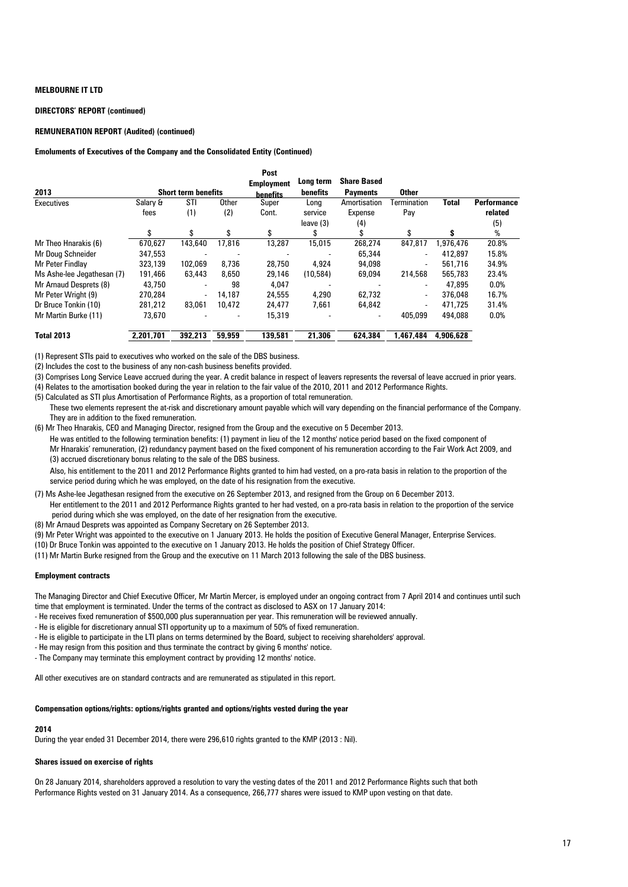**MELBOURNE IT LTD**

**DIRECTORS' REPORT (continued)**

**REMUNERATION REPORT (Audited) (continued)**

**Emoluments of Executives of the Company and the Consolidated Entity (Continued)**

| 2013 | Short term benefits | | | Post Employment benefits | Long term benefits | Share Based Payments | Other | | |
|---|---|---|---|---|---|---|---|---|---|
| Executives | Salary & fees | STI (1) | Other (2) | Super Cont. | Long service leave (3) | Amortisation Expense (4) | Termination Pay | Total | Performance related (5) |
| | $ | $ | $ | $ | $ | $ | $ | $ | % |
| Mr Theo Hnarakis (6) | 670,627 | 143,640 | 17,816 | 13,287 | 15,015 | 268,274 | 847,817 | 1,976,476 | 20.8% |
| Mr Doug Schneider | 347,553 | - | - | - | - | 65,344 | - | 412,897 | 15.8% |
| Mr Peter Findlay | 323,139 | 102,069 | 8,736 | 28,750 | 4,924 | 94,098 | - | 561,716 | 34.9% |
| Ms Ashe-lee Jegathesan (7) | 191,466 | 63,443 | 8,650 | 29,146 | (10,584) | 69,094 | 214,568 | 565,783 | 23.4% |
| Mr Arnaud Desprets (8) | 43,750 | - | 98 | 4,047 | - | - | - | 47,895 | 0.0% |
| Mr Peter Wright (9) | 270,284 | - | 14,187 | 24,555 | 4,290 | 62,732 | - | 376,048 | 16.7% |
| Dr Bruce Tonkin (10) | 281,212 | 83,061 | 10,472 | 24,477 | 7,661 | 64,842 | - | 471,725 | 31.4% |
| Mr Martin Burke (11) | 73,670 | - | - | 15,319 | - | - | 405,099 | 494,088 | 0.0% |
| **Total 2013** | **2,201,701** | **392,213** | **59,959** | **139,581** | **21,306** | **624,384** | **1,467,484** | **4,906,628** | |

(1) Represent STIs paid to executives who worked on the sale of the DBS business.

(2) Includes the cost to the business of any non-cash business benefits provided.

(3) Comprises Long Service Leave accrued during the year. A credit balance in respect of leavers represents the reversal of leave accrued in prior years.

(4) Relates to the amortisation booked during the year in relation to the fair value of the 2010, 2011 and 2012 Performance Rights.

(5) Calculated as STI plus Amortisation of Performance Rights, as a proportion of total remuneration.
These two elements represent the at-risk and discretionary amount payable which will vary depending on the financial performance of the Company. They are in addition to the fixed remuneration.

(6) Mr Theo Hnarakis, CEO and Managing Director, resigned from the Group and the executive on 5 December 2013.
He was entitled to the following termination benefits: (1) payment in lieu of the 12 months' notice period based on the fixed component of Mr Hnarakis' remuneration, (2) redundancy payment based on the fixed component of his remuneration according to the Fair Work Act 2009, and (3) accrued discretionary bonus relating to the sale of the DBS business.
Also, his entitlement to the 2011 and 2012 Performance Rights granted to him had vested, on a pro-rata basis in relation to the proportion of the service period during which he was employed, on the date of his resignation from the executive.

(7) Ms Ashe-lee Jegathesan resigned from the executive on 26 September 2013, and resigned from the Group on 6 December 2013.
Her entitlement to the 2011 and 2012 Performance Rights granted to her had vested, on a pro-rata basis in relation to the proportion of the service period during which she was employed, on the date of her resignation from the executive.

(8) Mr Arnaud Desprets was appointed as Company Secretary on 26 September 2013.

(9) Mr Peter Wright was appointed to the executive on 1 January 2013. He holds the position of Executive General Manager, Enterprise Services.

(10) Dr Bruce Tonkin was appointed to the executive on 1 January 2013. He holds the position of Chief Strategy Officer.

(11) Mr Martin Burke resigned from the Group and the executive on 11 March 2013 following the sale of the DBS business.

**Employment contracts**

The Managing Director and Chief Executive Officer, Mr Martin Mercer, is employed under an ongoing contract from 7 April 2014 and continues until such time that employment is terminated. Under the terms of the contract as disclosed to ASX on 17 January 2014:

- He receives fixed remuneration of $500,000 plus superannuation per year. This remuneration will be reviewed annually.
- He is eligible for discretionary annual STI opportunity up to a maximum of 50% of fixed remuneration.
- He is eligible to participate in the LTI plans on terms determined by the Board, subject to receiving shareholders' approval.
- He may resign from this position and thus terminate the contract by giving 6 months' notice.
- The Company may terminate this employment contract by providing 12 months' notice.

All other executives are on standard contracts and are remunerated as stipulated in this report.

**Compensation options/rights: options/rights granted and options/rights vested during the year**

**2014**

During the year ended 31 December 2014, there were 296,610 rights granted to the KMP (2013 : Nil).

**Shares issued on exercise of rights**

On 28 January 2014, shareholders approved a resolution to vary the vesting dates of the 2011 and 2012 Performance Rights such that both Performance Rights vested on 31 January 2014. As a consequence, 266,777 shares were issued to KMP upon vesting on that date.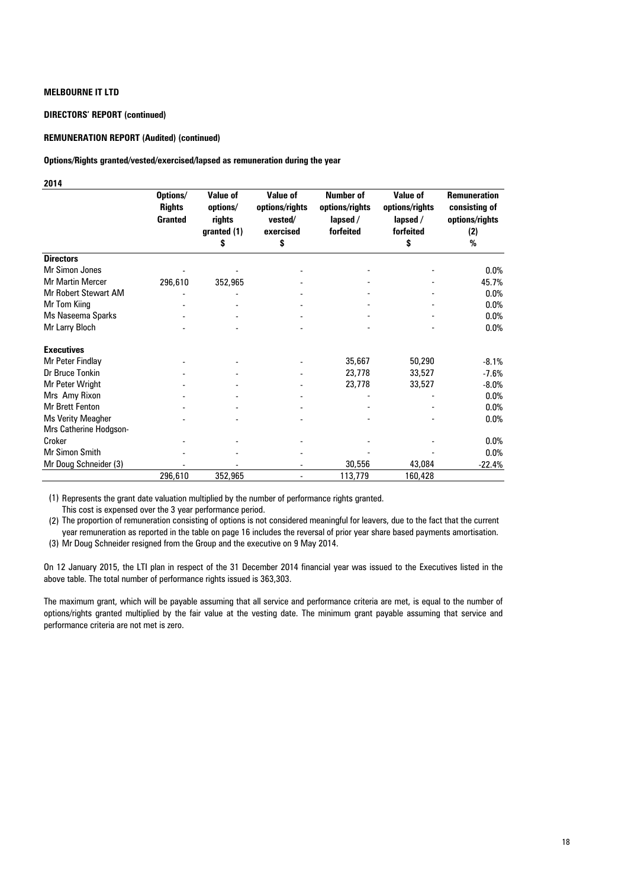**MELBOURNE IT LTD**

**DIRECTORS' REPORT (continued)**

**REMUNERATION REPORT (Audited) (continued)**

**Options/Rights granted/vested/exercised/lapsed as remuneration during the year**

**2014**

| | Options/ Rights Granted | Value of options/ rights granted (1) $ | Value of options/rights vested/ exercised $ | Number of options/rights lapsed / forfeited | Value of options/rights lapsed / forfeited $ | Remuneration consisting of options/rights (2) % |
|---|---|---|---|---|---|---|
| **Directors** | | | | | | |
| Mr Simon Jones | - | - | - | - | - | 0.0% |
| Mr Martin Mercer | 296,610 | 352,965 | - | - | - | 45.7% |
| Mr Robert Stewart AM | - | - | - | - | - | 0.0% |
| Mr Tom Kiing | - | - | - | - | - | 0.0% |
| Ms Naseema Sparks | - | - | - | - | - | 0.0% |
| Mr Larry Bloch | - | - | - | - | - | 0.0% |
| **Executives** | | | | | | |
| Mr Peter Findlay | - | - | - | 35,667 | 50,290 | -8.1% |
| Dr Bruce Tonkin | - | - | - | 23,778 | 33,527 | -7.6% |
| Mr Peter Wright | - | - | - | 23,778 | 33,527 | -8.0% |
| Mrs Amy Rixon | - | - | - | - | - | 0.0% |
| Mr Brett Fenton | - | - | - | - | - | 0.0% |
| Ms Verity Meagher | - | - | - | - | - | 0.0% |
| Mrs Catherine Hodgson-Croker | - | - | - | - | - | 0.0% |
| Mr Simon Smith | - | - | - | - | - | 0.0% |
| Mr Doug Schneider (3) | - | - | - | 30,556 | 43,084 | -22.4% |
| | 296,610 | 352,965 | - | 113,779 | 160,428 | |

(1) Represents the grant date valuation multiplied by the number of performance rights granted. This cost is expensed over the 3 year performance period.

(2) The proportion of remuneration consisting of options is not considered meaningful for leavers, due to the fact that the current year remuneration as reported in the table on page 16 includes the reversal of prior year share based payments amortisation.

(3) Mr Doug Schneider resigned from the Group and the executive on 9 May 2014.

On 12 January 2015, the LTI plan in respect of the 31 December 2014 financial year was issued to the Executives listed in the above table. The total number of performance rights issued is 363,303.

The maximum grant, which will be payable assuming that all service and performance criteria are met, is equal to the number of options/rights granted multiplied by the fair value at the vesting date. The minimum grant payable assuming that service and performance criteria are not met is zero.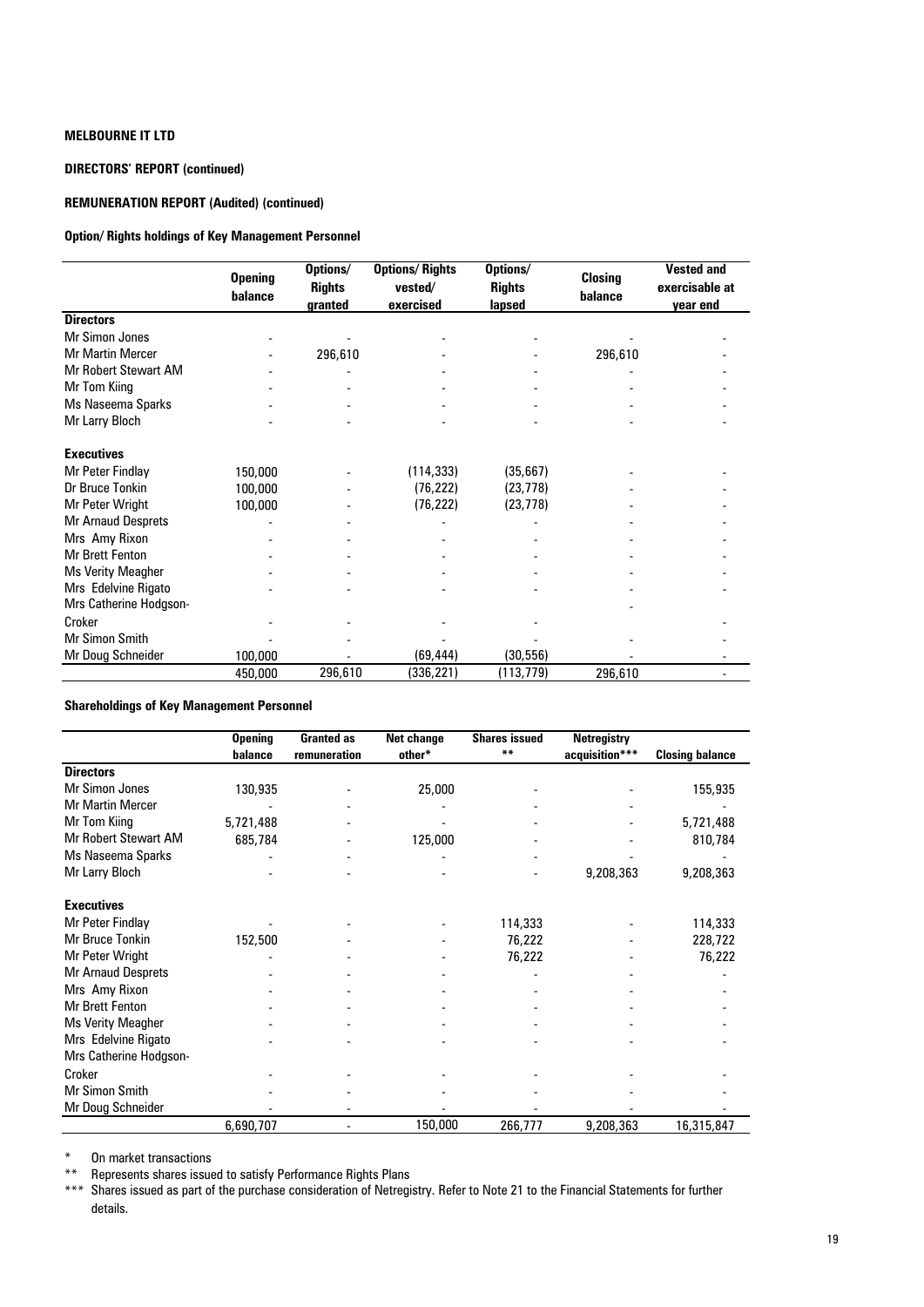**MELBOURNE IT LTD**

**DIRECTORS' REPORT (continued)**

**REMUNERATION REPORT (Audited) (continued)**

**Option/ Rights holdings of Key Management Personnel**

| | Opening balance | Options/ Rights granted | Options/ Rights vested/ exercised | Options/ Rights lapsed | Closing balance | Vested and exercisable at year end |
|---|---|---|---|---|---|---|
| **Directors** | | | | | | |
| Mr Simon Jones | - | - | - | - | - | - |
| Mr Martin Mercer | - | 296,610 | - | - | 296,610 | - |
| Mr Robert Stewart AM | - | - | - | - | - | - |
| Mr Tom Kiing | - | - | - | - | - | - |
| Ms Naseema Sparks | - | - | - | - | - | - |
| Mr Larry Bloch | - | - | - | - | - | - |
| **Executives** | | | | | | |
| Mr Peter Findlay | 150,000 | - | (114,333) | (35,667) | - | - |
| Dr Bruce Tonkin | 100,000 | - | (76,222) | (23,778) | - | - |
| Mr Peter Wright | 100,000 | - | (76,222) | (23,778) | - | - |
| Mr Arnaud Desprets | - | - | - | - | - | - |
| Mrs Amy Rixon | - | - | - | - | - | - |
| Mr Brett Fenton | - | - | - | - | - | - |
| Ms Verity Meagher | - | - | - | - | - | - |
| Mrs Edelvine Rigato | - | - | - | - | - | - |
| Mrs Catherine Hodgson-Croker | - | - | - | - | - | - |
| Mr Simon Smith | - | - | - | - | - | - |
| Mr Doug Schneider | 100,000 | - | (69,444) | (30,556) | - | - |
| | 450,000 | 296,610 | (336,221) | (113,779) | 296,610 | - |

**Shareholdings of Key Management Personnel**

| | Opening balance | Granted as remuneration | Net change other* | Shares issued ** | Netregistry acquisition*** | Closing balance |
|---|---|---|---|---|---|---|
| **Directors** | | | | | | |
| Mr Simon Jones | 130,935 | - | 25,000 | - | - | 155,935 |
| Mr Martin Mercer | - | - | - | - | - | - |
| Mr Tom Kiing | 5,721,488 | - | - | - | - | 5,721,488 |
| Mr Robert Stewart AM | 685,784 | - | 125,000 | - | - | 810,784 |
| Ms Naseema Sparks | - | - | - | - | - | - |
| Mr Larry Bloch | - | - | - | - | 9,208,363 | 9,208,363 |
| **Executives** | | | | | | |
| Mr Peter Findlay | - | - | - | 114,333 | - | 114,333 |
| Mr Bruce Tonkin | 152,500 | - | - | 76,222 | - | 228,722 |
| Mr Peter Wright | - | - | - | 76,222 | - | 76,222 |
| Mr Arnaud Desprets | - | - | - | - | - | - |
| Mrs Amy Rixon | - | - | - | - | - | - |
| Mr Brett Fenton | - | - | - | - | - | - |
| Ms Verity Meagher | - | - | - | - | - | - |
| Mrs Edelvine Rigato | - | - | - | - | - | - |
| Mrs Catherine Hodgson-Croker | - | - | - | - | - | - |
| Mr Simon Smith | - | - | - | - | - | - |
| Mr Doug Schneider | - | - | - | - | - | - |
| | 6,690,707 | - | 150,000 | 266,777 | 9,208,363 | 16,315,847 |

\* On market transactions

\*\* Represents shares issued to satisfy Performance Rights Plans

\*\*\* Shares issued as part of the purchase consideration of Netregistry. Refer to Note 21 to the Financial Statements for further details.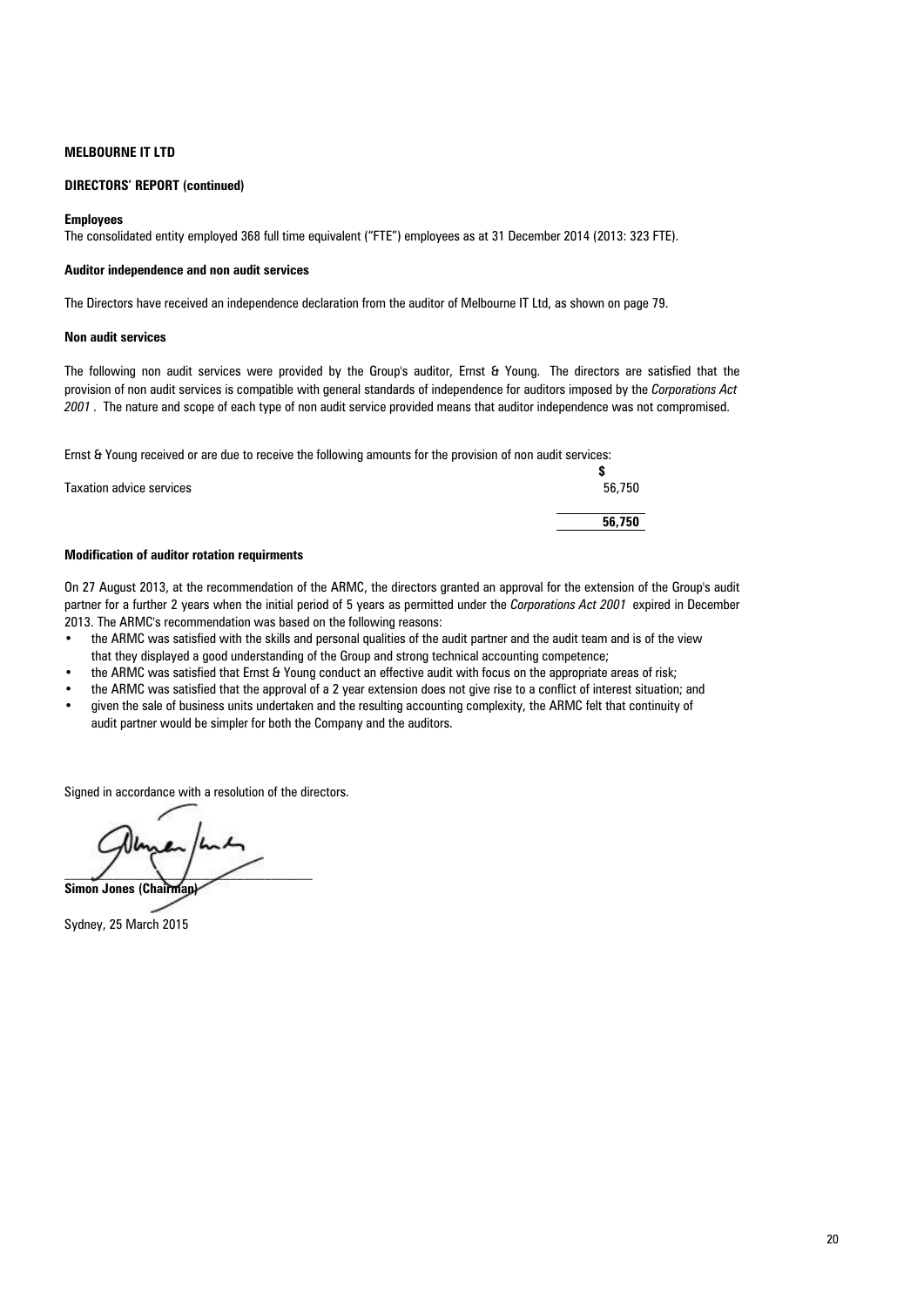**MELBOURNE IT LTD**

**DIRECTORS' REPORT (continued)**

**Employees**

The consolidated entity employed 368 full time equivalent ("FTE") employees as at 31 December 2014 (2013: 323 FTE).

**Auditor independence and non audit services**

The Directors have received an independence declaration from the auditor of Melbourne IT Ltd, as shown on page 79.

**Non audit services**

The following non audit services were provided by the Group's auditor, Ernst & Young. The directors are satisfied that the provision of non audit services is compatible with general standards of independence for auditors imposed by the *Corporations Act 2001*. The nature and scope of each type of non audit service provided means that auditor independence was not compromised.

Ernst & Young received or are due to receive the following amounts for the provision of non audit services:

| | $ |
|---|---|
| Taxation advice services | 56,750 |
| | **56,750** |

**Modification of auditor rotation requirments**

On 27 August 2013, at the recommendation of the ARMC, the directors granted an approval for the extension of the Group's audit partner for a further 2 years when the initial period of 5 years as permitted under the *Corporations Act 2001* expired in December 2013. The ARMC's recommendation was based on the following reasons:

- the ARMC was satisfied with the skills and personal qualities of the audit partner and the audit team and is of the view that they displayed a good understanding of the Group and strong technical accounting competence;
- the ARMC was satisfied that Ernst & Young conduct an effective audit with focus on the appropriate areas of risk;
- the ARMC was satisfied that the approval of a 2 year extension does not give rise to a conflict of interest situation; and
- given the sale of business units undertaken and the resulting accounting complexity, the ARMC felt that continuity of audit partner would be simpler for both the Company and the auditors.

Signed in accordance with a resolution of the directors.

**Simon Jones (Chairman)**

Sydney, 25 March 2015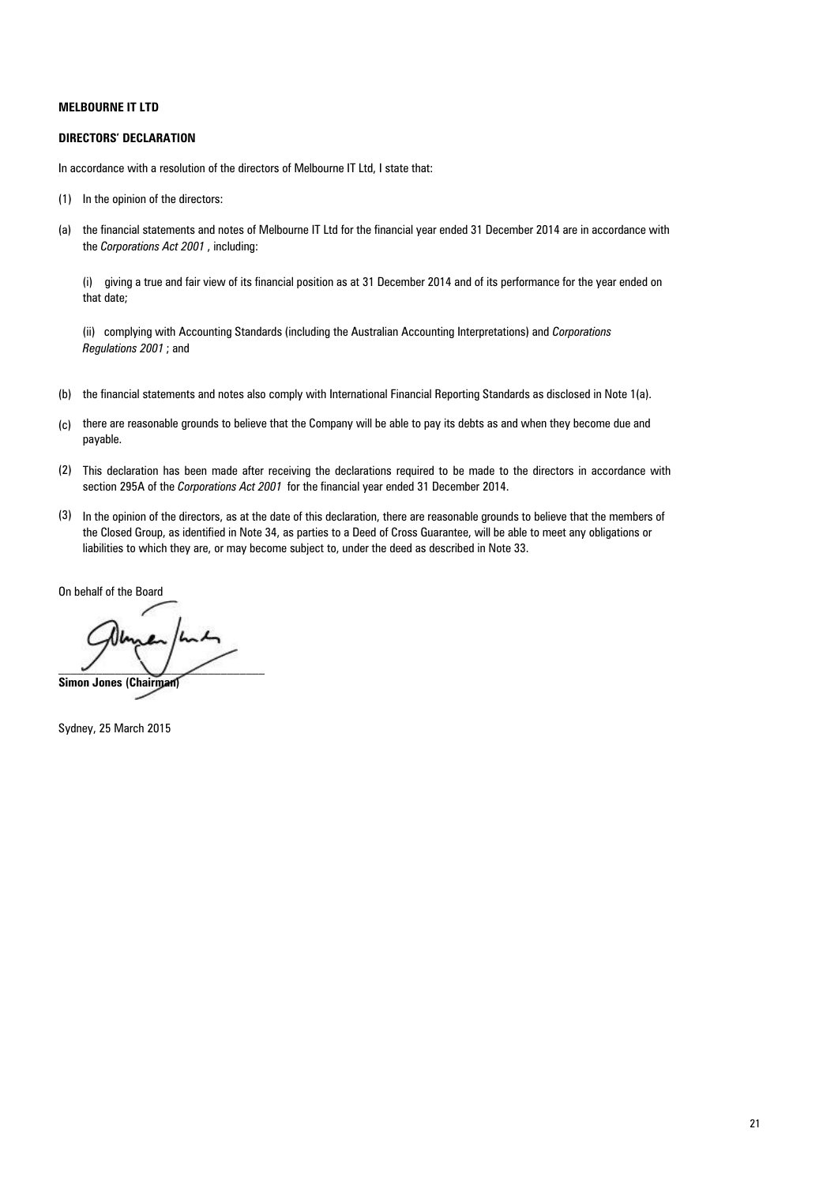**MELBOURNE IT LTD**

**DIRECTORS' DECLARATION**

In accordance with a resolution of the directors of Melbourne IT Ltd, I state that:

(1) In the opinion of the directors:

(a) the financial statements and notes of Melbourne IT Ltd for the financial year ended 31 December 2014 are in accordance with the *Corporations Act 2001* , including:

(i) giving a true and fair view of its financial position as at 31 December 2014 and of its performance for the year ended on that date;

(ii) complying with Accounting Standards (including the Australian Accounting Interpretations) and *Corporations Regulations 2001* ; and

(b) the financial statements and notes also comply with International Financial Reporting Standards as disclosed in Note 1(a).

(c) there are reasonable grounds to believe that the Company will be able to pay its debts as and when they become due and payable.

(2) This declaration has been made after receiving the declarations required to be made to the directors in accordance with section 295A of the *Corporations Act 2001* for the financial year ended 31 December 2014.

(3) In the opinion of the directors, as at the date of this declaration, there are reasonable grounds to believe that the members of the Closed Group, as identified in Note 34, as parties to a Deed of Cross Guarantee, will be able to meet any obligations or liabilities to which they are, or may become subject to, under the deed as described in Note 33.

On behalf of the Board

**Simon Jones (Chairman)**

Sydney, 25 March 2015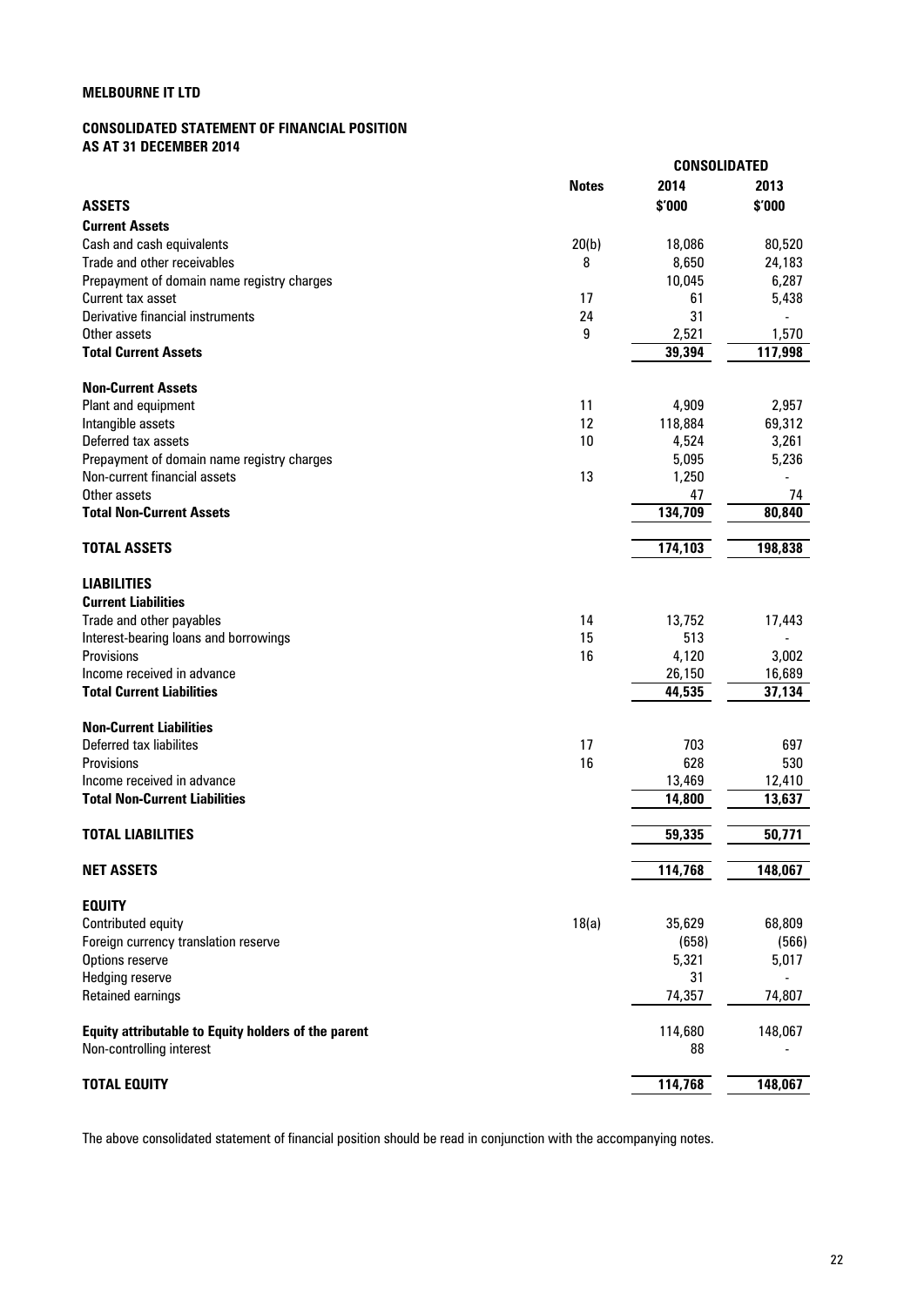**MELBOURNE IT LTD**

**CONSOLIDATED STATEMENT OF FINANCIAL POSITION**
**AS AT 31 DECEMBER 2014**

| | Notes | CONSOLIDATED 2014 $'000 | 2013 $'000 |
|---|---|---|---|
| **ASSETS** | | | |
| **Current Assets** | | | |
| Cash and cash equivalents | 20(b) | 18,086 | 80,520 |
| Trade and other receivables | 8 | 8,650 | 24,183 |
| Prepayment of domain name registry charges | | 10,045 | 6,287 |
| Current tax asset | 17 | 61 | 5,438 |
| Derivative financial instruments | 24 | 31 | - |
| Other assets | 9 | 2,521 | 1,570 |
| **Total Current Assets** | | **39,394** | **117,998** |
| **Non-Current Assets** | | | |
| Plant and equipment | 11 | 4,909 | 2,957 |
| Intangible assets | 12 | 118,884 | 69,312 |
| Deferred tax assets | 10 | 4,524 | 3,261 |
| Prepayment of domain name registry charges | | 5,095 | 5,236 |
| Non-current financial assets | 13 | 1,250 | - |
| Other assets | | 47 | 74 |
| **Total Non-Current Assets** | | **134,709** | **80,840** |
| **TOTAL ASSETS** | | **174,103** | **198,838** |
| **LIABILITIES** | | | |
| **Current Liabilities** | | | |
| Trade and other payables | 14 | 13,752 | 17,443 |
| Interest-bearing loans and borrowings | 15 | 513 | - |
| Provisions | 16 | 4,120 | 3,002 |
| Income received in advance | | 26,150 | 16,689 |
| **Total Current Liabilities** | | **44,535** | **37,134** |
| **Non-Current Liabilities** | | | |
| Deferred tax liabilites | 17 | 703 | 697 |
| Provisions | 16 | 628 | 530 |
| Income received in advance | | 13,469 | 12,410 |
| **Total Non-Current Liabilities** | | **14,800** | **13,637** |
| **TOTAL LIABILITIES** | | **59,335** | **50,771** |
| **NET ASSETS** | | **114,768** | **148,067** |
| **EQUITY** | | | |
| Contributed equity | 18(a) | 35,629 | 68,809 |
| Foreign currency translation reserve | | (658) | (566) |
| Options reserve | | 5,321 | 5,017 |
| Hedging reserve | | 31 | - |
| Retained earnings | | 74,357 | 74,807 |
| **Equity attributable to Equity holders of the parent** | | 114,680 | 148,067 |
| Non-controlling interest | | 88 | - |
| **TOTAL EQUITY** | | **114,768** | **148,067** |

The above consolidated statement of financial position should be read in conjunction with the accompanying notes.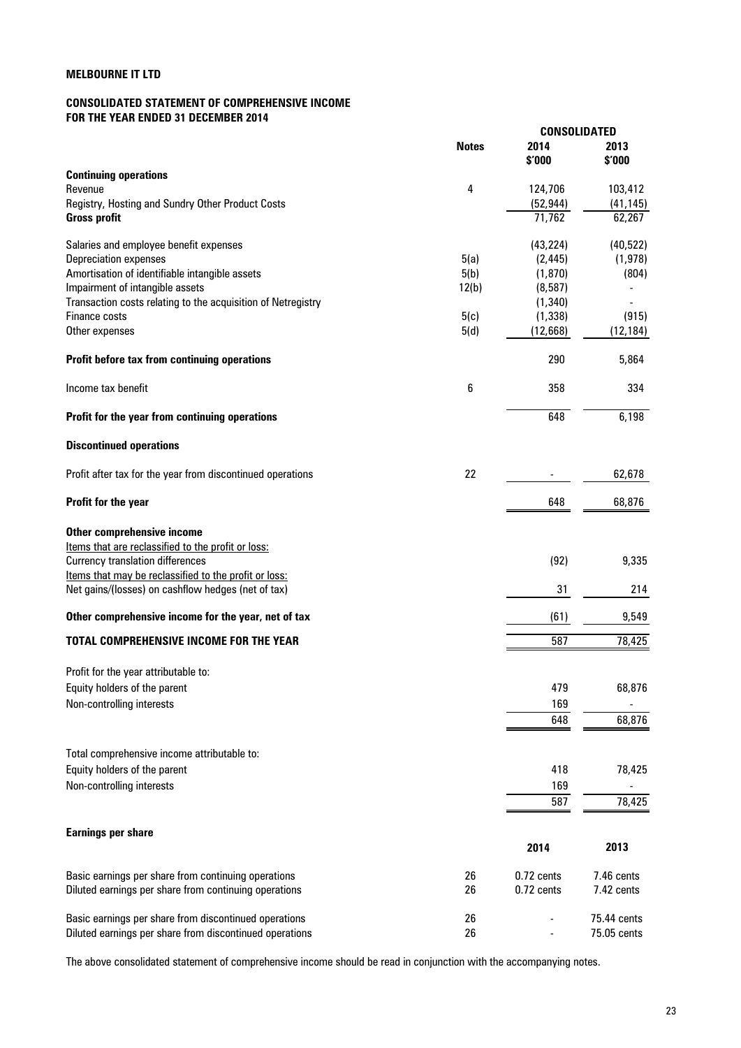**MELBOURNE IT LTD**

**CONSOLIDATED STATEMENT OF COMPREHENSIVE INCOME**
**FOR THE YEAR ENDED 31 DECEMBER 2014**

| | Notes | CONSOLIDATED 2014 $'000 | 2013 $'000 |
|---|---|---|---|
| **Continuing operations** | | | |
| Revenue | 4 | 124,706 | 103,412 |
| Registry, Hosting and Sundry Other Product Costs | | (52,944) | (41,145) |
| **Gross profit** | | 71,762 | 62,267 |
| | | | |
| Salaries and employee benefit expenses | | (43,224) | (40,522) |
| Depreciation expenses | 5(a) | (2,445) | (1,978) |
| Amortisation of identifiable intangible assets | 5(b) | (1,870) | (804) |
| Impairment of intangible assets | 12(b) | (8,587) | - |
| Transaction costs relating to the acquisition of Netregistry | | (1,340) | - |
| Finance costs | 5(c) | (1,338) | (915) |
| Other expenses | 5(d) | (12,668) | (12,184) |
| | | | |
| **Profit before tax from continuing operations** | | 290 | 5,864 |
| | | | |
| Income tax benefit | 6 | 358 | 334 |
| | | | |
| **Profit for the year from continuing operations** | | 648 | 6,198 |
| | | | |
| **Discontinued operations** | | | |
| | | | |
| Profit after tax for the year from discontinued operations | 22 | - | 62,678 |
| | | | |
| **Profit for the year** | | 648 | 68,876 |
| | | | |
| **Other comprehensive income** | | | |
| Items that are reclassified to the profit or loss: | | | |
| Currency translation differences | | (92) | 9,335 |
| Items that may be reclassified to the profit or loss: | | | |
| Net gains/(losses) on cashflow hedges (net of tax) | | 31 | 214 |
| | | | |
| **Other comprehensive income for the year, net of tax** | | (61) | 9,549 |
| | | | |
| **TOTAL COMPREHENSIVE INCOME FOR THE YEAR** | | 587 | 78,425 |
| | | | |
| Profit for the year attributable to: | | | |
| Equity holders of the parent | | 479 | 68,876 |
| Non-controlling interests | | 169 | - |
| | | 648 | 68,876 |
| | | | |
| Total comprehensive income attributable to: | | | |
| Equity holders of the parent | | 418 | 78,425 |
| Non-controlling interests | | 169 | - |
| | | 587 | 78,425 |

**Earnings per share**

| | | 2014 | 2013 |
|---|---|---|---|
| Basic earnings per share from continuing operations | 26 | 0.72 cents | 7.46 cents |
| Diluted earnings per share from continuing operations | 26 | 0.72 cents | 7.42 cents |
| | | | |
| Basic earnings per share from discontinued operations | 26 | - | 75.44 cents |
| Diluted earnings per share from discontinued operations | 26 | - | 75.05 cents |

The above consolidated statement of comprehensive income should be read in conjunction with the accompanying notes.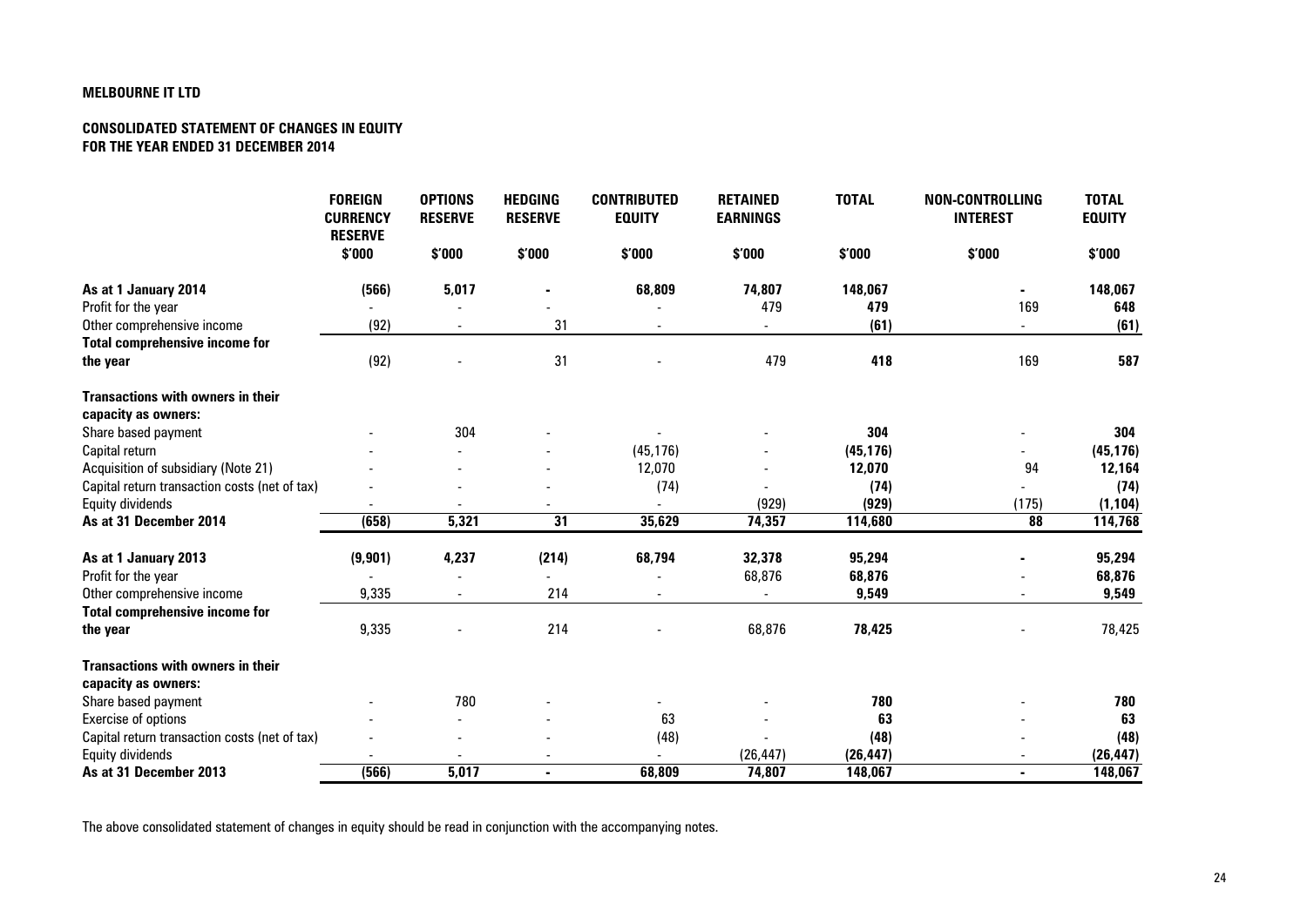**MELBOURNE IT LTD**

**CONSOLIDATED STATEMENT OF CHANGES IN EQUITY**
**FOR THE YEAR ENDED 31 DECEMBER 2014**

| | FOREIGN CURRENCY RESERVE | OPTIONS RESERVE | HEDGING RESERVE | CONTRIBUTED EQUITY | RETAINED EARNINGS | TOTAL | NON-CONTROLLING INTEREST | TOTAL EQUITY |
|---|---|---|---|---|---|---|---|---|
| | $'000 | $'000 | $'000 | $'000 | $'000 | $'000 | $'000 | $'000 |
| **As at 1 January 2014** | **(566)** | **5,017** | **-** | **68,809** | **74,807** | **148,067** | **-** | **148,067** |
| Profit for the year | - | - | - | - | 479 | **479** | 169 | **648** |
| Other comprehensive income | (92) | - | 31 | - | - | **(61)** | - | **(61)** |
| **Total comprehensive income for the year** | (92) | - | 31 | - | 479 | **418** | 169 | **587** |
| **Transactions with owners in their capacity as owners:** | | | | | | | | |
| Share based payment | - | 304 | - | - | - | **304** | - | **304** |
| Capital return | - | - | - | (45,176) | - | **(45,176)** | - | **(45,176)** |
| Acquisition of subsidiary (Note 21) | - | - | - | 12,070 | - | **12,070** | 94 | **12,164** |
| Capital return transaction costs (net of tax) | - | - | - | (74) | - | **(74)** | - | **(74)** |
| Equity dividends | - | - | - | - | (929) | **(929)** | (175) | **(1,104)** |
| **As at 31 December 2014** | **(658)** | **5,321** | **31** | **35,629** | **74,357** | **114,680** | **88** | **114,768** |
| **As at 1 January 2013** | **(9,901)** | **4,237** | **(214)** | **68,794** | **32,378** | **95,294** | **-** | **95,294** |
| Profit for the year | - | - | - | - | 68,876 | **68,876** | - | **68,876** |
| Other comprehensive income | 9,335 | - | 214 | - | - | **9,549** | - | **9,549** |
| **Total comprehensive income for the year** | 9,335 | - | 214 | - | 68,876 | **78,425** | - | 78,425 |
| **Transactions with owners in their capacity as owners:** | | | | | | | | |
| Share based payment | - | 780 | - | - | - | **780** | - | **780** |
| Exercise of options | - | - | - | 63 | - | **63** | - | **63** |
| Capital return transaction costs (net of tax) | - | - | - | (48) | - | **(48)** | - | **(48)** |
| Equity dividends | - | - | - | - | (26,447) | **(26,447)** | - | **(26,447)** |
| **As at 31 December 2013** | **(566)** | **5,017** | **-** | **68,809** | **74,807** | **148,067** | **-** | **148,067** |

The above consolidated statement of changes in equity should be read in conjunction with the accompanying notes.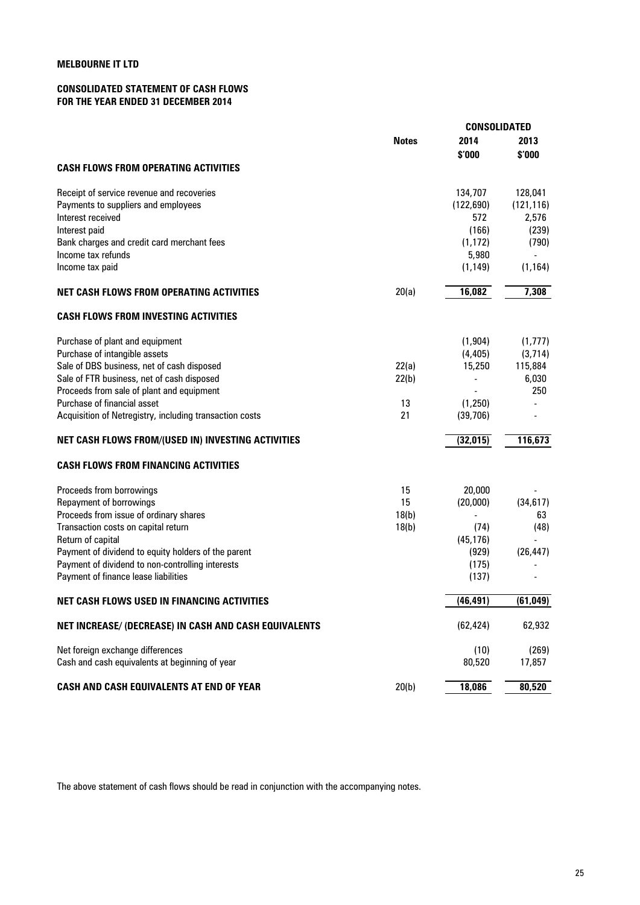**MELBOURNE IT LTD**

**CONSOLIDATED STATEMENT OF CASH FLOWS**
**FOR THE YEAR ENDED 31 DECEMBER 2014**

| | Notes | CONSOLIDATED | |
|---|---|---|---|
| | | 2014 | 2013 |
| | | $'000 | $'000 |
| **CASH FLOWS FROM OPERATING ACTIVITIES** | | | |
| Receipt of service revenue and recoveries | | 134,707 | 128,041 |
| Payments to suppliers and employees | | (122,690) | (121,116) |
| Interest received | | 572 | 2,576 |
| Interest paid | | (166) | (239) |
| Bank charges and credit card merchant fees | | (1,172) | (790) |
| Income tax refunds | | 5,980 | - |
| Income tax paid | | (1,149) | (1,164) |
| **NET CASH FLOWS FROM OPERATING ACTIVITIES** | 20(a) | **16,082** | **7,308** |
| **CASH FLOWS FROM INVESTING ACTIVITIES** | | | |
| Purchase of plant and equipment | | (1,904) | (1,777) |
| Purchase of intangible assets | | (4,405) | (3,714) |
| Sale of DBS business, net of cash disposed | 22(a) | 15,250 | 115,884 |
| Sale of FTR business, net of cash disposed | 22(b) | - | 6,030 |
| Proceeds from sale of plant and equipment | | - | 250 |
| Purchase of financial asset | 13 | (1,250) | - |
| Acquisition of Netregistry, including transaction costs | 21 | (39,706) | - |
| **NET CASH FLOWS FROM/(USED IN) INVESTING ACTIVITIES** | | **(32,015)** | **116,673** |
| **CASH FLOWS FROM FINANCING ACTIVITIES** | | | |
| Proceeds from borrowings | 15 | 20,000 | - |
| Repayment of borrowings | 15 | (20,000) | (34,617) |
| Proceeds from issue of ordinary shares | 18(b) | - | 63 |
| Transaction costs on capital return | 18(b) | (74) | (48) |
| Return of capital | | (45,176) | - |
| Payment of dividend to equity holders of the parent | | (929) | (26,447) |
| Payment of dividend to non-controlling interests | | (175) | - |
| Payment of finance lease liabilities | | (137) | - |
| **NET CASH FLOWS USED IN FINANCING ACTIVITIES** | | **(46,491)** | **(61,049)** |
| **NET INCREASE/ (DECREASE) IN CASH AND CASH EQUIVALENTS** | | (62,424) | 62,932 |
| Net foreign exchange differences | | (10) | (269) |
| Cash and cash equivalents at beginning of year | | 80,520 | 17,857 |
| **CASH AND CASH EQUIVALENTS AT END OF YEAR** | 20(b) | **18,086** | **80,520** |

The above statement of cash flows should be read in conjunction with the accompanying notes.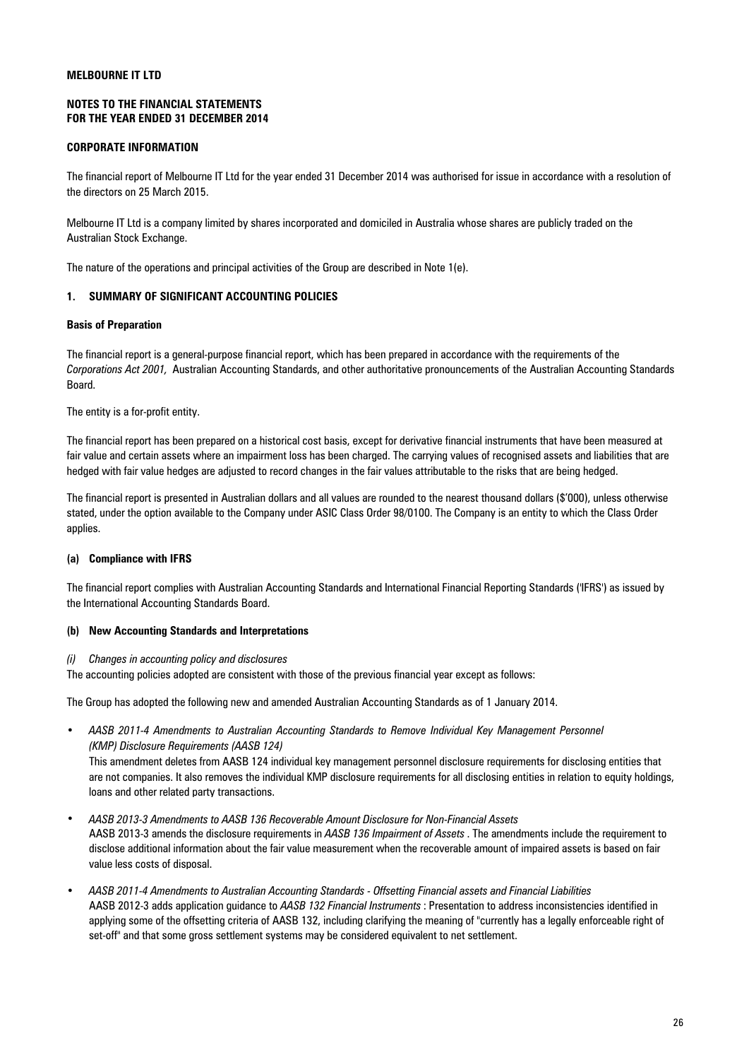**MELBOURNE IT LTD**

**NOTES TO THE FINANCIAL STATEMENTS**
**FOR THE YEAR ENDED 31 DECEMBER 2014**

**CORPORATE INFORMATION**

The financial report of Melbourne IT Ltd for the year ended 31 December 2014 was authorised for issue in accordance with a resolution of the directors on 25 March 2015.

Melbourne IT Ltd is a company limited by shares incorporated and domiciled in Australia whose shares are publicly traded on the Australian Stock Exchange.

The nature of the operations and principal activities of the Group are described in Note 1(e).

## 1. SUMMARY OF SIGNIFICANT ACCOUNTING POLICIES

**Basis of Preparation**

The financial report is a general-purpose financial report, which has been prepared in accordance with the requirements of the *Corporations Act 2001,* Australian Accounting Standards, and other authoritative pronouncements of the Australian Accounting Standards Board.

The entity is a for-profit entity.

The financial report has been prepared on a historical cost basis, except for derivative financial instruments that have been measured at fair value and certain assets where an impairment loss has been charged. The carrying values of recognised assets and liabilities that are hedged with fair value hedges are adjusted to record changes in the fair values attributable to the risks that are being hedged.

The financial report is presented in Australian dollars and all values are rounded to the nearest thousand dollars ($'000), unless otherwise stated, under the option available to the Company under ASIC Class Order 98/0100. The Company is an entity to which the Class Order applies.

### (a) Compliance with IFRS

The financial report complies with Australian Accounting Standards and International Financial Reporting Standards ('IFRS') as issued by the International Accounting Standards Board.

### (b) New Accounting Standards and Interpretations

*(i) Changes in accounting policy and disclosures*

The accounting policies adopted are consistent with those of the previous financial year except as follows:

The Group has adopted the following new and amended Australian Accounting Standards as of 1 January 2014.

- *AASB 2011-4 Amendments to Australian Accounting Standards to Remove Individual Key Management Personnel (KMP) Disclosure Requirements (AASB 124)*
  This amendment deletes from AASB 124 individual key management personnel disclosure requirements for disclosing entities that are not companies. It also removes the individual KMP disclosure requirements for all disclosing entities in relation to equity holdings, loans and other related party transactions.

- *AASB 2013-3 Amendments to AASB 136 Recoverable Amount Disclosure for Non-Financial Assets*
  AASB 2013-3 amends the disclosure requirements in *AASB 136 Impairment of Assets* . The amendments include the requirement to disclose additional information about the fair value measurement when the recoverable amount of impaired assets is based on fair value less costs of disposal.

- *AASB 2011-4 Amendments to Australian Accounting Standards - Offsetting Financial assets and Financial Liabilities*
  AASB 2012-3 adds application guidance to *AASB 132 Financial Instruments* : Presentation to address inconsistencies identified in applying some of the offsetting criteria of AASB 132, including clarifying the meaning of "currently has a legally enforceable right of set-off" and that some gross settlement systems may be considered equivalent to net settlement.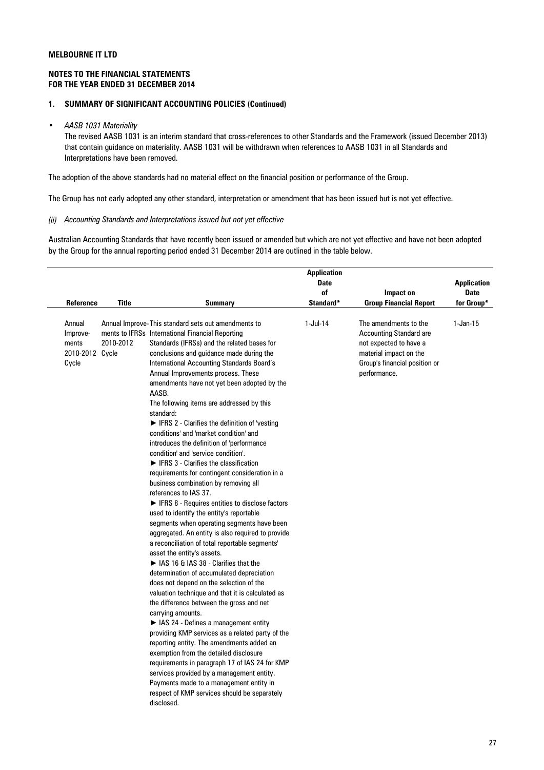**MELBOURNE IT LTD**

**NOTES TO THE FINANCIAL STATEMENTS**
**FOR THE YEAR ENDED 31 DECEMBER 2014**

**1. SUMMARY OF SIGNIFICANT ACCOUNTING POLICIES (Continued)**

- *AASB 1031 Materiality*
  The revised AASB 1031 is an interim standard that cross-references to other Standards and the Framework (issued December 2013) that contain guidance on materiality. AASB 1031 will be withdrawn when references to AASB 1031 in all Standards and Interpretations have been removed.

The adoption of the above standards had no material effect on the financial position or performance of the Group.

The Group has not early adopted any other standard, interpretation or amendment that has been issued but is not yet effective.

*(ii) Accounting Standards and Interpretations issued but not yet effective*

Australian Accounting Standards that have recently been issued or amended but which are not yet effective and have not been adopted by the Group for the annual reporting period ended 31 December 2014 are outlined in the table below.

| Reference | Title | Summary | Application Date of Standard* | Impact on Group Financial Report | Application Date for Group* |
|---|---|---|---|---|---|
| Annual Improvements 2010-2012 Cycle | Annual Improvements to IFRSs 2010-2012 Cycle | This standard sets out amendments to International Financial Reporting Standards (IFRSs) and the related bases for conclusions and guidance made during the International Accounting Standards Board's Annual Improvements process. These amendments have not yet been adopted by the AASB.<br>The following items are addressed by this standard:<br>► IFRS 2 - Clarifies the definition of 'vesting conditions' and 'market condition' and introduces the definition of 'performance condition' and 'service condition'.<br>► IFRS 3 - Clarifies the classification requirements for contingent consideration in a business combination by removing all references to IAS 37.<br>► IFRS 8 - Requires entities to disclose factors used to identify the entity's reportable segments when operating segments have been aggregated. An entity is also required to provide a reconciliation of total reportable segments' asset the entity's assets.<br>► IAS 16 & IAS 38 - Clarifies that the determination of accumulated depreciation does not depend on the selection of the valuation technique and that it is calculated as the difference between the gross and net carrying amounts.<br>► IAS 24 - Defines a management entity providing KMP services as a related party of the reporting entity. The amendments added an exemption from the detailed disclosure requirements in paragraph 17 of IAS 24 for KMP services provided by a management entity. Payments made to a management entity in respect of KMP services should be separately disclosed. | 1-Jul-14 | The amendments to the Accounting Standard are not expected to have a material impact on the Group's financial position or performance. | 1-Jan-15 |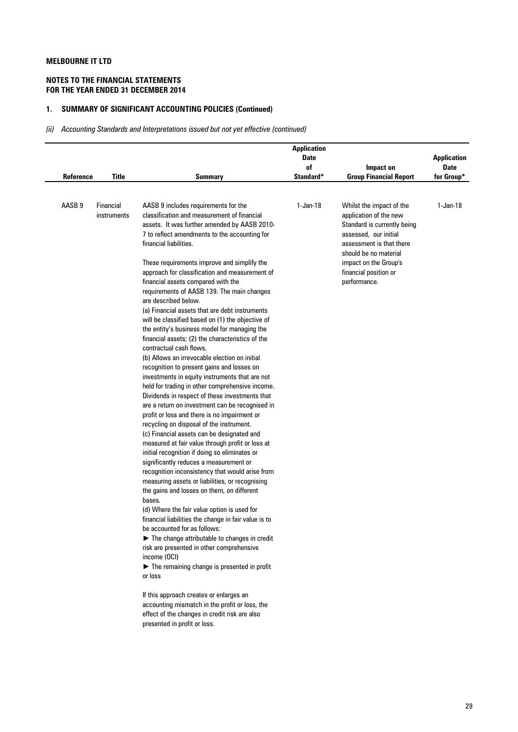**MELBOURNE IT LTD**

**NOTES TO THE FINANCIAL STATEMENTS**
**FOR THE YEAR ENDED 31 DECEMBER 2014**

## 1. SUMMARY OF SIGNIFICANT ACCOUNTING POLICIES (Continued)

*(ii) Accounting Standards and Interpretations issued but not yet effective (continued)*

| Reference | Title | Summary | Application Date of Standard* | Impact on Group Financial Report | Application Date for Group* |
|---|---|---|---|---|---|
| AASB 9 | Financial instruments | AASB 9 includes requirements for the classification and measurement of financial assets. It was further amended by AASB 2010-7 to reflect amendments to the accounting for financial liabilities.<br><br>These requirements improve and simplify the approach for classification and measurement of financial assets compared with the requirements of AASB 139. The main changes are described below.<br>(a) Financial assets that are debt instruments will be classified based on (1) the objective of the entity's business model for managing the financial assets; (2) the characteristics of the contractual cash flows.<br>(b) Allows an irrevocable election on initial recognition to present gains and losses on investments in equity instruments that are not held for trading in other comprehensive income. Dividends in respect of these investments that are a return on investment can be recognised in profit or loss and there is no impairment or recycling on disposal of the instrument.<br>(c) Financial assets can be designated and measured at fair value through profit or loss at initial recognition if doing so eliminates or significantly reduces a measurement or recognition inconsistency that would arise from measuring assets or liabilities, or recognising the gains and losses on them, on different bases.<br>(d) Where the fair value option is used for financial liabilities the change in fair value is to be accounted for as follows:<br>► The change attributable to changes in credit risk are presented in other comprehensive income (OCI)<br>► The remaining change is presented in profit or loss<br><br>If this approach creates or enlarges an accounting mismatch in the profit or loss, the effect of the changes in credit risk are also presented in profit or loss. | 1-Jan-18 | Whilst the impact of the application of the new Standard is currently being assessed, our initial assessment is that there should be no material impact on the Group's financial position or performance. | 1-Jan-18 |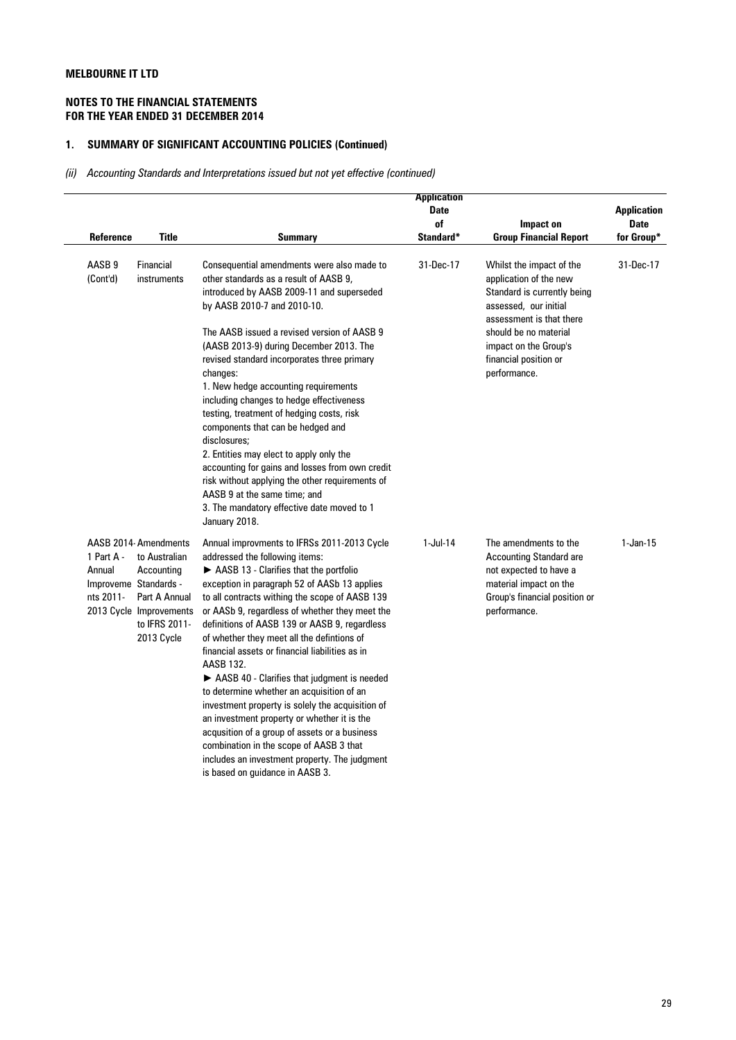**MELBOURNE IT LTD**

**NOTES TO THE FINANCIAL STATEMENTS**
**FOR THE YEAR ENDED 31 DECEMBER 2014**

## 1. SUMMARY OF SIGNIFICANT ACCOUNTING POLICIES (Continued)

*(ii) Accounting Standards and Interpretations issued but not yet effective (continued)*

| Reference | Title | Summary | Application Date of Standard* | Impact on Group Financial Report | Application Date for Group* |
|---|---|---|---|---|---|
| AASB 9 (Cont'd) | Financial instruments | Consequential amendments were also made to other standards as a result of AASB 9, introduced by AASB 2009-11 and superseded by AASB 2010-7 and 2010-10.<br><br>The AASB issued a revised version of AASB 9 (AASB 2013-9) during December 2013. The revised standard incorporates three primary changes:<br>1. New hedge accounting requirements including changes to hedge effectiveness testing, treatment of hedging costs, risk components that can be hedged and disclosures;<br>2. Entities may elect to apply only the accounting for gains and losses from own credit risk without applying the other requirements of AASB 9 at the same time; and<br>3. The mandatory effective date moved to 1 January 2018. | 31-Dec-17 | Whilst the impact of the application of the new Standard is currently being assessed, our initial assessment is that there should be no material impact on the Group's financial position or performance. | 31-Dec-17 |
| AASB 2014-1 Part A - Annual Improvements 2011-2013 Cycle | Amendments to Australian Accounting Standards - Part A Annual Improvements to IFRS 2011-2013 Cycle | Annual improvments to IFRSs 2011-2013 Cycle addressed the following items:<br>► AASB 13 - Clarifies that the portfolio exception in paragraph 52 of AASb 13 applies to all contracts withing the scope of AASB 139 or AASb 9, regardless of whether they meet the definitions of AASB 139 or AASB 9, regardless of whether they meet all the defintions of financial assets or financial liabilities as in AASB 132.<br>► AASB 40 - Clarifies that judgment is needed to determine whether an acquisition of an investment property is solely the acquisition of an investment property or whether it is the acqusition of a group of assets or a business combination in the scope of AASB 3 that includes an investment property. The judgment is based on guidance in AASB 3. | 1-Jul-14 | The amendments to the Accounting Standard are not expected to have a material impact on the Group's financial position or performance. | 1-Jan-15 |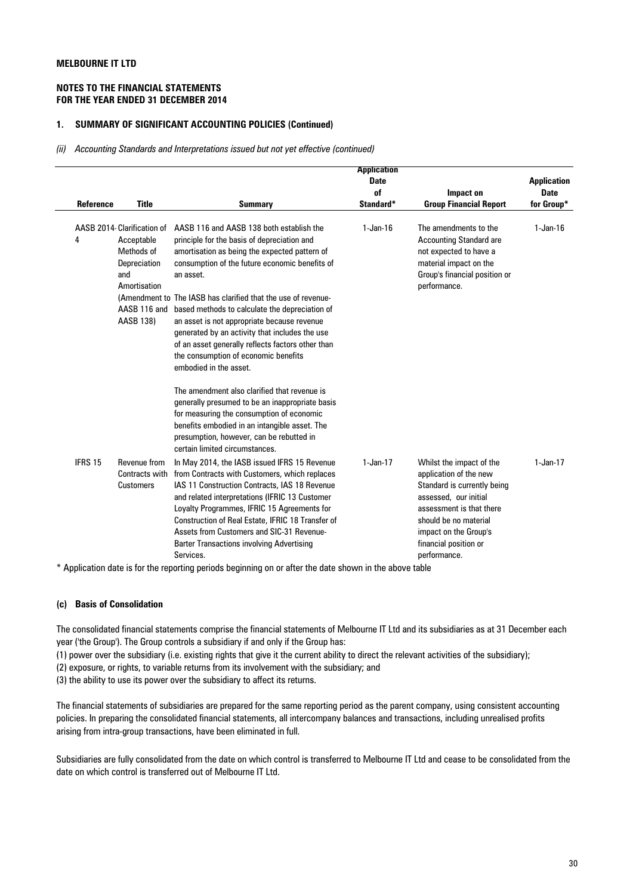**MELBOURNE IT LTD**

**NOTES TO THE FINANCIAL STATEMENTS**
**FOR THE YEAR ENDED 31 DECEMBER 2014**

### 1. SUMMARY OF SIGNIFICANT ACCOUNTING POLICIES (Continued)

*(ii) Accounting Standards and Interpretations issued but not yet effective (continued)*

| Reference | Title | Summary | Application Date of Standard* | Impact on Group Financial Report | Application Date for Group* |
|---|---|---|---|---|---|
| AASB 2014-4 | Clarification of Acceptable Methods of Depreciation and Amortisation (Amendment to AASB 116 and AASB 138) | AASB 116 and AASB 138 both establish the principle for the basis of depreciation and amortisation as being the expected pattern of consumption of the future economic benefits of an asset.<br><br>The IASB has clarified that the use of revenue-based methods to calculate the depreciation of an asset is not appropriate because revenue generated by an activity that includes the use of an asset generally reflects factors other than the consumption of economic benefits embodied in the asset.<br><br>The amendment also clarified that revenue is generally presumed to be an inappropriate basis for measuring the consumption of economic benefits embodied in an intangible asset. The presumption, however, can be rebutted in certain limited circumstances. | 1-Jan-16 | The amendments to the Accounting Standard are not expected to have a material impact on the Group's financial position or performance. | 1-Jan-16 |
| IFRS 15 | Revenue from Contracts with Customers | In May 2014, the IASB issued IFRS 15 Revenue from Contracts with Customers, which replaces IAS 11 Construction Contracts, IAS 18 Revenue and related interpretations (IFRIC 13 Customer Loyalty Programmes, IFRIC 15 Agreements for Construction of Real Estate, IFRIC 18 Transfer of Assets from Customers and SIC-31 Revenue-Barter Transactions involving Advertising Services. | 1-Jan-17 | Whilst the impact of the application of the new Standard is currently being assessed, our initial assessment is that there should be no material impact on the Group's financial position or performance. | 1-Jan-17 |

\* Application date is for the reporting periods beginning on or after the date shown in the above table

#### (c) Basis of Consolidation

The consolidated financial statements comprise the financial statements of Melbourne IT Ltd and its subsidiaries as at 31 December each year ('the Group'). The Group controls a subsidiary if and only if the Group has:

(1) power over the subsidiary (i.e. existing rights that give it the current ability to direct the relevant activities of the subsidiary);

(2) exposure, or rights, to variable returns from its involvement with the subsidiary; and

(3) the ability to use its power over the subsidiary to affect its returns.

The financial statements of subsidiaries are prepared for the same reporting period as the parent company, using consistent accounting policies. In preparing the consolidated financial statements, all intercompany balances and transactions, including unrealised profits arising from intra-group transactions, have been eliminated in full.

Subsidiaries are fully consolidated from the date on which control is transferred to Melbourne IT Ltd and cease to be consolidated from the date on which control is transferred out of Melbourne IT Ltd.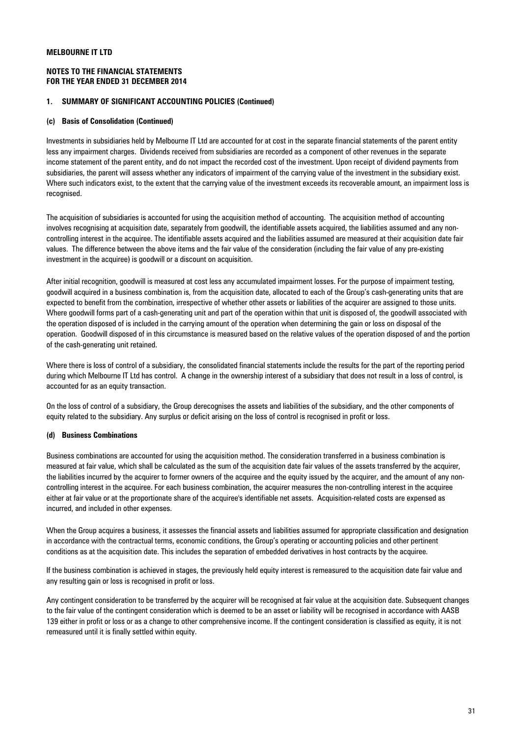**MELBOURNE IT LTD**

**NOTES TO THE FINANCIAL STATEMENTS**
**FOR THE YEAR ENDED 31 DECEMBER 2014**

## 1. SUMMARY OF SIGNIFICANT ACCOUNTING POLICIES (Continued)

### (c) Basis of Consolidation (Continued)

Investments in subsidiaries held by Melbourne IT Ltd are accounted for at cost in the separate financial statements of the parent entity less any impairment charges. Dividends received from subsidiaries are recorded as a component of other revenues in the separate income statement of the parent entity, and do not impact the recorded cost of the investment. Upon receipt of dividend payments from subsidiaries, the parent will assess whether any indicators of impairment of the carrying value of the investment in the subsidiary exist. Where such indicators exist, to the extent that the carrying value of the investment exceeds its recoverable amount, an impairment loss is recognised.

The acquisition of subsidiaries is accounted for using the acquisition method of accounting. The acquisition method of accounting involves recognising at acquisition date, separately from goodwill, the identifiable assets acquired, the liabilities assumed and any non-controlling interest in the acquiree. The identifiable assets acquired and the liabilities assumed are measured at their acquisition date fair values. The difference between the above items and the fair value of the consideration (including the fair value of any pre-existing investment in the acquiree) is goodwill or a discount on acquisition.

After initial recognition, goodwill is measured at cost less any accumulated impairment losses. For the purpose of impairment testing, goodwill acquired in a business combination is, from the acquisition date, allocated to each of the Group's cash-generating units that are expected to benefit from the combination, irrespective of whether other assets or liabilities of the acquirer are assigned to those units. Where goodwill forms part of a cash-generating unit and part of the operation within that unit is disposed of, the goodwill associated with the operation disposed of is included in the carrying amount of the operation when determining the gain or loss on disposal of the operation. Goodwill disposed of in this circumstance is measured based on the relative values of the operation disposed of and the portion of the cash-generating unit retained.

Where there is loss of control of a subsidiary, the consolidated financial statements include the results for the part of the reporting period during which Melbourne IT Ltd has control. A change in the ownership interest of a subsidiary that does not result in a loss of control, is accounted for as an equity transaction.

On the loss of control of a subsidiary, the Group derecognises the assets and liabilities of the subsidiary, and the other components of equity related to the subsidiary. Any surplus or deficit arising on the loss of control is recognised in profit or loss.

### (d) Business Combinations

Business combinations are accounted for using the acquisition method. The consideration transferred in a business combination is measured at fair value, which shall be calculated as the sum of the acquisition date fair values of the assets transferred by the acquirer, the liabilities incurred by the acquirer to former owners of the acquiree and the equity issued by the acquirer, and the amount of any non-controlling interest in the acquiree. For each business combination, the acquirer measures the non-controlling interest in the acquiree either at fair value or at the proportionate share of the acquiree's identifiable net assets. Acquisition-related costs are expensed as incurred, and included in other expenses.

When the Group acquires a business, it assesses the financial assets and liabilities assumed for appropriate classification and designation in accordance with the contractual terms, economic conditions, the Group's operating or accounting policies and other pertinent conditions as at the acquisition date. This includes the separation of embedded derivatives in host contracts by the acquiree.

If the business combination is achieved in stages, the previously held equity interest is remeasured to the acquisition date fair value and any resulting gain or loss is recognised in profit or loss.

Any contingent consideration to be transferred by the acquirer will be recognised at fair value at the acquisition date. Subsequent changes to the fair value of the contingent consideration which is deemed to be an asset or liability will be recognised in accordance with AASB 139 either in profit or loss or as a change to other comprehensive income. If the contingent consideration is classified as equity, it is not remeasured until it is finally settled within equity.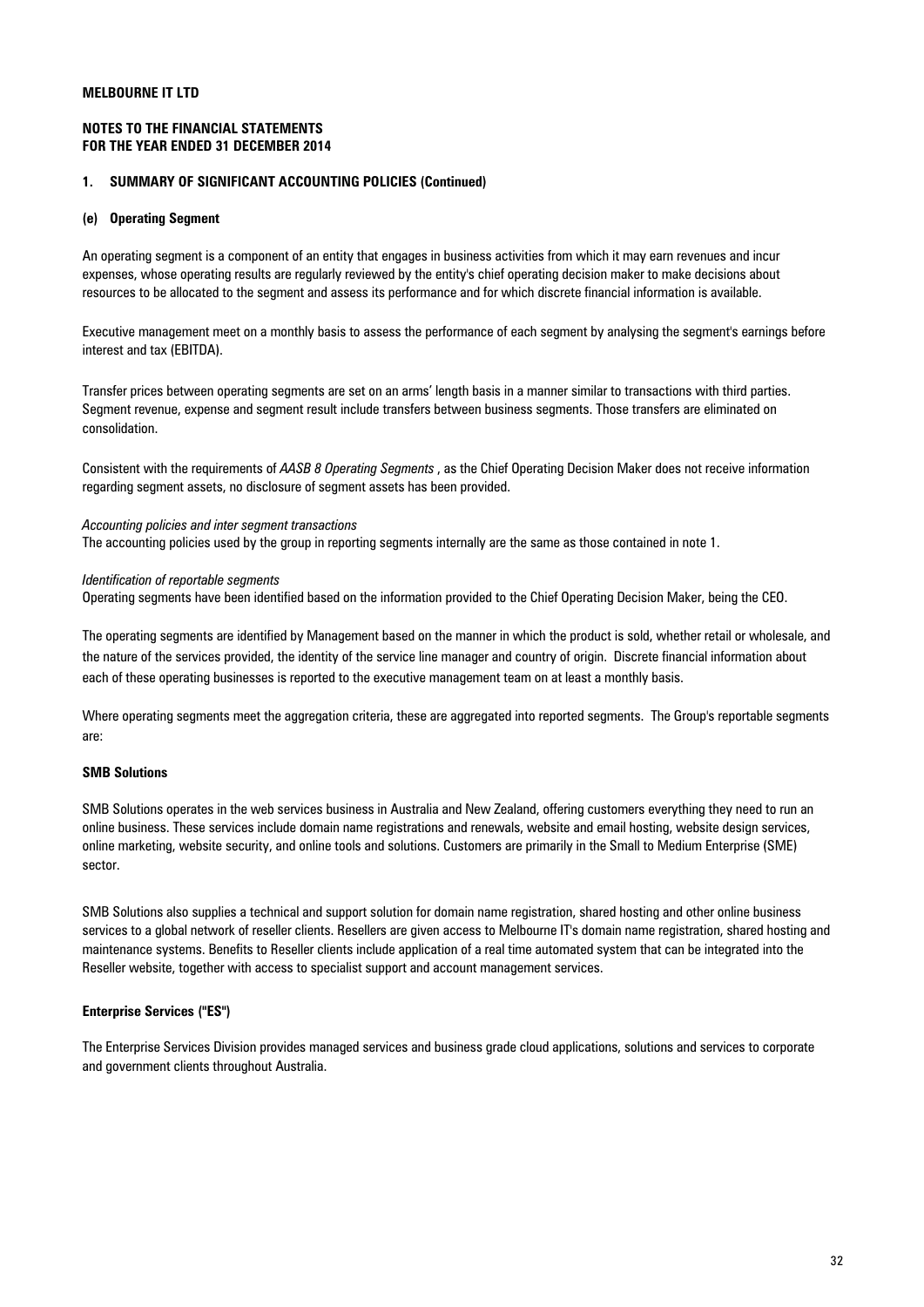**MELBOURNE IT LTD**

**NOTES TO THE FINANCIAL STATEMENTS**
**FOR THE YEAR ENDED 31 DECEMBER 2014**

## 1. SUMMARY OF SIGNIFICANT ACCOUNTING POLICIES (Continued)

### (e) Operating Segment

An operating segment is a component of an entity that engages in business activities from which it may earn revenues and incur expenses, whose operating results are regularly reviewed by the entity's chief operating decision maker to make decisions about resources to be allocated to the segment and assess its performance and for which discrete financial information is available.

Executive management meet on a monthly basis to assess the performance of each segment by analysing the segment's earnings before interest and tax (EBITDA).

Transfer prices between operating segments are set on an arms' length basis in a manner similar to transactions with third parties. Segment revenue, expense and segment result include transfers between business segments. Those transfers are eliminated on consolidation.

Consistent with the requirements of *AASB 8 Operating Segments* , as the Chief Operating Decision Maker does not receive information regarding segment assets, no disclosure of segment assets has been provided.

*Accounting policies and inter segment transactions*
The accounting policies used by the group in reporting segments internally are the same as those contained in note 1.

*Identification of reportable segments*
Operating segments have been identified based on the information provided to the Chief Operating Decision Maker, being the CEO.

The operating segments are identified by Management based on the manner in which the product is sold, whether retail or wholesale, and the nature of the services provided, the identity of the service line manager and country of origin. Discrete financial information about each of these operating businesses is reported to the executive management team on at least a monthly basis.

Where operating segments meet the aggregation criteria, these are aggregated into reported segments. The Group's reportable segments are:

**SMB Solutions**

SMB Solutions operates in the web services business in Australia and New Zealand, offering customers everything they need to run an online business. These services include domain name registrations and renewals, website and email hosting, website design services, online marketing, website security, and online tools and solutions. Customers are primarily in the Small to Medium Enterprise (SME) sector.

SMB Solutions also supplies a technical and support solution for domain name registration, shared hosting and other online business services to a global network of reseller clients. Resellers are given access to Melbourne IT's domain name registration, shared hosting and maintenance systems. Benefits to Reseller clients include application of a real time automated system that can be integrated into the Reseller website, together with access to specialist support and account management services.

**Enterprise Services ("ES")**

The Enterprise Services Division provides managed services and business grade cloud applications, solutions and services to corporate and government clients throughout Australia.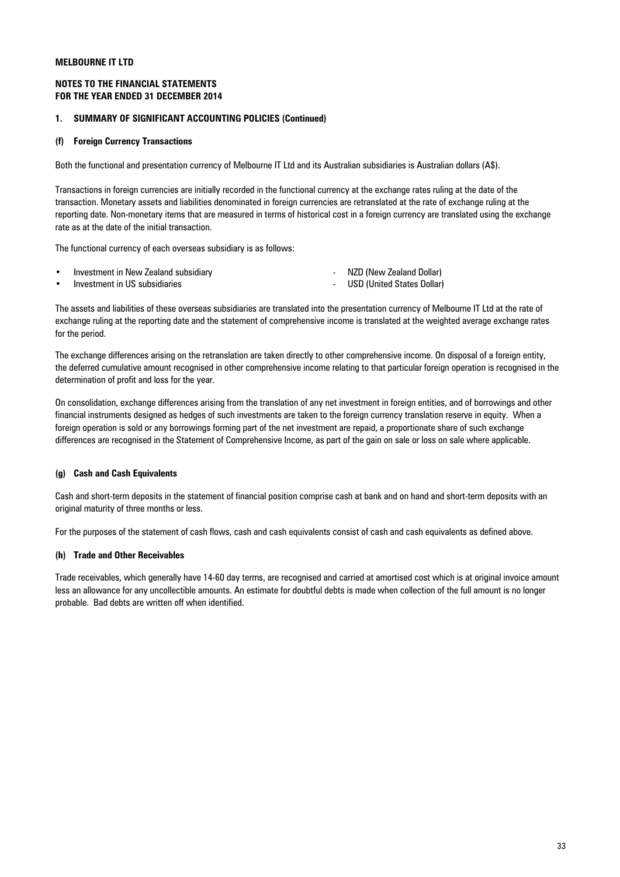**MELBOURNE IT LTD**

**NOTES TO THE FINANCIAL STATEMENTS**
**FOR THE YEAR ENDED 31 DECEMBER 2014**

**1. SUMMARY OF SIGNIFICANT ACCOUNTING POLICIES (Continued)**

**(f) Foreign Currency Transactions**

Both the functional and presentation currency of Melbourne IT Ltd and its Australian subsidiaries is Australian dollars (A$).

Transactions in foreign currencies are initially recorded in the functional currency at the exchange rates ruling at the date of the transaction. Monetary assets and liabilities denominated in foreign currencies are retranslated at the rate of exchange ruling at the reporting date. Non-monetary items that are measured in terms of historical cost in a foreign currency are translated using the exchange rate as at the date of the initial transaction.

The functional currency of each overseas subsidiary is as follows:

- Investment in New Zealand subsidiary - NZD (New Zealand Dollar)
- Investment in US subsidiaries - USD (United States Dollar)

The assets and liabilities of these overseas subsidiaries are translated into the presentation currency of Melbourne IT Ltd at the rate of exchange ruling at the reporting date and the statement of comprehensive income is translated at the weighted average exchange rates for the period.

The exchange differences arising on the retranslation are taken directly to other comprehensive income. On disposal of a foreign entity, the deferred cumulative amount recognised in other comprehensive income relating to that particular foreign operation is recognised in the determination of profit and loss for the year.

On consolidation, exchange differences arising from the translation of any net investment in foreign entities, and of borrowings and other financial instruments designed as hedges of such investments are taken to the foreign currency translation reserve in equity. When a foreign operation is sold or any borrowings forming part of the net investment are repaid, a proportionate share of such exchange differences are recognised in the Statement of Comprehensive Income, as part of the gain on sale or loss on sale where applicable.

**(g) Cash and Cash Equivalents**

Cash and short-term deposits in the statement of financial position comprise cash at bank and on hand and short-term deposits with an original maturity of three months or less.

For the purposes of the statement of cash flows, cash and cash equivalents consist of cash and cash equivalents as defined above.

**(h) Trade and Other Receivables**

Trade receivables, which generally have 14-60 day terms, are recognised and carried at amortised cost which is at original invoice amount less an allowance for any uncollectible amounts. An estimate for doubtful debts is made when collection of the full amount is no longer probable. Bad debts are written off when identified.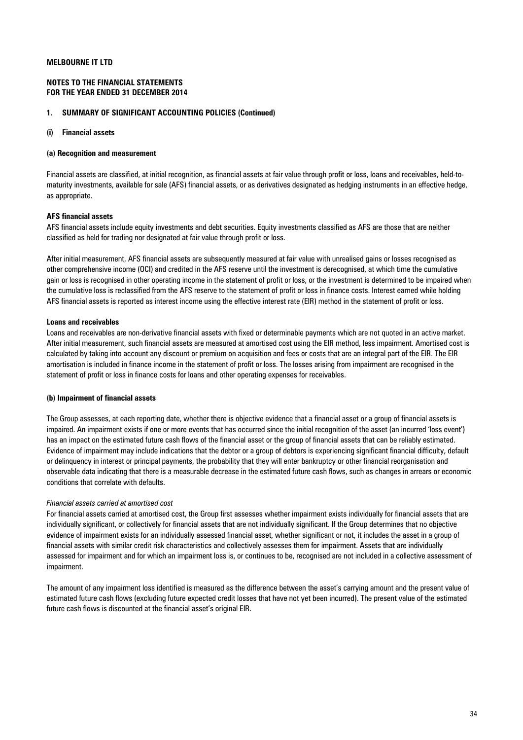**MELBOURNE IT LTD**

**NOTES TO THE FINANCIAL STATEMENTS**
**FOR THE YEAR ENDED 31 DECEMBER 2014**

## 1. SUMMARY OF SIGNIFICANT ACCOUNTING POLICIES (Continued)

### (i) Financial assets

#### (a) Recognition and measurement

Financial assets are classified, at initial recognition, as financial assets at fair value through profit or loss, loans and receivables, held-to-maturity investments, available for sale (AFS) financial assets, or as derivatives designated as hedging instruments in an effective hedge, as appropriate.

**AFS financial assets**

AFS financial assets include equity investments and debt securities. Equity investments classified as AFS are those that are neither classified as held for trading nor designated at fair value through profit or loss.

After initial measurement, AFS financial assets are subsequently measured at fair value with unrealised gains or losses recognised as other comprehensive income (OCI) and credited in the AFS reserve until the investment is derecognised, at which time the cumulative gain or loss is recognised in other operating income in the statement of profit or loss, or the investment is determined to be impaired when the cumulative loss is reclassified from the AFS reserve to the statement of profit or loss in finance costs. Interest earned while holding AFS financial assets is reported as interest income using the effective interest rate (EIR) method in the statement of profit or loss.

**Loans and receivables**

Loans and receivables are non-derivative financial assets with fixed or determinable payments which are not quoted in an active market. After initial measurement, such financial assets are measured at amortised cost using the EIR method, less impairment. Amortised cost is calculated by taking into account any discount or premium on acquisition and fees or costs that are an integral part of the EIR. The EIR amortisation is included in finance income in the statement of profit or loss. The losses arising from impairment are recognised in the statement of profit or loss in finance costs for loans and other operating expenses for receivables.

#### (b) Impairment of financial assets

The Group assesses, at each reporting date, whether there is objective evidence that a financial asset or a group of financial assets is impaired. An impairment exists if one or more events that has occurred since the initial recognition of the asset (an incurred 'loss event') has an impact on the estimated future cash flows of the financial asset or the group of financial assets that can be reliably estimated. Evidence of impairment may include indications that the debtor or a group of debtors is experiencing significant financial difficulty, default or delinquency in interest or principal payments, the probability that they will enter bankruptcy or other financial reorganisation and observable data indicating that there is a measurable decrease in the estimated future cash flows, such as changes in arrears or economic conditions that correlate with defaults.

*Financial assets carried at amortised cost*

For financial assets carried at amortised cost, the Group first assesses whether impairment exists individually for financial assets that are individually significant, or collectively for financial assets that are not individually significant. If the Group determines that no objective evidence of impairment exists for an individually assessed financial asset, whether significant or not, it includes the asset in a group of financial assets with similar credit risk characteristics and collectively assesses them for impairment. Assets that are individually assessed for impairment and for which an impairment loss is, or continues to be, recognised are not included in a collective assessment of impairment.

The amount of any impairment loss identified is measured as the difference between the asset's carrying amount and the present value of estimated future cash flows (excluding future expected credit losses that have not yet been incurred). The present value of the estimated future cash flows is discounted at the financial asset's original EIR.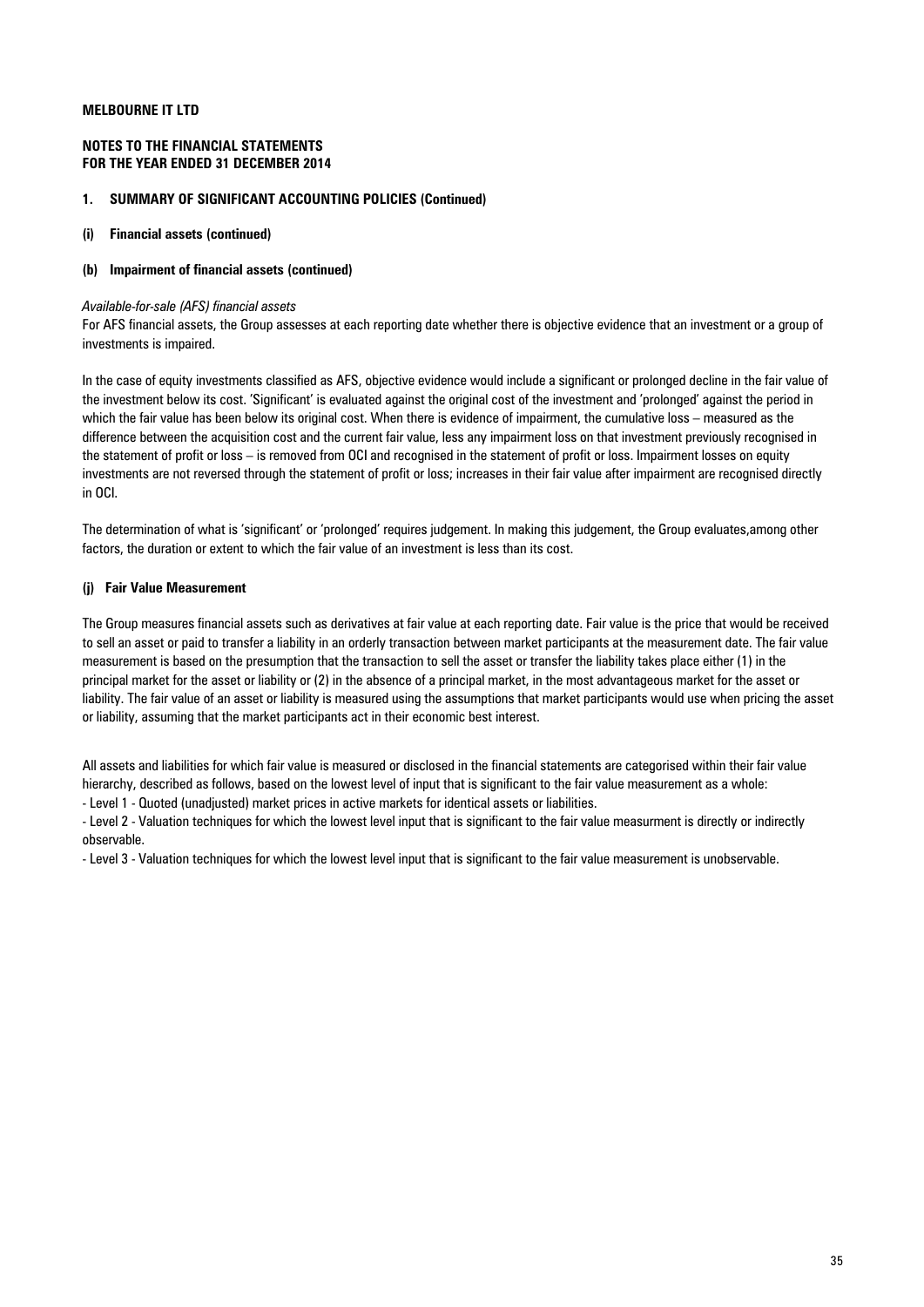**MELBOURNE IT LTD**

**NOTES TO THE FINANCIAL STATEMENTS**
**FOR THE YEAR ENDED 31 DECEMBER 2014**

## 1. SUMMARY OF SIGNIFICANT ACCOUNTING POLICIES (Continued)

### (i) Financial assets (continued)

### (b) Impairment of financial assets (continued)

*Available-for-sale (AFS) financial assets*

For AFS financial assets, the Group assesses at each reporting date whether there is objective evidence that an investment or a group of investments is impaired.

In the case of equity investments classified as AFS, objective evidence would include a significant or prolonged decline in the fair value of the investment below its cost. 'Significant' is evaluated against the original cost of the investment and 'prolonged' against the period in which the fair value has been below its original cost. When there is evidence of impairment, the cumulative loss – measured as the difference between the acquisition cost and the current fair value, less any impairment loss on that investment previously recognised in the statement of profit or loss – is removed from OCI and recognised in the statement of profit or loss. Impairment losses on equity investments are not reversed through the statement of profit or loss; increases in their fair value after impairment are recognised directly in OCI.

The determination of what is 'significant' or 'prolonged' requires judgement. In making this judgement, the Group evaluates,among other factors, the duration or extent to which the fair value of an investment is less than its cost.

### (j) Fair Value Measurement

The Group measures financial assets such as derivatives at fair value at each reporting date. Fair value is the price that would be received to sell an asset or paid to transfer a liability in an orderly transaction between market participants at the measurement date. The fair value measurement is based on the presumption that the transaction to sell the asset or transfer the liability takes place either (1) in the principal market for the asset or liability or (2) in the absence of a principal market, in the most advantageous market for the asset or liability. The fair value of an asset or liability is measured using the assumptions that market participants would use when pricing the asset or liability, assuming that the market participants act in their economic best interest.

All assets and liabilities for which fair value is measured or disclosed in the financial statements are categorised within their fair value hierarchy, described as follows, based on the lowest level of input that is significant to the fair value measurement as a whole:

- Level 1 - Quoted (unadjusted) market prices in active markets for identical assets or liabilities.
- Level 2 - Valuation techniques for which the lowest level input that is significant to the fair value measurment is directly or indirectly observable.
- Level 3 - Valuation techniques for which the lowest level input that is significant to the fair value measurement is unobservable.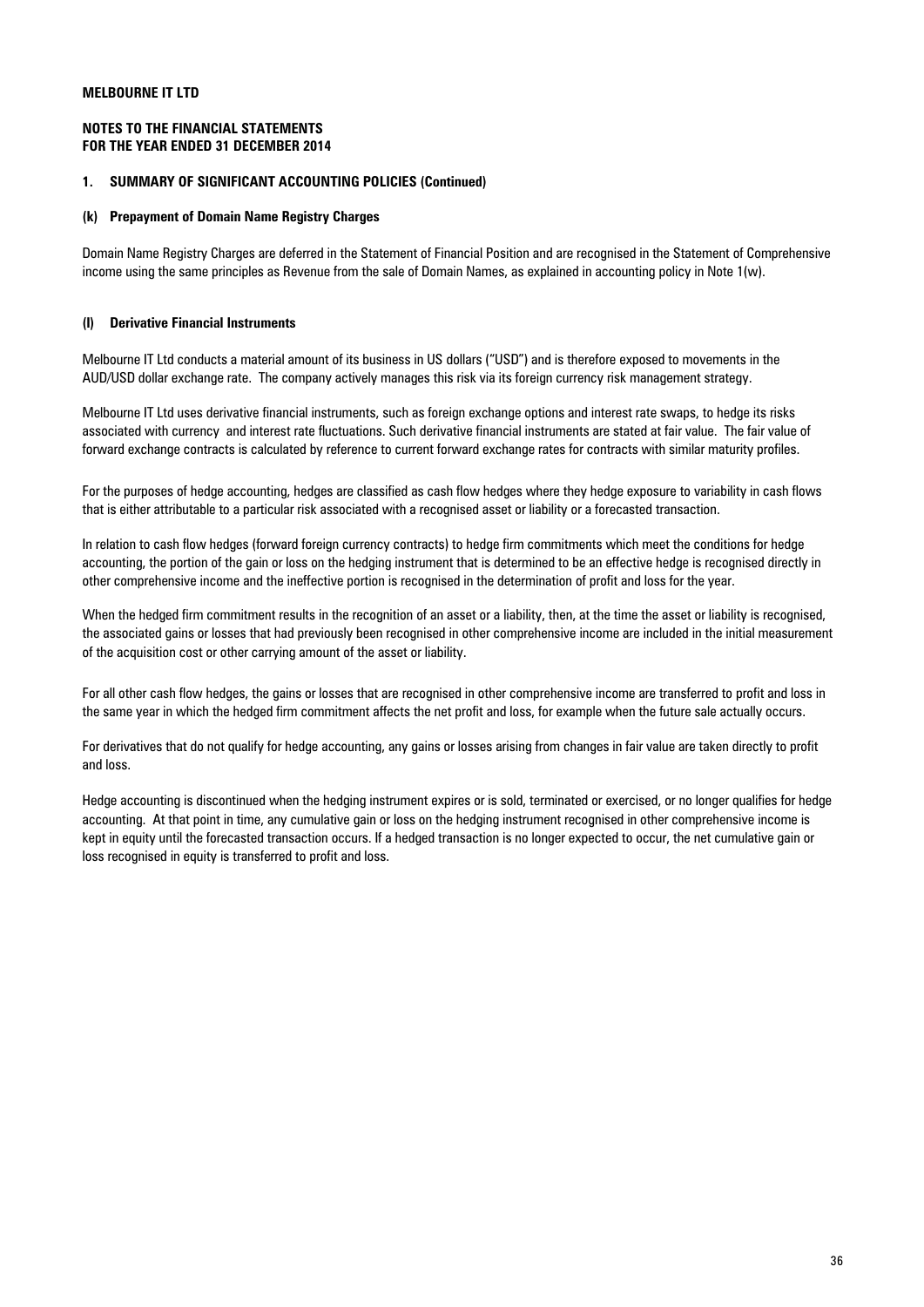**MELBOURNE IT LTD**

**NOTES TO THE FINANCIAL STATEMENTS**
**FOR THE YEAR ENDED 31 DECEMBER 2014**

**1. SUMMARY OF SIGNIFICANT ACCOUNTING POLICIES (Continued)**

**(k) Prepayment of Domain Name Registry Charges**

Domain Name Registry Charges are deferred in the Statement of Financial Position and are recognised in the Statement of Comprehensive income using the same principles as Revenue from the sale of Domain Names, as explained in accounting policy in Note 1(w).

**(l) Derivative Financial Instruments**

Melbourne IT Ltd conducts a material amount of its business in US dollars ("USD") and is therefore exposed to movements in the AUD/USD dollar exchange rate. The company actively manages this risk via its foreign currency risk management strategy.

Melbourne IT Ltd uses derivative financial instruments, such as foreign exchange options and interest rate swaps, to hedge its risks associated with currency and interest rate fluctuations. Such derivative financial instruments are stated at fair value. The fair value of forward exchange contracts is calculated by reference to current forward exchange rates for contracts with similar maturity profiles.

For the purposes of hedge accounting, hedges are classified as cash flow hedges where they hedge exposure to variability in cash flows that is either attributable to a particular risk associated with a recognised asset or liability or a forecasted transaction.

In relation to cash flow hedges (forward foreign currency contracts) to hedge firm commitments which meet the conditions for hedge accounting, the portion of the gain or loss on the hedging instrument that is determined to be an effective hedge is recognised directly in other comprehensive income and the ineffective portion is recognised in the determination of profit and loss for the year.

When the hedged firm commitment results in the recognition of an asset or a liability, then, at the time the asset or liability is recognised, the associated gains or losses that had previously been recognised in other comprehensive income are included in the initial measurement of the acquisition cost or other carrying amount of the asset or liability.

For all other cash flow hedges, the gains or losses that are recognised in other comprehensive income are transferred to profit and loss in the same year in which the hedged firm commitment affects the net profit and loss, for example when the future sale actually occurs.

For derivatives that do not qualify for hedge accounting, any gains or losses arising from changes in fair value are taken directly to profit and loss.

Hedge accounting is discontinued when the hedging instrument expires or is sold, terminated or exercised, or no longer qualifies for hedge accounting. At that point in time, any cumulative gain or loss on the hedging instrument recognised in other comprehensive income is kept in equity until the forecasted transaction occurs. If a hedged transaction is no longer expected to occur, the net cumulative gain or loss recognised in equity is transferred to profit and loss.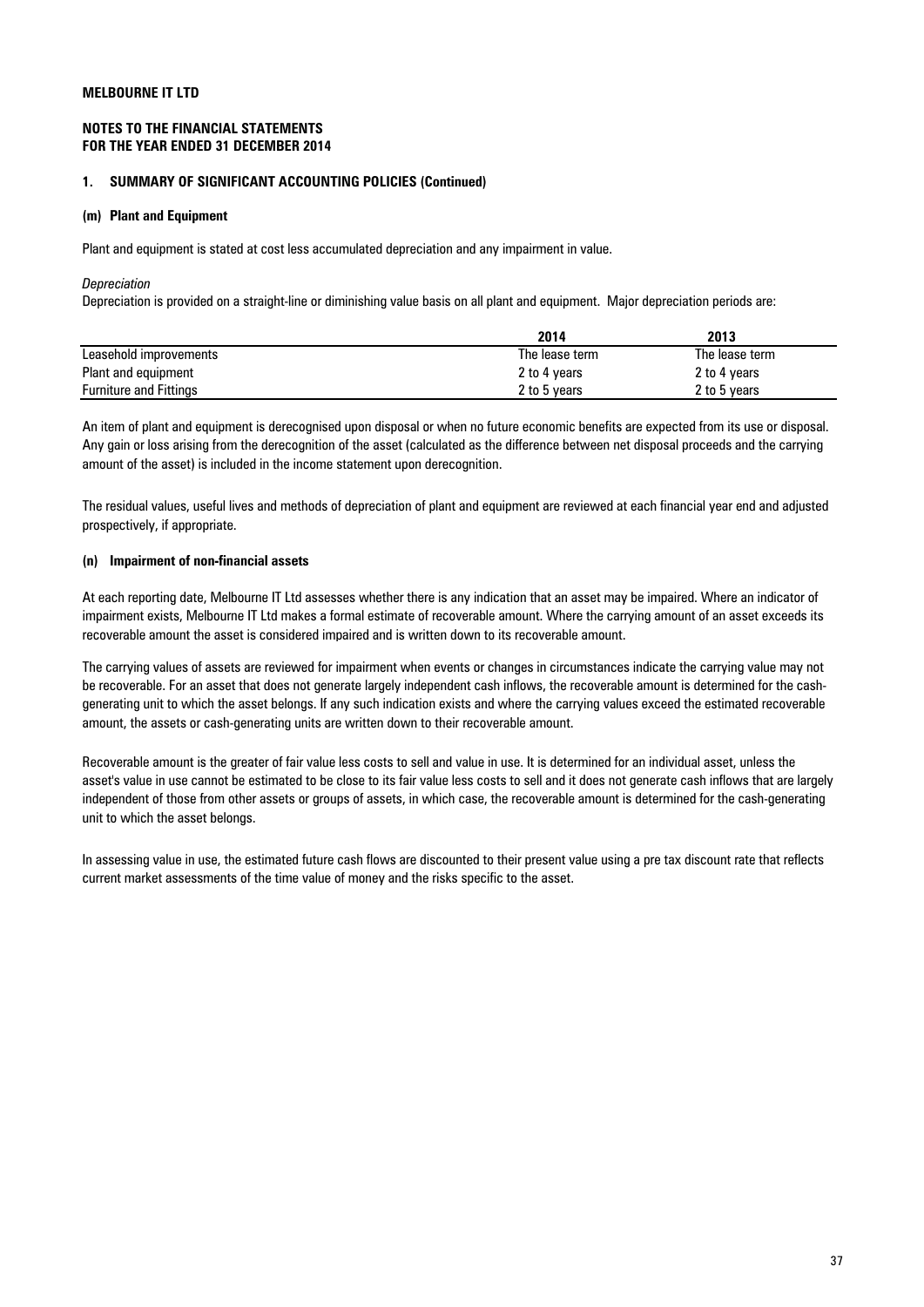**MELBOURNE IT LTD**

**NOTES TO THE FINANCIAL STATEMENTS**
**FOR THE YEAR ENDED 31 DECEMBER 2014**

**1. SUMMARY OF SIGNIFICANT ACCOUNTING POLICIES (Continued)**

**(m) Plant and Equipment**

Plant and equipment is stated at cost less accumulated depreciation and any impairment in value.

*Depreciation*

Depreciation is provided on a straight-line or diminishing value basis on all plant and equipment. Major depreciation periods are:

| | 2014 | 2013 |
|---|---|---|
| Leasehold improvements | The lease term | The lease term |
| Plant and equipment | 2 to 4 years | 2 to 4 years |
| Furniture and Fittings | 2 to 5 years | 2 to 5 years |

An item of plant and equipment is derecognised upon disposal or when no future economic benefits are expected from its use or disposal. Any gain or loss arising from the derecognition of the asset (calculated as the difference between net disposal proceeds and the carrying amount of the asset) is included in the income statement upon derecognition.

The residual values, useful lives and methods of depreciation of plant and equipment are reviewed at each financial year end and adjusted prospectively, if appropriate.

**(n) Impairment of non-financial assets**

At each reporting date, Melbourne IT Ltd assesses whether there is any indication that an asset may be impaired. Where an indicator of impairment exists, Melbourne IT Ltd makes a formal estimate of recoverable amount. Where the carrying amount of an asset exceeds its recoverable amount the asset is considered impaired and is written down to its recoverable amount.

The carrying values of assets are reviewed for impairment when events or changes in circumstances indicate the carrying value may not be recoverable. For an asset that does not generate largely independent cash inflows, the recoverable amount is determined for the cash-generating unit to which the asset belongs. If any such indication exists and where the carrying values exceed the estimated recoverable amount, the assets or cash-generating units are written down to their recoverable amount.

Recoverable amount is the greater of fair value less costs to sell and value in use. It is determined for an individual asset, unless the asset's value in use cannot be estimated to be close to its fair value less costs to sell and it does not generate cash inflows that are largely independent of those from other assets or groups of assets, in which case, the recoverable amount is determined for the cash-generating unit to which the asset belongs.

In assessing value in use, the estimated future cash flows are discounted to their present value using a pre tax discount rate that reflects current market assessments of the time value of money and the risks specific to the asset.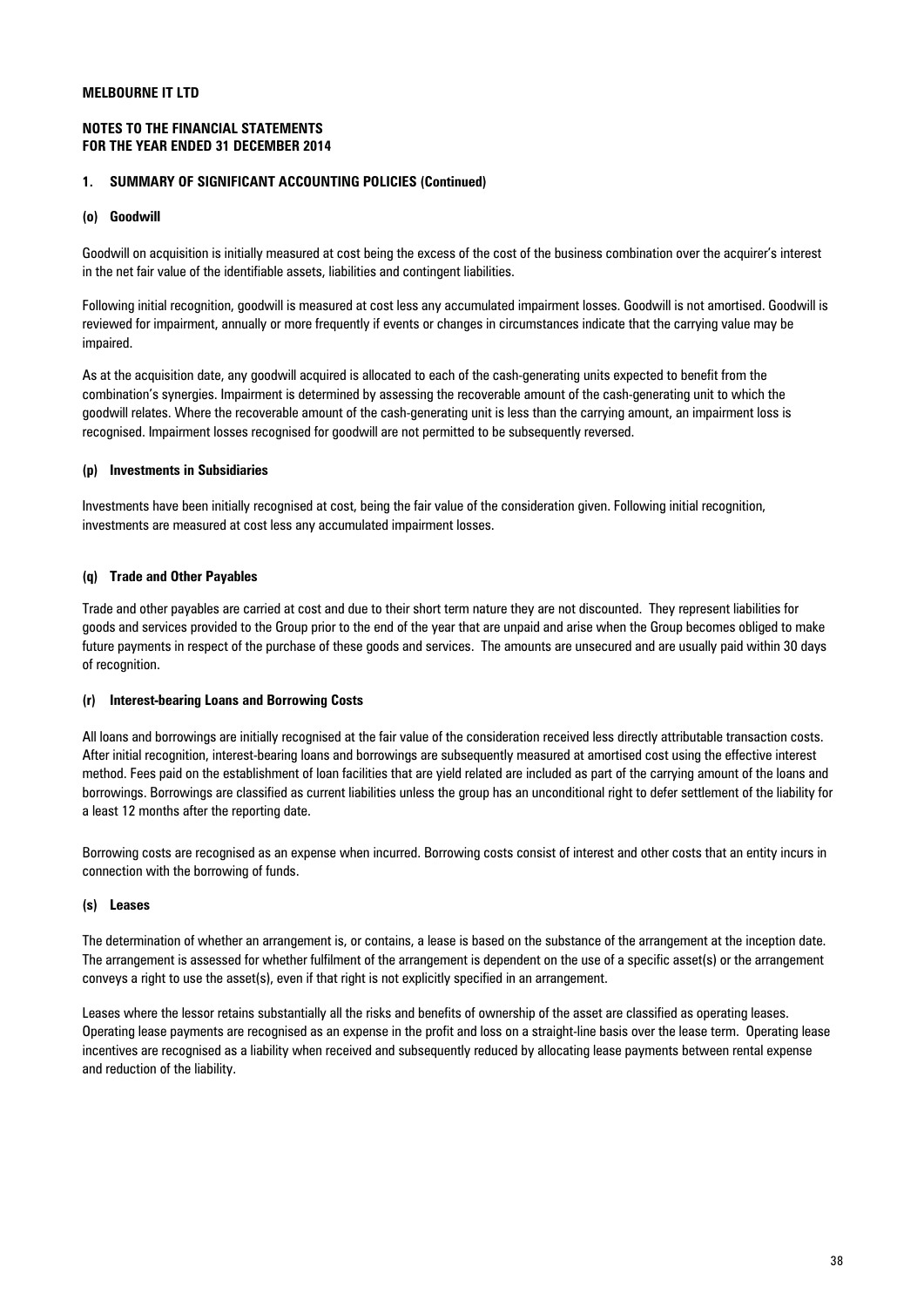**MELBOURNE IT LTD**

**NOTES TO THE FINANCIAL STATEMENTS**
**FOR THE YEAR ENDED 31 DECEMBER 2014**

## 1. SUMMARY OF SIGNIFICANT ACCOUNTING POLICIES (Continued)

### (o) Goodwill

Goodwill on acquisition is initially measured at cost being the excess of the cost of the business combination over the acquirer's interest in the net fair value of the identifiable assets, liabilities and contingent liabilities.

Following initial recognition, goodwill is measured at cost less any accumulated impairment losses. Goodwill is not amortised. Goodwill is reviewed for impairment, annually or more frequently if events or changes in circumstances indicate that the carrying value may be impaired.

As at the acquisition date, any goodwill acquired is allocated to each of the cash-generating units expected to benefit from the combination's synergies. Impairment is determined by assessing the recoverable amount of the cash-generating unit to which the goodwill relates. Where the recoverable amount of the cash-generating unit is less than the carrying amount, an impairment loss is recognised. Impairment losses recognised for goodwill are not permitted to be subsequently reversed.

### (p) Investments in Subsidiaries

Investments have been initially recognised at cost, being the fair value of the consideration given. Following initial recognition, investments are measured at cost less any accumulated impairment losses.

### (q) Trade and Other Payables

Trade and other payables are carried at cost and due to their short term nature they are not discounted. They represent liabilities for goods and services provided to the Group prior to the end of the year that are unpaid and arise when the Group becomes obliged to make future payments in respect of the purchase of these goods and services. The amounts are unsecured and are usually paid within 30 days of recognition.

### (r) Interest-bearing Loans and Borrowing Costs

All loans and borrowings are initially recognised at the fair value of the consideration received less directly attributable transaction costs. After initial recognition, interest-bearing loans and borrowings are subsequently measured at amortised cost using the effective interest method. Fees paid on the establishment of loan facilities that are yield related are included as part of the carrying amount of the loans and borrowings. Borrowings are classified as current liabilities unless the group has an unconditional right to defer settlement of the liability for a least 12 months after the reporting date.

Borrowing costs are recognised as an expense when incurred. Borrowing costs consist of interest and other costs that an entity incurs in connection with the borrowing of funds.

### (s) Leases

The determination of whether an arrangement is, or contains, a lease is based on the substance of the arrangement at the inception date. The arrangement is assessed for whether fulfilment of the arrangement is dependent on the use of a specific asset(s) or the arrangement conveys a right to use the asset(s), even if that right is not explicitly specified in an arrangement.

Leases where the lessor retains substantially all the risks and benefits of ownership of the asset are classified as operating leases. Operating lease payments are recognised as an expense in the profit and loss on a straight-line basis over the lease term. Operating lease incentives are recognised as a liability when received and subsequently reduced by allocating lease payments between rental expense and reduction of the liability.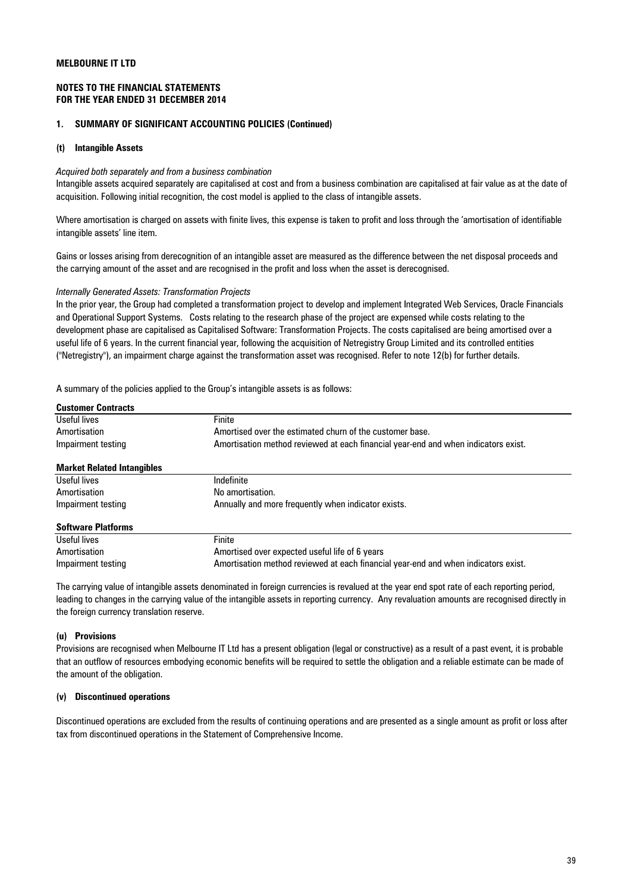**MELBOURNE IT LTD**

**NOTES TO THE FINANCIAL STATEMENTS**
**FOR THE YEAR ENDED 31 DECEMBER 2014**

## 1. SUMMARY OF SIGNIFICANT ACCOUNTING POLICIES (Continued)

### (t) Intangible Assets

*Acquired both separately and from a business combination*

Intangible assets acquired separately are capitalised at cost and from a business combination are capitalised at fair value as at the date of acquisition. Following initial recognition, the cost model is applied to the class of intangible assets.

Where amortisation is charged on assets with finite lives, this expense is taken to profit and loss through the 'amortisation of identifiable intangible assets' line item.

Gains or losses arising from derecognition of an intangible asset are measured as the difference between the net disposal proceeds and the carrying amount of the asset and are recognised in the profit and loss when the asset is derecognised.

*Internally Generated Assets: Transformation Projects*

In the prior year, the Group had completed a transformation project to develop and implement Integrated Web Services, Oracle Financials and Operational Support Systems. Costs relating to the research phase of the project are expensed while costs relating to the development phase are capitalised as Capitalised Software: Transformation Projects. The costs capitalised are being amortised over a useful life of 6 years. In the current financial year, following the acquisition of Netregistry Group Limited and its controlled entities ("Netregistry"), an impairment charge against the transformation asset was recognised. Refer to note 12(b) for further details.

A summary of the policies applied to the Group's intangible assets is as follows:

| **Customer Contracts** | |
|---|---|
| Useful lives | Finite |
| Amortisation | Amortised over the estimated churn of the customer base. |
| Impairment testing | Amortisation method reviewed at each financial year-end and when indicators exist. |

| **Market Related Intangibles** | |
|---|---|
| Useful lives | Indefinite |
| Amortisation | No amortisation. |
| Impairment testing | Annually and more frequently when indicator exists. |

| **Software Platforms** | |
|---|---|
| Useful lives | Finite |
| Amortisation | Amortised over expected useful life of 6 years |
| Impairment testing | Amortisation method reviewed at each financial year-end and when indicators exist. |

The carrying value of intangible assets denominated in foreign currencies is revalued at the year end spot rate of each reporting period, leading to changes in the carrying value of the intangible assets in reporting currency. Any revaluation amounts are recognised directly in the foreign currency translation reserve.

### (u) Provisions

Provisions are recognised when Melbourne IT Ltd has a present obligation (legal or constructive) as a result of a past event, it is probable that an outflow of resources embodying economic benefits will be required to settle the obligation and a reliable estimate can be made of the amount of the obligation.

### (v) Discontinued operations

Discontinued operations are excluded from the results of continuing operations and are presented as a single amount as profit or loss after tax from discontinued operations in the Statement of Comprehensive Income.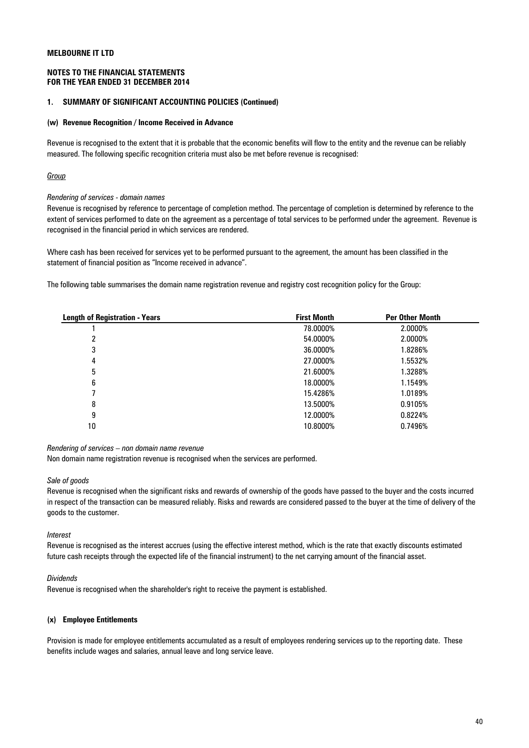**MELBOURNE IT LTD**

**NOTES TO THE FINANCIAL STATEMENTS**
**FOR THE YEAR ENDED 31 DECEMBER 2014**

### 1. SUMMARY OF SIGNIFICANT ACCOUNTING POLICIES (Continued)

#### (w) Revenue Recognition / Income Received in Advance

Revenue is recognised to the extent that it is probable that the economic benefits will flow to the entity and the revenue can be reliably measured. The following specific recognition criteria must also be met before revenue is recognised:

_Group_

*Rendering of services - domain names*
Revenue is recognised by reference to percentage of completion method. The percentage of completion is determined by reference to the extent of services performed to date on the agreement as a percentage of total services to be performed under the agreement. Revenue is recognised in the financial period in which services are rendered.

Where cash has been received for services yet to be performed pursuant to the agreement, the amount has been classified in the statement of financial position as "Income received in advance".

The following table summarises the domain name registration revenue and registry cost recognition policy for the Group:

| Length of Registration - Years | First Month | Per Other Month |
|---|---|---|
| 1 | 78.0000% | 2.0000% |
| 2 | 54.0000% | 2.0000% |
| 3 | 36.0000% | 1.8286% |
| 4 | 27.0000% | 1.5532% |
| 5 | 21.6000% | 1.3288% |
| 6 | 18.0000% | 1.1549% |
| 7 | 15.4286% | 1.0189% |
| 8 | 13.5000% | 0.9105% |
| 9 | 12.0000% | 0.8224% |
| 10 | 10.8000% | 0.7496% |

*Rendering of services – non domain name revenue*
Non domain name registration revenue is recognised when the services are performed.

*Sale of goods*
Revenue is recognised when the significant risks and rewards of ownership of the goods have passed to the buyer and the costs incurred in respect of the transaction can be measured reliably. Risks and rewards are considered passed to the buyer at the time of delivery of the goods to the customer.

*Interest*
Revenue is recognised as the interest accrues (using the effective interest method, which is the rate that exactly discounts estimated future cash receipts through the expected life of the financial instrument) to the net carrying amount of the financial asset.

*Dividends*
Revenue is recognised when the shareholder's right to receive the payment is established.

#### (x) Employee Entitlements

Provision is made for employee entitlements accumulated as a result of employees rendering services up to the reporting date. These benefits include wages and salaries, annual leave and long service leave.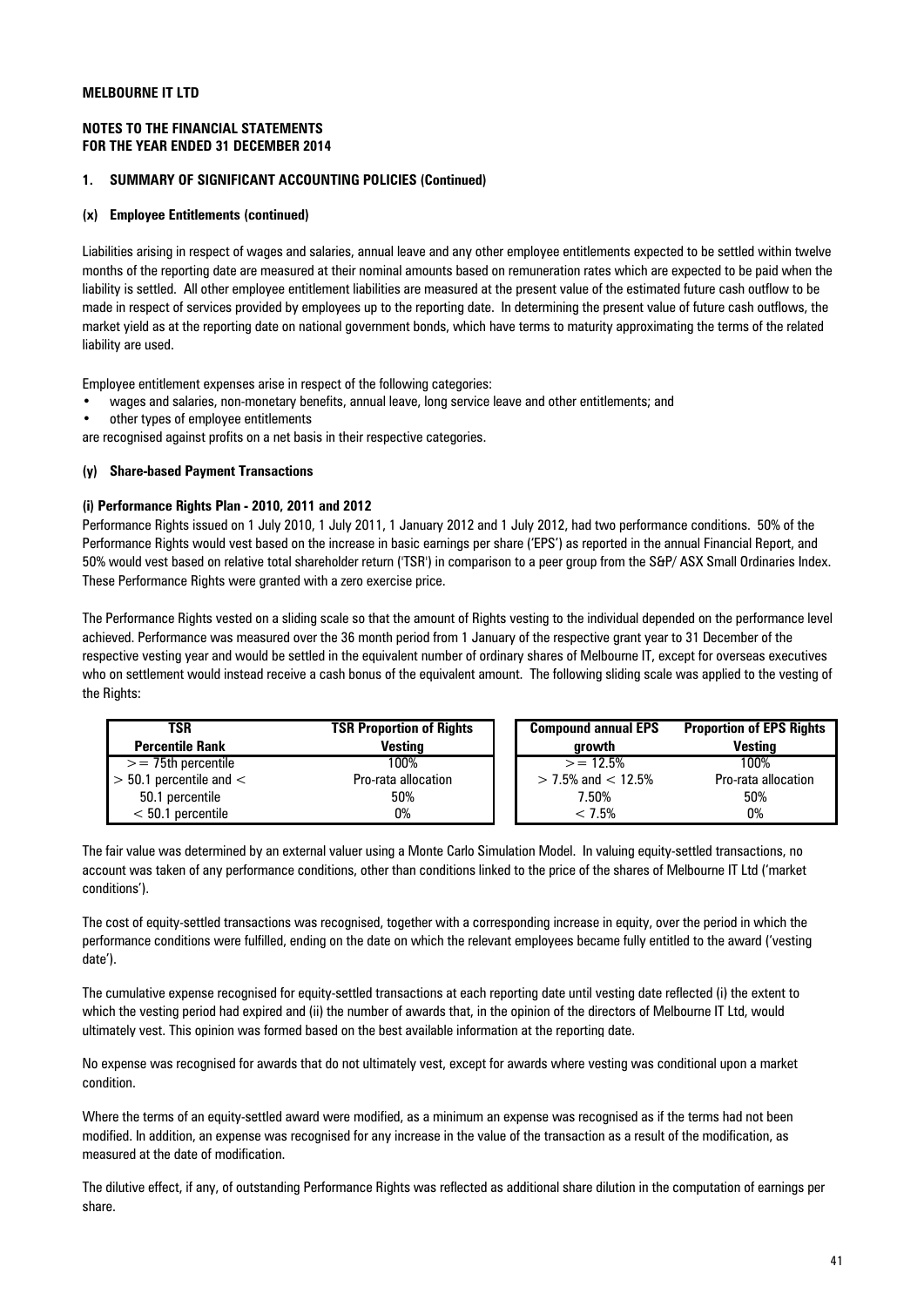**MELBOURNE IT LTD**

**NOTES TO THE FINANCIAL STATEMENTS**
**FOR THE YEAR ENDED 31 DECEMBER 2014**

**1. SUMMARY OF SIGNIFICANT ACCOUNTING POLICIES (Continued)**

**(x) Employee Entitlements (continued)**

Liabilities arising in respect of wages and salaries, annual leave and any other employee entitlements expected to be settled within twelve months of the reporting date are measured at their nominal amounts based on remuneration rates which are expected to be paid when the liability is settled. All other employee entitlement liabilities are measured at the present value of the estimated future cash outflow to be made in respect of services provided by employees up to the reporting date. In determining the present value of future cash outflows, the market yield as at the reporting date on national government bonds, which have terms to maturity approximating the terms of the related liability are used.

Employee entitlement expenses arise in respect of the following categories:

- wages and salaries, non-monetary benefits, annual leave, long service leave and other entitlements; and
- other types of employee entitlements

are recognised against profits on a net basis in their respective categories.

**(y) Share-based Payment Transactions**

**(i) Performance Rights Plan - 2010, 2011 and 2012**

Performance Rights issued on 1 July 2010, 1 July 2011, 1 January 2012 and 1 July 2012, had two performance conditions. 50% of the Performance Rights would vest based on the increase in basic earnings per share ('EPS') as reported in the annual Financial Report, and 50% would vest based on relative total shareholder return ('TSR') in comparison to a peer group from the S&P/ ASX Small Ordinaries Index. These Performance Rights were granted with a zero exercise price.

The Performance Rights vested on a sliding scale so that the amount of Rights vesting to the individual depended on the performance level achieved. Performance was measured over the 36 month period from 1 January of the respective grant year to 31 December of the respective vesting year and would be settled in the equivalent number of ordinary shares of Melbourne IT, except for overseas executives who on settlement would instead receive a cash bonus of the equivalent amount. The following sliding scale was applied to the vesting of the Rights:

| TSR Percentile Rank | TSR Proportion of Rights Vesting |
|---|---|
| >= 75th percentile | 100% |
| > 50.1 percentile and < | Pro-rata allocation |
| 50.1 percentile | 50% |
| < 50.1 percentile | 0% |

| Compound annual EPS growth | Proportion of EPS Rights Vesting |
|---|---|
| >= 12.5% | 100% |
| > 7.5% and < 12.5% | Pro-rata allocation |
| 7.50% | 50% |
| < 7.5% | 0% |

The fair value was determined by an external valuer using a Monte Carlo Simulation Model. In valuing equity-settled transactions, no account was taken of any performance conditions, other than conditions linked to the price of the shares of Melbourne IT Ltd ('market conditions').

The cost of equity-settled transactions was recognised, together with a corresponding increase in equity, over the period in which the performance conditions were fulfilled, ending on the date on which the relevant employees became fully entitled to the award ('vesting date').

The cumulative expense recognised for equity-settled transactions at each reporting date until vesting date reflected (i) the extent to which the vesting period had expired and (ii) the number of awards that, in the opinion of the directors of Melbourne IT Ltd, would ultimately vest. This opinion was formed based on the best available information at the reporting date.

No expense was recognised for awards that do not ultimately vest, except for awards where vesting was conditional upon a market condition.

Where the terms of an equity-settled award were modified, as a minimum an expense was recognised as if the terms had not been modified. In addition, an expense was recognised for any increase in the value of the transaction as a result of the modification, as measured at the date of modification.

The dilutive effect, if any, of outstanding Performance Rights was reflected as additional share dilution in the computation of earnings per share.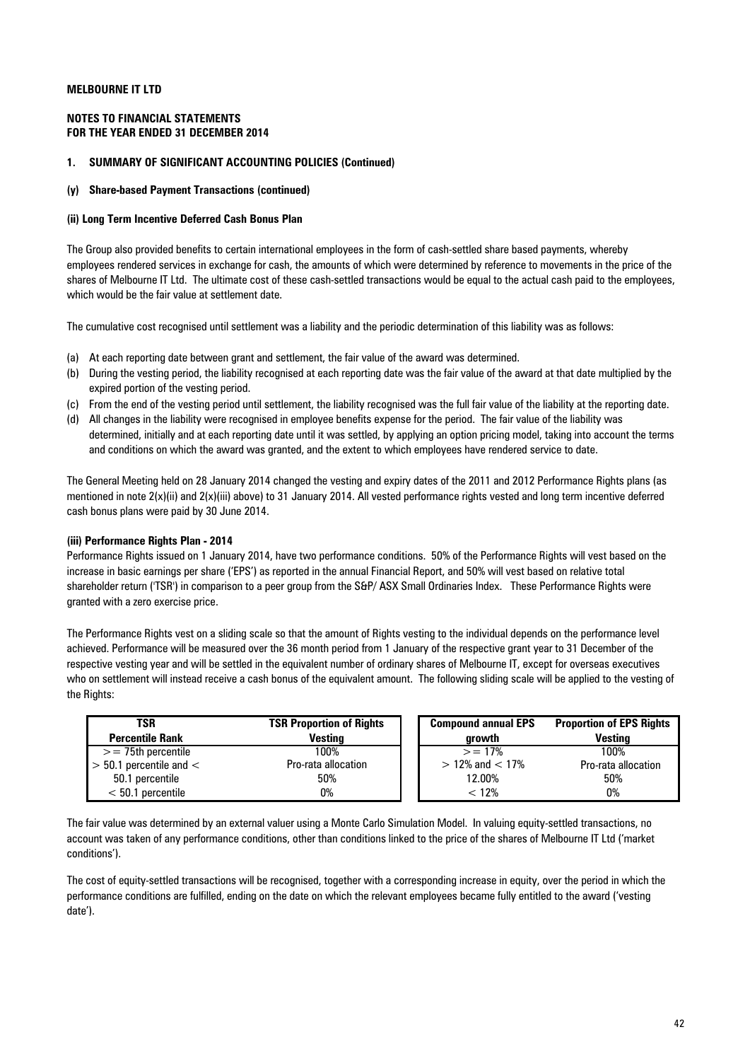**MELBOURNE IT LTD**

**NOTES TO FINANCIAL STATEMENTS**
**FOR THE YEAR ENDED 31 DECEMBER 2014**

**1. SUMMARY OF SIGNIFICANT ACCOUNTING POLICIES (Continued)**

**(y) Share-based Payment Transactions (continued)**

**(ii) Long Term Incentive Deferred Cash Bonus Plan**

The Group also provided benefits to certain international employees in the form of cash-settled share based payments, whereby employees rendered services in exchange for cash, the amounts of which were determined by reference to movements in the price of the shares of Melbourne IT Ltd. The ultimate cost of these cash-settled transactions would be equal to the actual cash paid to the employees, which would be the fair value at settlement date.

The cumulative cost recognised until settlement was a liability and the periodic determination of this liability was as follows:

(a) At each reporting date between grant and settlement, the fair value of the award was determined.
(b) During the vesting period, the liability recognised at each reporting date was the fair value of the award at that date multiplied by the expired portion of the vesting period.
(c) From the end of the vesting period until settlement, the liability recognised was the full fair value of the liability at the reporting date.
(d) All changes in the liability were recognised in employee benefits expense for the period. The fair value of the liability was determined, initially and at each reporting date until it was settled, by applying an option pricing model, taking into account the terms and conditions on which the award was granted, and the extent to which employees have rendered service to date.

The General Meeting held on 28 January 2014 changed the vesting and expiry dates of the 2011 and 2012 Performance Rights plans (as mentioned in note 2(x)(ii) and 2(x)(iii) above) to 31 January 2014. All vested performance rights vested and long term incentive deferred cash bonus plans were paid by 30 June 2014.

**(iii) Performance Rights Plan - 2014**

Performance Rights issued on 1 January 2014, have two performance conditions. 50% of the Performance Rights will vest based on the increase in basic earnings per share ('EPS') as reported in the annual Financial Report, and 50% will vest based on relative total shareholder return ('TSR') in comparison to a peer group from the S&P/ ASX Small Ordinaries Index. These Performance Rights were granted with a zero exercise price.

The Performance Rights vest on a sliding scale so that the amount of Rights vesting to the individual depends on the performance level achieved. Performance will be measured over the 36 month period from 1 January of the respective grant year to 31 December of the respective vesting year and will be settled in the equivalent number of ordinary shares of Melbourne IT, except for overseas executives who on settlement will instead receive a cash bonus of the equivalent amount. The following sliding scale will be applied to the vesting of the Rights:

| TSR Percentile Rank | TSR Proportion of Rights Vesting |
|---|---|
| >= 75th percentile | 100% |
| > 50.1 percentile and < | Pro-rata allocation |
| 50.1 percentile | 50% |
| < 50.1 percentile | 0% |

| Compound annual EPS growth | Proportion of EPS Rights Vesting |
|---|---|
| >= 17% | 100% |
| > 12% and < 17% | Pro-rata allocation |
| 12.00% | 50% |
| < 12% | 0% |

The fair value was determined by an external valuer using a Monte Carlo Simulation Model. In valuing equity-settled transactions, no account was taken of any performance conditions, other than conditions linked to the price of the shares of Melbourne IT Ltd ('market conditions').

The cost of equity-settled transactions will be recognised, together with a corresponding increase in equity, over the period in which the performance conditions are fulfilled, ending on the date on which the relevant employees became fully entitled to the award ('vesting date').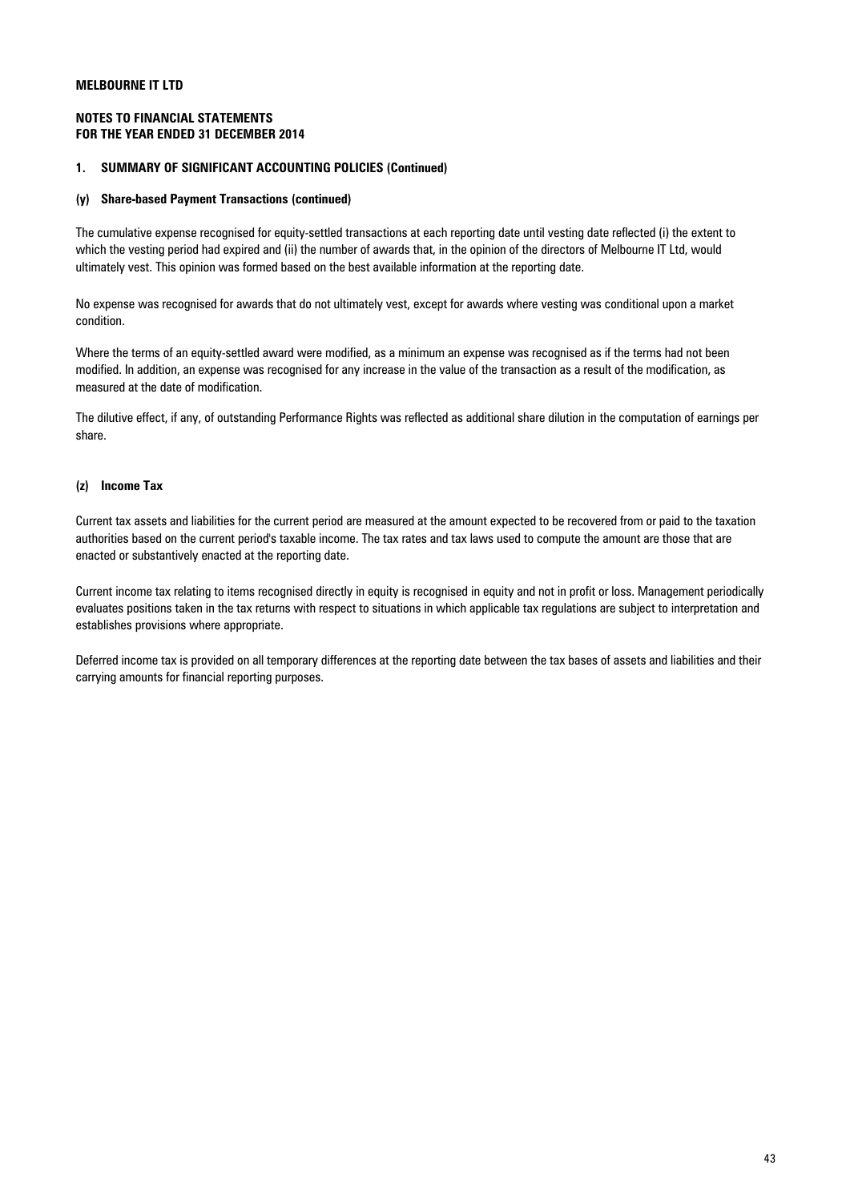# MELBOURNE IT LTD

## NOTES TO FINANCIAL STATEMENTS
## FOR THE YEAR ENDED 31 DECEMBER 2014

### 1. SUMMARY OF SIGNIFICANT ACCOUNTING POLICIES (Continued)

#### (y) Share-based Payment Transactions (continued)

The cumulative expense recognised for equity-settled transactions at each reporting date until vesting date reflected (i) the extent to which the vesting period had expired and (ii) the number of awards that, in the opinion of the directors of Melbourne IT Ltd, would ultimately vest. This opinion was formed based on the best available information at the reporting date.

No expense was recognised for awards that do not ultimately vest, except for awards where vesting was conditional upon a market condition.

Where the terms of an equity-settled award were modified, as a minimum an expense was recognised as if the terms had not been modified. In addition, an expense was recognised for any increase in the value of the transaction as a result of the modification, as measured at the date of modification.

The dilutive effect, if any, of outstanding Performance Rights was reflected as additional share dilution in the computation of earnings per share.

#### (z) Income Tax

Current tax assets and liabilities for the current period are measured at the amount expected to be recovered from or paid to the taxation authorities based on the current period's taxable income. The tax rates and tax laws used to compute the amount are those that are enacted or substantively enacted at the reporting date.

Current income tax relating to items recognised directly in equity is recognised in equity and not in profit or loss. Management periodically evaluates positions taken in the tax returns with respect to situations in which applicable tax regulations are subject to interpretation and establishes provisions where appropriate.

Deferred income tax is provided on all temporary differences at the reporting date between the tax bases of assets and liabilities and their carrying amounts for financial reporting purposes.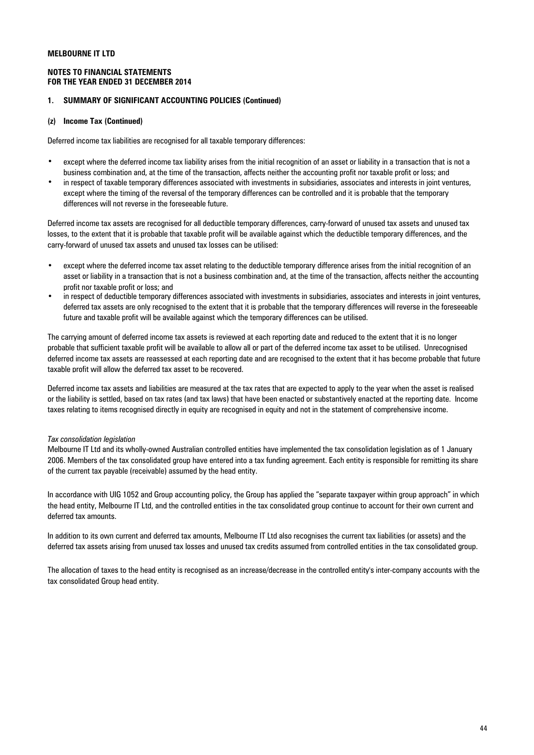**MELBOURNE IT LTD**

**NOTES TO FINANCIAL STATEMENTS**
**FOR THE YEAR ENDED 31 DECEMBER 2014**

## 1. SUMMARY OF SIGNIFICANT ACCOUNTING POLICIES (Continued)

### (z) Income Tax (Continued)

Deferred income tax liabilities are recognised for all taxable temporary differences:

- except where the deferred income tax liability arises from the initial recognition of an asset or liability in a transaction that is not a business combination and, at the time of the transaction, affects neither the accounting profit nor taxable profit or loss; and
- in respect of taxable temporary differences associated with investments in subsidiaries, associates and interests in joint ventures, except where the timing of the reversal of the temporary differences can be controlled and it is probable that the temporary differences will not reverse in the foreseeable future.

Deferred income tax assets are recognised for all deductible temporary differences, carry-forward of unused tax assets and unused tax losses, to the extent that it is probable that taxable profit will be available against which the deductible temporary differences, and the carry-forward of unused tax assets and unused tax losses can be utilised:

- except where the deferred income tax asset relating to the deductible temporary difference arises from the initial recognition of an asset or liability in a transaction that is not a business combination and, at the time of the transaction, affects neither the accounting profit nor taxable profit or loss; and
- in respect of deductible temporary differences associated with investments in subsidiaries, associates and interests in joint ventures, deferred tax assets are only recognised to the extent that it is probable that the temporary differences will reverse in the foreseeable future and taxable profit will be available against which the temporary differences can be utilised.

The carrying amount of deferred income tax assets is reviewed at each reporting date and reduced to the extent that it is no longer probable that sufficient taxable profit will be available to allow all or part of the deferred income tax asset to be utilised. Unrecognised deferred income tax assets are reassessed at each reporting date and are recognised to the extent that it has become probable that future taxable profit will allow the deferred tax asset to be recovered.

Deferred income tax assets and liabilities are measured at the tax rates that are expected to apply to the year when the asset is realised or the liability is settled, based on tax rates (and tax laws) that have been enacted or substantively enacted at the reporting date. Income taxes relating to items recognised directly in equity are recognised in equity and not in the statement of comprehensive income.

*Tax consolidation legislation*

Melbourne IT Ltd and its wholly-owned Australian controlled entities have implemented the tax consolidation legislation as of 1 January 2006. Members of the tax consolidated group have entered into a tax funding agreement. Each entity is responsible for remitting its share of the current tax payable (receivable) assumed by the head entity.

In accordance with UIG 1052 and Group accounting policy, the Group has applied the "separate taxpayer within group approach" in which the head entity, Melbourne IT Ltd, and the controlled entities in the tax consolidated group continue to account for their own current and deferred tax amounts.

In addition to its own current and deferred tax amounts, Melbourne IT Ltd also recognises the current tax liabilities (or assets) and the deferred tax assets arising from unused tax losses and unused tax credits assumed from controlled entities in the tax consolidated group.

The allocation of taxes to the head entity is recognised as an increase/decrease in the controlled entity's inter-company accounts with the tax consolidated Group head entity.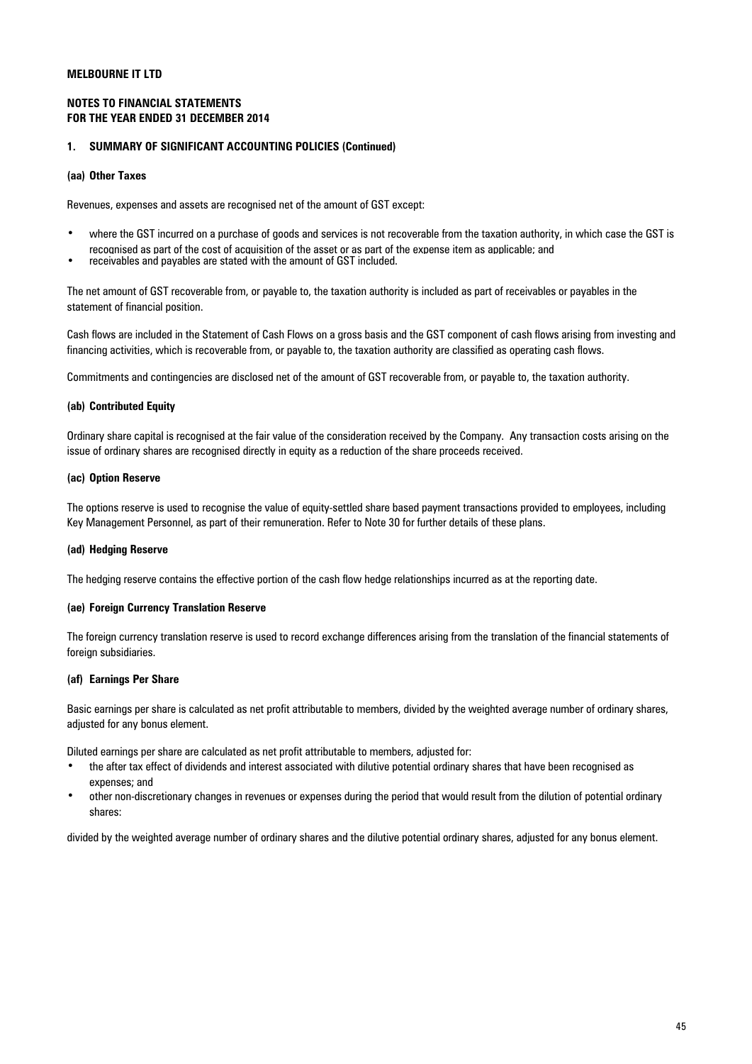**MELBOURNE IT LTD**

**NOTES TO FINANCIAL STATEMENTS**
**FOR THE YEAR ENDED 31 DECEMBER 2014**

## 1. SUMMARY OF SIGNIFICANT ACCOUNTING POLICIES (Continued)

### (aa) Other Taxes

Revenues, expenses and assets are recognised net of the amount of GST except:

- where the GST incurred on a purchase of goods and services is not recoverable from the taxation authority, in which case the GST is recognised as part of the cost of acquisition of the asset or as part of the expense item as applicable; and
- receivables and payables are stated with the amount of GST included.

The net amount of GST recoverable from, or payable to, the taxation authority is included as part of receivables or payables in the statement of financial position.

Cash flows are included in the Statement of Cash Flows on a gross basis and the GST component of cash flows arising from investing and financing activities, which is recoverable from, or payable to, the taxation authority are classified as operating cash flows.

Commitments and contingencies are disclosed net of the amount of GST recoverable from, or payable to, the taxation authority.

### (ab) Contributed Equity

Ordinary share capital is recognised at the fair value of the consideration received by the Company. Any transaction costs arising on the issue of ordinary shares are recognised directly in equity as a reduction of the share proceeds received.

### (ac) Option Reserve

The options reserve is used to recognise the value of equity-settled share based payment transactions provided to employees, including Key Management Personnel, as part of their remuneration. Refer to Note 30 for further details of these plans.

### (ad) Hedging Reserve

The hedging reserve contains the effective portion of the cash flow hedge relationships incurred as at the reporting date.

### (ae) Foreign Currency Translation Reserve

The foreign currency translation reserve is used to record exchange differences arising from the translation of the financial statements of foreign subsidiaries.

### (af) Earnings Per Share

Basic earnings per share is calculated as net profit attributable to members, divided by the weighted average number of ordinary shares, adjusted for any bonus element.

Diluted earnings per share are calculated as net profit attributable to members, adjusted for:

- the after tax effect of dividends and interest associated with dilutive potential ordinary shares that have been recognised as expenses; and
- other non-discretionary changes in revenues or expenses during the period that would result from the dilution of potential ordinary shares:

divided by the weighted average number of ordinary shares and the dilutive potential ordinary shares, adjusted for any bonus element.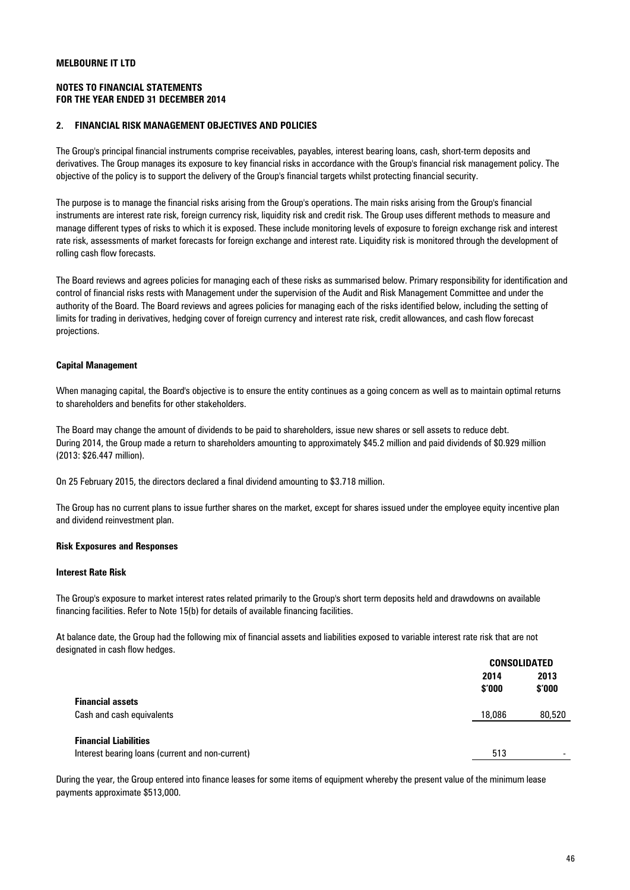**MELBOURNE IT LTD**

**NOTES TO FINANCIAL STATEMENTS**
**FOR THE YEAR ENDED 31 DECEMBER 2014**

## 2. FINANCIAL RISK MANAGEMENT OBJECTIVES AND POLICIES

The Group's principal financial instruments comprise receivables, payables, interest bearing loans, cash, short-term deposits and derivatives. The Group manages its exposure to key financial risks in accordance with the Group's financial risk management policy. The objective of the policy is to support the delivery of the Group's financial targets whilst protecting financial security.

The purpose is to manage the financial risks arising from the Group's operations. The main risks arising from the Group's financial instruments are interest rate risk, foreign currency risk, liquidity risk and credit risk. The Group uses different methods to measure and manage different types of risks to which it is exposed. These include monitoring levels of exposure to foreign exchange risk and interest rate risk, assessments of market forecasts for foreign exchange and interest rate. Liquidity risk is monitored through the development of rolling cash flow forecasts.

The Board reviews and agrees policies for managing each of these risks as summarised below. Primary responsibility for identification and control of financial risks rests with Management under the supervision of the Audit and Risk Management Committee and under the authority of the Board. The Board reviews and agrees policies for managing each of the risks identified below, including the setting of limits for trading in derivatives, hedging cover of foreign currency and interest rate risk, credit allowances, and cash flow forecast projections.

### Capital Management

When managing capital, the Board's objective is to ensure the entity continues as a going concern as well as to maintain optimal returns to shareholders and benefits for other stakeholders.

The Board may change the amount of dividends to be paid to shareholders, issue new shares or sell assets to reduce debt. During 2014, the Group made a return to shareholders amounting to approximately $45.2 million and paid dividends of $0.929 million (2013: $26.447 million).

On 25 February 2015, the directors declared a final dividend amounting to $3.718 million.

The Group has no current plans to issue further shares on the market, except for shares issued under the employee equity incentive plan and dividend reinvestment plan.

### Risk Exposures and Responses

### Interest Rate Risk

The Group's exposure to market interest rates related primarily to the Group's short term deposits held and drawdowns on available financing facilities. Refer to Note 15(b) for details of available financing facilities.

At balance date, the Group had the following mix of financial assets and liabilities exposed to variable interest rate risk that are not designated in cash flow hedges.

| | CONSOLIDATED | |
|---|---|---|
| | 2014 $'000 | 2013 $'000 |
| **Financial assets** | | |
| Cash and cash equivalents | 18,086 | 80,520 |
| **Financial Liabilities** | | |
| Interest bearing loans (current and non-current) | 513 | - |

During the year, the Group entered into finance leases for some items of equipment whereby the present value of the minimum lease payments approximate $513,000.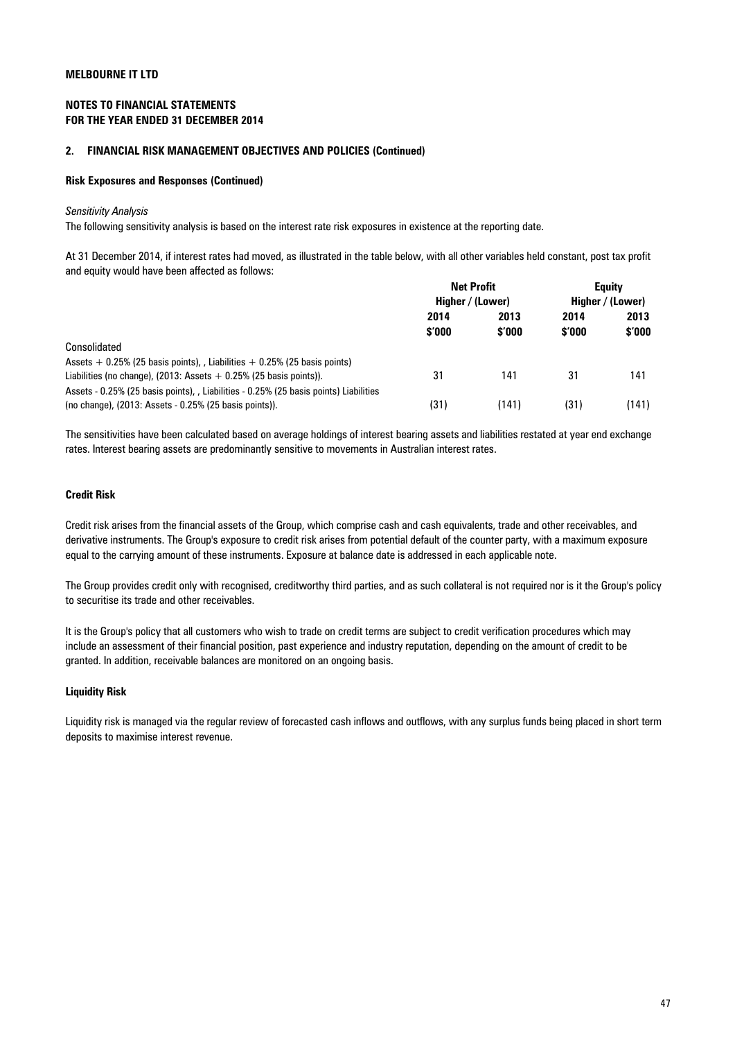**MELBOURNE IT LTD**

**NOTES TO FINANCIAL STATEMENTS**
**FOR THE YEAR ENDED 31 DECEMBER 2014**

**2. FINANCIAL RISK MANAGEMENT OBJECTIVES AND POLICIES (Continued)**

**Risk Exposures and Responses (Continued)**

*Sensitivity Analysis*

The following sensitivity analysis is based on the interest rate risk exposures in existence at the reporting date.

At 31 December 2014, if interest rates had moved, as illustrated in the table below, with all other variables held constant, post tax profit and equity would have been affected as follows:

| | Net Profit Higher / (Lower) | | Equity Higher / (Lower) | |
|---|---|---|---|---|
| | 2014 $'000 | 2013 $'000 | 2014 $'000 | 2013 $'000 |
| Consolidated | | | | |
| Assets + 0.25% (25 basis points), , Liabilities + 0.25% (25 basis points) Liabilities (no change), (2013: Assets + 0.25% (25 basis points)). | 31 | 141 | 31 | 141 |
| Assets - 0.25% (25 basis points), , Liabilities - 0.25% (25 basis points) Liabilities (no change), (2013: Assets - 0.25% (25 basis points)). | (31) | (141) | (31) | (141) |

The sensitivities have been calculated based on average holdings of interest bearing assets and liabilities restated at year end exchange rates. Interest bearing assets are predominantly sensitive to movements in Australian interest rates.

**Credit Risk**

Credit risk arises from the financial assets of the Group, which comprise cash and cash equivalents, trade and other receivables, and derivative instruments. The Group's exposure to credit risk arises from potential default of the counter party, with a maximum exposure equal to the carrying amount of these instruments. Exposure at balance date is addressed in each applicable note.

The Group provides credit only with recognised, creditworthy third parties, and as such collateral is not required nor is it the Group's policy to securitise its trade and other receivables.

It is the Group's policy that all customers who wish to trade on credit terms are subject to credit verification procedures which may include an assessment of their financial position, past experience and industry reputation, depending on the amount of credit to be granted. In addition, receivable balances are monitored on an ongoing basis.

**Liquidity Risk**

Liquidity risk is managed via the regular review of forecasted cash inflows and outflows, with any surplus funds being placed in short term deposits to maximise interest revenue.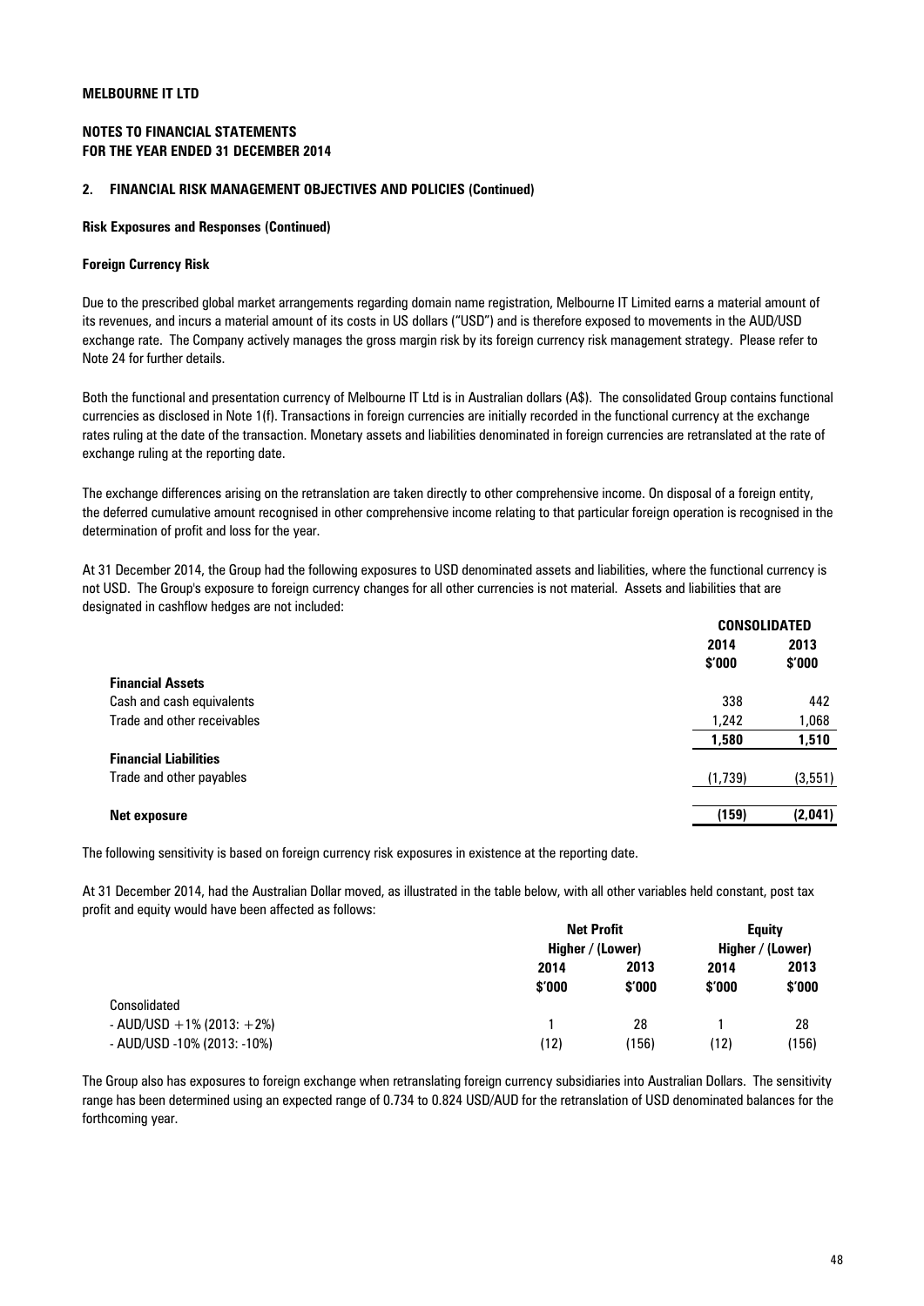**MELBOURNE IT LTD**

**NOTES TO FINANCIAL STATEMENTS**
**FOR THE YEAR ENDED 31 DECEMBER 2014**

**2. FINANCIAL RISK MANAGEMENT OBJECTIVES AND POLICIES (Continued)**

**Risk Exposures and Responses (Continued)**

**Foreign Currency Risk**

Due to the prescribed global market arrangements regarding domain name registration, Melbourne IT Limited earns a material amount of its revenues, and incurs a material amount of its costs in US dollars ("USD") and is therefore exposed to movements in the AUD/USD exchange rate. The Company actively manages the gross margin risk by its foreign currency risk management strategy. Please refer to Note 24 for further details.

Both the functional and presentation currency of Melbourne IT Ltd is in Australian dollars (A$). The consolidated Group contains functional currencies as disclosed in Note 1(f). Transactions in foreign currencies are initially recorded in the functional currency at the exchange rates ruling at the date of the transaction. Monetary assets and liabilities denominated in foreign currencies are retranslated at the rate of exchange ruling at the reporting date.

The exchange differences arising on the retranslation are taken directly to other comprehensive income. On disposal of a foreign entity, the deferred cumulative amount recognised in other comprehensive income relating to that particular foreign operation is recognised in the determination of profit and loss for the year.

At 31 December 2014, the Group had the following exposures to USD denominated assets and liabilities, where the functional currency is not USD. The Group's exposure to foreign currency changes for all other currencies is not material. Assets and liabilities that are designated in cashflow hedges are not included:

| | CONSOLIDATED | |
|---|---|---|
| | 2014 $'000 | 2013 $'000 |
| **Financial Assets** | | |
| Cash and cash equivalents | 338 | 442 |
| Trade and other receivables | 1,242 | 1,068 |
| | 1,580 | 1,510 |
| **Financial Liabilities** | | |
| Trade and other payables | (1,739) | (3,551) |
| **Net exposure** | **(159)** | **(2,041)** |

The following sensitivity is based on foreign currency risk exposures in existence at the reporting date.

At 31 December 2014, had the Australian Dollar moved, as illustrated in the table below, with all other variables held constant, post tax profit and equity would have been affected as follows:

| | Net Profit Higher / (Lower) | | Equity Higher / (Lower) | |
|---|---|---|---|---|
| | 2014 $'000 | 2013 $'000 | 2014 $'000 | 2013 $'000 |
| Consolidated | | | | |
| - AUD/USD +1% (2013: +2%) | 1 | 28 | 1 | 28 |
| - AUD/USD -10% (2013: -10%) | (12) | (156) | (12) | (156) |

The Group also has exposures to foreign exchange when retranslating foreign currency subsidiaries into Australian Dollars. The sensitivity range has been determined using an expected range of 0.734 to 0.824 USD/AUD for the retranslation of USD denominated balances for the forthcoming year.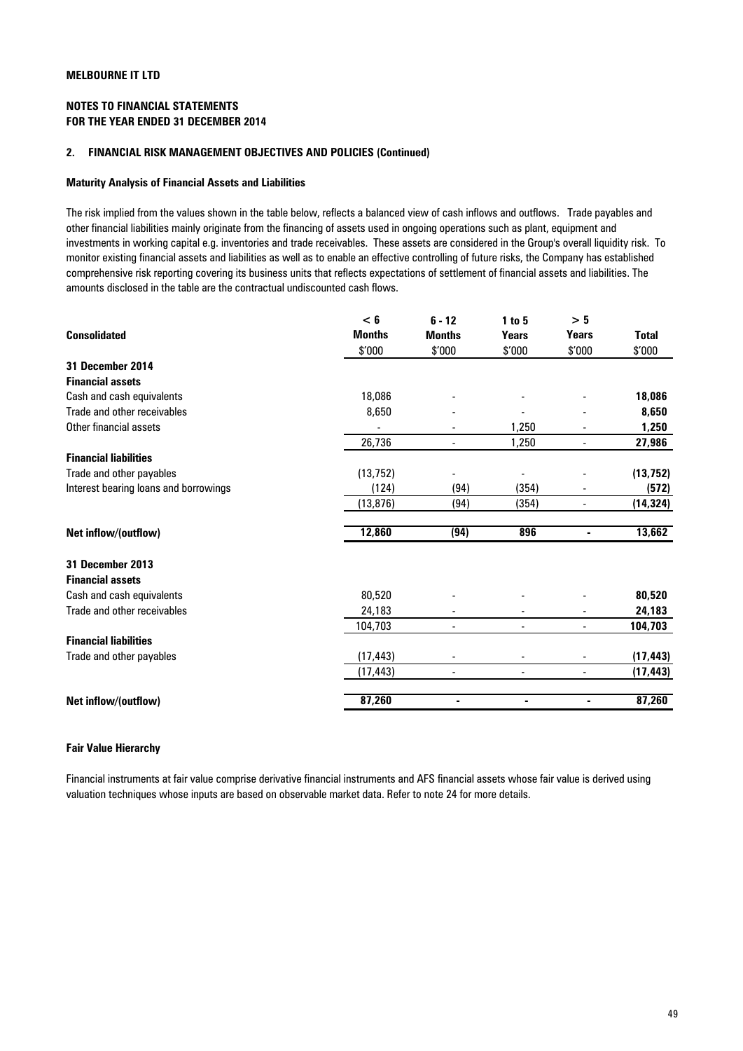**MELBOURNE IT LTD**

**NOTES TO FINANCIAL STATEMENTS**
**FOR THE YEAR ENDED 31 DECEMBER 2014**

### 2. FINANCIAL RISK MANAGEMENT OBJECTIVES AND POLICIES (Continued)

#### Maturity Analysis of Financial Assets and Liabilities

The risk implied from the values shown in the table below, reflects a balanced view of cash inflows and outflows. Trade payables and other financial liabilities mainly originate from the financing of assets used in ongoing operations such as plant, equipment and investments in working capital e.g. inventories and trade receivables. These assets are considered in the Group's overall liquidity risk. To monitor existing financial assets and liabilities as well as to enable an effective controlling of future risks, the Company has established comprehensive risk reporting covering its business units that reflects expectations of settlement of financial assets and liabilities. The amounts disclosed in the table are the contractual undiscounted cash flows.

| **Consolidated** | **< 6 Months** | **6 - 12 Months** | **1 to 5 Years** | **> 5 Years** | **Total** |
|---|---|---|---|---|---|
| | $'000 | $'000 | $'000 | $'000 | $'000 |
| **31 December 2014** | | | | | |
| **Financial assets** | | | | | |
| Cash and cash equivalents | 18,086 | - | - | - | **18,086** |
| Trade and other receivables | 8,650 | - | - | - | **8,650** |
| Other financial assets | - | - | 1,250 | - | **1,250** |
| | 26,736 | - | 1,250 | - | **27,986** |
| **Financial liabilities** | | | | | |
| Trade and other payables | (13,752) | - | - | - | **(13,752)** |
| Interest bearing loans and borrowings | (124) | (94) | (354) | - | **(572)** |
| | (13,876) | (94) | (354) | - | **(14,324)** |
| **Net inflow/(outflow)** | **12,860** | **(94)** | **896** | **-** | **13,662** |
| **31 December 2013** | | | | | |
| **Financial assets** | | | | | |
| Cash and cash equivalents | 80,520 | - | - | - | **80,520** |
| Trade and other receivables | 24,183 | - | - | - | **24,183** |
| | 104,703 | - | - | - | **104,703** |
| **Financial liabilities** | | | | | |
| Trade and other payables | (17,443) | - | - | - | **(17,443)** |
| | (17,443) | - | - | - | **(17,443)** |
| **Net inflow/(outflow)** | **87,260** | **-** | **-** | **-** | **87,260** |

#### Fair Value Hierarchy

Financial instruments at fair value comprise derivative financial instruments and AFS financial assets whose fair value is derived using valuation techniques whose inputs are based on observable market data. Refer to note 24 for more details.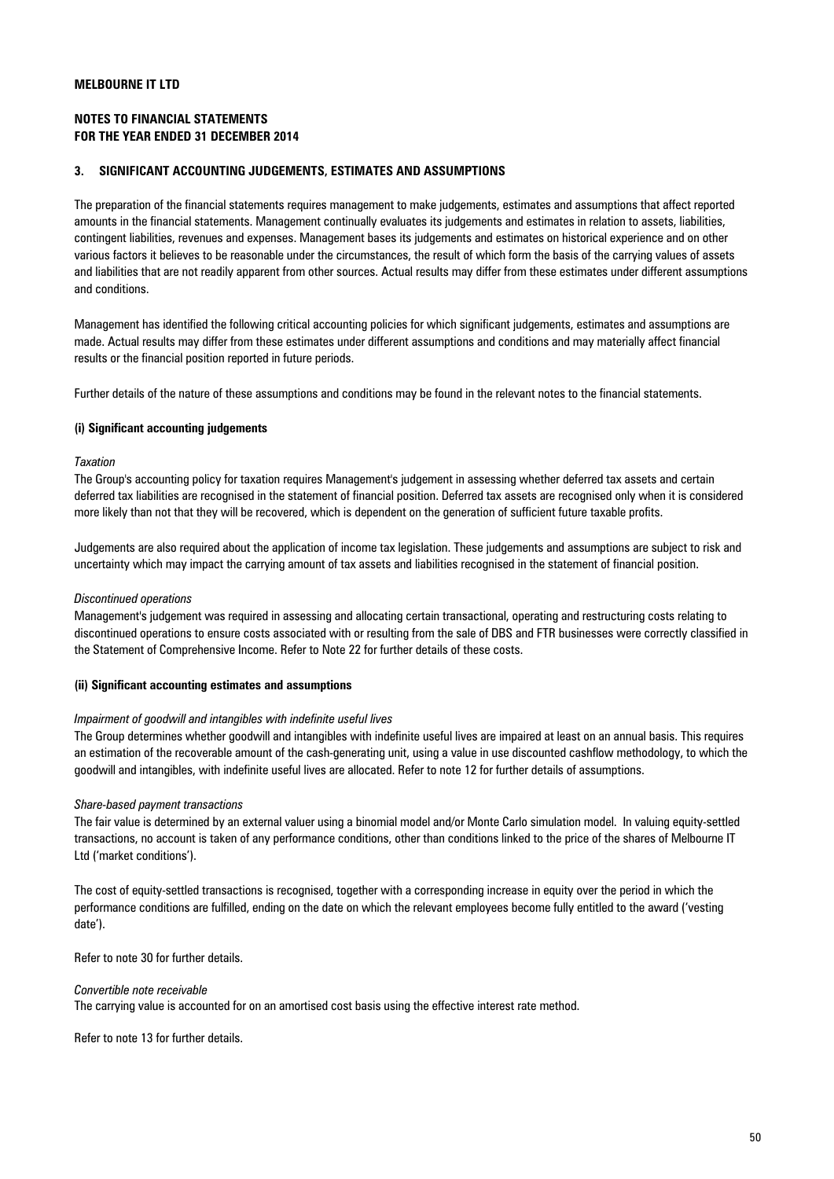**MELBOURNE IT LTD**

**NOTES TO FINANCIAL STATEMENTS**
**FOR THE YEAR ENDED 31 DECEMBER 2014**

## 3. SIGNIFICANT ACCOUNTING JUDGEMENTS, ESTIMATES AND ASSUMPTIONS

The preparation of the financial statements requires management to make judgements, estimates and assumptions that affect reported amounts in the financial statements. Management continually evaluates its judgements and estimates in relation to assets, liabilities, contingent liabilities, revenues and expenses. Management bases its judgements and estimates on historical experience and on other various factors it believes to be reasonable under the circumstances, the result of which form the basis of the carrying values of assets and liabilities that are not readily apparent from other sources. Actual results may differ from these estimates under different assumptions and conditions.

Management has identified the following critical accounting policies for which significant judgements, estimates and assumptions are made. Actual results may differ from these estimates under different assumptions and conditions and may materially affect financial results or the financial position reported in future periods.

Further details of the nature of these assumptions and conditions may be found in the relevant notes to the financial statements.

### (i) Significant accounting judgements

*Taxation*

The Group's accounting policy for taxation requires Management's judgement in assessing whether deferred tax assets and certain deferred tax liabilities are recognised in the statement of financial position. Deferred tax assets are recognised only when it is considered more likely than not that they will be recovered, which is dependent on the generation of sufficient future taxable profits.

Judgements are also required about the application of income tax legislation. These judgements and assumptions are subject to risk and uncertainty which may impact the carrying amount of tax assets and liabilities recognised in the statement of financial position.

*Discontinued operations*

Management's judgement was required in assessing and allocating certain transactional, operating and restructuring costs relating to discontinued operations to ensure costs associated with or resulting from the sale of DBS and FTR businesses were correctly classified in the Statement of Comprehensive Income. Refer to Note 22 for further details of these costs.

### (ii) Significant accounting estimates and assumptions

*Impairment of goodwill and intangibles with indefinite useful lives*

The Group determines whether goodwill and intangibles with indefinite useful lives are impaired at least on an annual basis. This requires an estimation of the recoverable amount of the cash-generating unit, using a value in use discounted cashflow methodology, to which the goodwill and intangibles, with indefinite useful lives are allocated. Refer to note 12 for further details of assumptions.

*Share-based payment transactions*

The fair value is determined by an external valuer using a binomial model and/or Monte Carlo simulation model. In valuing equity-settled transactions, no account is taken of any performance conditions, other than conditions linked to the price of the shares of Melbourne IT Ltd ('market conditions').

The cost of equity-settled transactions is recognised, together with a corresponding increase in equity over the period in which the performance conditions are fulfilled, ending on the date on which the relevant employees become fully entitled to the award ('vesting date').

Refer to note 30 for further details.

*Convertible note receivable*

The carrying value is accounted for on an amortised cost basis using the effective interest rate method.

Refer to note 13 for further details.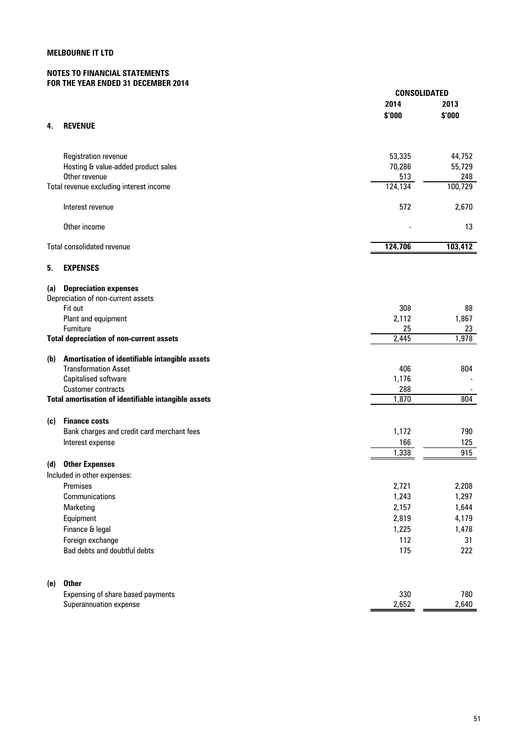**MELBOURNE IT LTD**

**NOTES TO FINANCIAL STATEMENTS**
**FOR THE YEAR ENDED 31 DECEMBER 2014**

| | CONSOLIDATED | |
|---|---|---|
| | 2014 | 2013 |
| | $'000 | $'000 |
| **4. REVENUE** | | |
| Registration revenue | 53,335 | 44,752 |
| Hosting & value-added product sales | 70,286 | 55,729 |
| Other revenue | 513 | 248 |
| Total revenue excluding interest income | 124,134 | 100,729 |
| Interest revenue | 572 | 2,670 |
| Other income | - | 13 |
| Total consolidated revenue | **124,706** | **103,412** |
| **5. EXPENSES** | | |
| **(a) Depreciation expenses** | | |
| Depreciation of non-current assets | | |
| Fit out | 308 | 88 |
| Plant and equipment | 2,112 | 1,867 |
| Furniture | 25 | 23 |
| **Total depreciation of non-current assets** | 2,445 | 1,978 |
| **(b) Amortisation of identifiable intangible assets** | | |
| Transformation Asset | 406 | 804 |
| Capitalised software | 1,176 | - |
| Customer contracts | 288 | - |
| **Total amortisation of identifiable intangible assets** | 1,870 | 804 |
| **(c) Finance costs** | | |
| Bank charges and credit card merchant fees | 1,172 | 790 |
| Interest expense | 166 | 125 |
| | 1,338 | 915 |
| **(d) Other Expenses** | | |
| Included in other expenses: | | |
| Premises | 2,721 | 2,208 |
| Communications | 1,243 | 1,297 |
| Marketing | 2,157 | 1,644 |
| Equipment | 2,819 | 4,179 |
| Finance & legal | 1,225 | 1,478 |
| Foreign exchange | 112 | 31 |
| Bad debts and doubtful debts | 175 | 222 |
| **(e) Other** | | |
| Expensing of share based payments | 330 | 780 |
| Superannuation expense | 2,652 | 2,640 |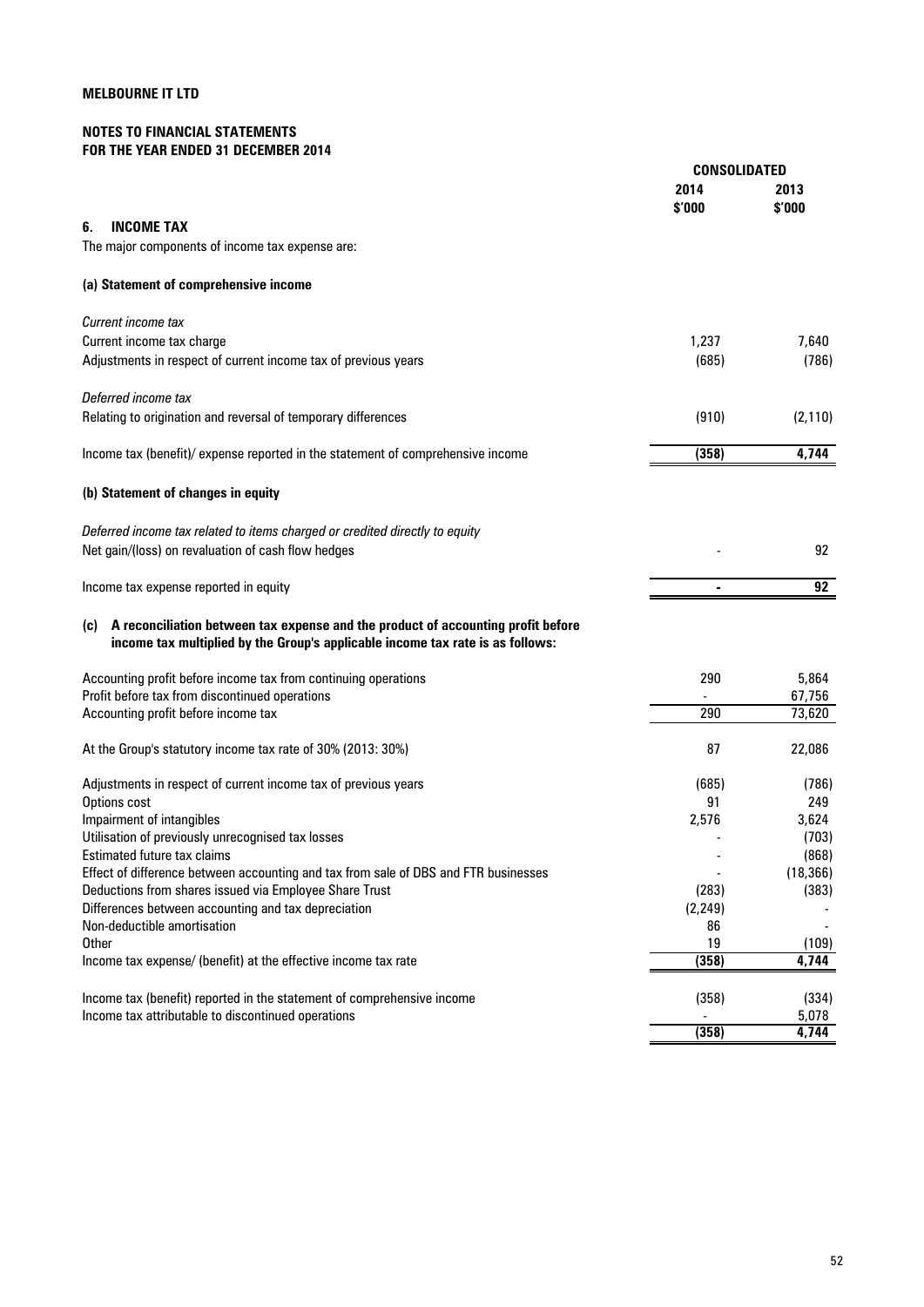**MELBOURNE IT LTD**

**NOTES TO FINANCIAL STATEMENTS**
**FOR THE YEAR ENDED 31 DECEMBER 2014**

## 6. INCOME TAX

The major components of income tax expense are:

| | CONSOLIDATED | |
|---|---|---|
| | 2014 $'000 | 2013 $'000 |
| **(a) Statement of comprehensive income** | | |
| *Current income tax* | | |
| Current income tax charge | 1,237 | 7,640 |
| Adjustments in respect of current income tax of previous years | (685) | (786) |
| *Deferred income tax* | | |
| Relating to origination and reversal of temporary differences | (910) | (2,110) |
| Income tax (benefit)/ expense reported in the statement of comprehensive income | **(358)** | **4,744** |
| **(b) Statement of changes in equity** | | |
| *Deferred income tax related to items charged or credited directly to equity* | | |
| Net gain/(loss) on revaluation of cash flow hedges | - | 92 |
| Income tax expense reported in equity | **-** | **92** |

**(c) A reconciliation between tax expense and the product of accounting profit before income tax multiplied by the Group's applicable income tax rate is as follows:**

| | 2014 $'000 | 2013 $'000 |
|---|---|---|
| Accounting profit before income tax from continuing operations | 290 | 5,864 |
| Profit before tax from discontinued operations | - | 67,756 |
| Accounting profit before income tax | 290 | 73,620 |
| At the Group's statutory income tax rate of 30% (2013: 30%) | 87 | 22,086 |
| Adjustments in respect of current income tax of previous years | (685) | (786) |
| Options cost | 91 | 249 |
| Impairment of intangibles | 2,576 | 3,624 |
| Utilisation of previously unrecognised tax losses | - | (703) |
| Estimated future tax claims | - | (868) |
| Effect of difference between accounting and tax from sale of DBS and FTR businesses | - | (18,366) |
| Deductions from shares issued via Employee Share Trust | (283) | (383) |
| Differences between accounting and tax depreciation | (2,249) | - |
| Non-deductible amortisation | 86 | - |
| Other | 19 | (109) |
| Income tax expense/ (benefit) at the effective income tax rate | **(358)** | **4,744** |
| Income tax (benefit) reported in the statement of comprehensive income | (358) | (334) |
| Income tax attributable to discontinued operations | - | 5,078 |
| | **(358)** | **4,744** |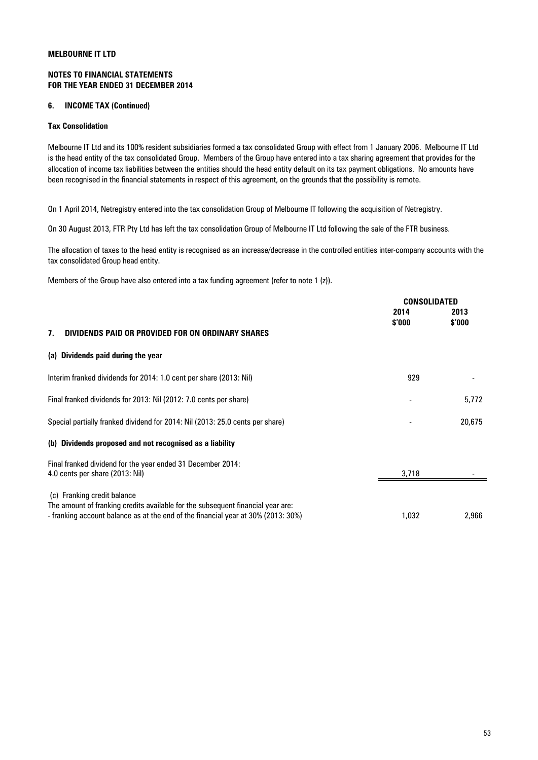**MELBOURNE IT LTD**

**NOTES TO FINANCIAL STATEMENTS**
**FOR THE YEAR ENDED 31 DECEMBER 2014**

## 6. INCOME TAX (Continued)

### Tax Consolidation

Melbourne IT Ltd and its 100% resident subsidiaries formed a tax consolidated Group with effect from 1 January 2006. Melbourne IT Ltd is the head entity of the tax consolidated Group. Members of the Group have entered into a tax sharing agreement that provides for the allocation of income tax liabilities between the entities should the head entity default on its tax payment obligations. No amounts have been recognised in the financial statements in respect of this agreement, on the grounds that the possibility is remote.

On 1 April 2014, Netregistry entered into the tax consolidation Group of Melbourne IT following the acquisition of Netregistry.

On 30 August 2013, FTR Pty Ltd has left the tax consolidation Group of Melbourne IT Ltd following the sale of the FTR business.

The allocation of taxes to the head entity is recognised as an increase/decrease in the controlled entities inter-company accounts with the tax consolidated Group head entity.

Members of the Group have also entered into a tax funding agreement (refer to note 1 (z)).

| | CONSOLIDATED | |
|---|---|---|
| | 2014 $'000 | 2013 $'000 |
| **7. DIVIDENDS PAID OR PROVIDED FOR ON ORDINARY SHARES** | | |
| **(a) Dividends paid during the year** | | |
| Interim franked dividends for 2014: 1.0 cent per share (2013: Nil) | 929 | - |
| Final franked dividends for 2013: Nil (2012: 7.0 cents per share) | - | 5,772 |
| Special partially franked dividend for 2014: Nil (2013: 25.0 cents per share) | - | 20,675 |
| **(b) Dividends proposed and not recognised as a liability** | | |
| Final franked dividend for the year ended 31 December 2014: 4.0 cents per share (2013: Nil) | 3,718 | - |
| (c) Franking credit balance | | |
| The amount of franking credits available for the subsequent financial year are: | | |
| - franking account balance as at the end of the financial year at 30% (2013: 30%) | 1,032 | 2,966 |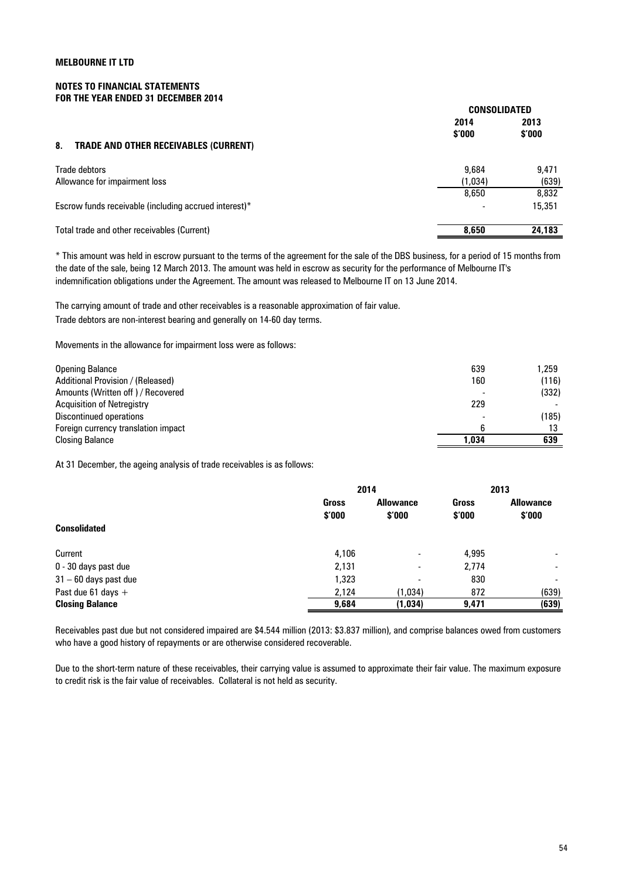**MELBOURNE IT LTD**

**NOTES TO FINANCIAL STATEMENTS**
**FOR THE YEAR ENDED 31 DECEMBER 2014**

## 8. TRADE AND OTHER RECEIVABLES (CURRENT)

| | CONSOLIDATED | |
|---|---|---|
| | 2014 $'000 | 2013 $'000 |
| Trade debtors | 9,684 | 9,471 |
| Allowance for impairment loss | (1,034) | (639) |
| | 8,650 | 8,832 |
| Escrow funds receivable (including accrued interest)* | - | 15,351 |
| Total trade and other receivables (Current) | **8,650** | **24,183** |

* This amount was held in escrow pursuant to the terms of the agreement for the sale of the DBS business, for a period of 15 months from the date of the sale, being 12 March 2013. The amount was held in escrow as security for the performance of Melbourne IT's indemnification obligations under the Agreement. The amount was released to Melbourne IT on 13 June 2014.

The carrying amount of trade and other receivables is a reasonable approximation of fair value.
Trade debtors are non-interest bearing and generally on 14-60 day terms.

Movements in the allowance for impairment loss were as follows:

| | 2014 | 2013 |
|---|---|---|
| Opening Balance | 639 | 1,259 |
| Additional Provision / (Released) | 160 | (116) |
| Amounts (Written off ) / Recovered | - | (332) |
| Acquisition of Netregistry | 229 | - |
| Discontinued operations | - | (185) |
| Foreign currency translation impact | 6 | 13 |
| Closing Balance | **1,034** | **639** |

At 31 December, the ageing analysis of trade receivables is as follows:

| | 2014 | | 2013 | |
|---|---|---|---|---|
| **Consolidated** | **Gross $'000** | **Allowance $'000** | **Gross $'000** | **Allowance $'000** |
| Current | 4,106 | - | 4,995 | - |
| 0 - 30 days past due | 2,131 | - | 2,774 | - |
| 31 – 60 days past due | 1,323 | - | 830 | - |
| Past due 61 days + | 2,124 | (1,034) | 872 | (639) |
| **Closing Balance** | **9,684** | **(1,034)** | **9,471** | **(639)** |

Receivables past due but not considered impaired are $4.544 million (2013: $3.837 million), and comprise balances owed from customers who have a good history of repayments or are otherwise considered recoverable.

Due to the short-term nature of these receivables, their carrying value is assumed to approximate their fair value. The maximum exposure to credit risk is the fair value of receivables. Collateral is not held as security.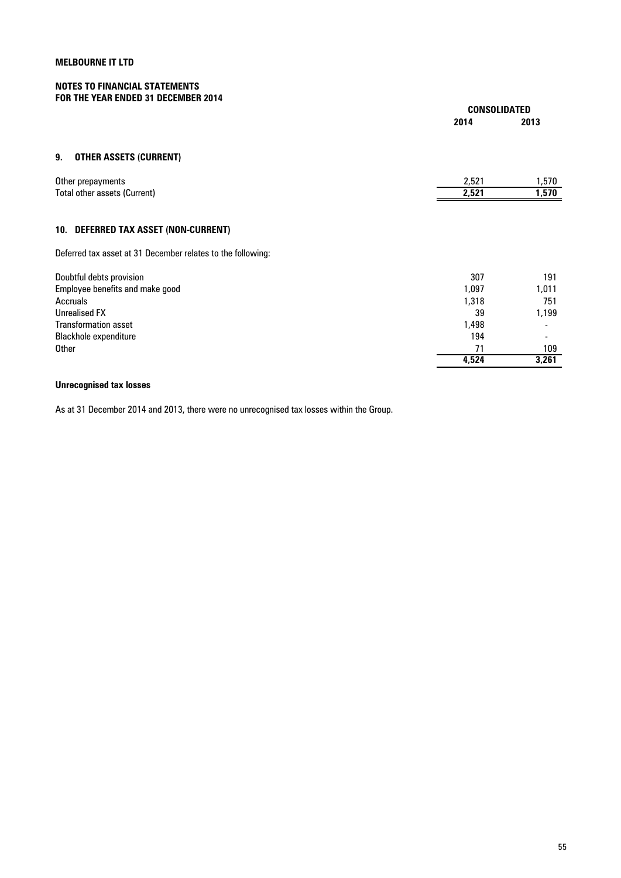**MELBOURNE IT LTD**

**NOTES TO FINANCIAL STATEMENTS**
**FOR THE YEAR ENDED 31 DECEMBER 2014**

## 9. OTHER ASSETS (CURRENT)

| | CONSOLIDATED | |
|---|---|---|
| | 2014 | 2013 |
| Other prepayments | 2,521 | 1,570 |
| Total other assets (Current) | **2,521** | **1,570** |

## 10. DEFERRED TAX ASSET (NON-CURRENT)

Deferred tax asset at 31 December relates to the following:

| | 2014 | 2013 |
|---|---|---|
| Doubtful debts provision | 307 | 191 |
| Employee benefits and make good | 1,097 | 1,011 |
| Accruals | 1,318 | 751 |
| Unrealised FX | 39 | 1,199 |
| Transformation asset | 1,498 | - |
| Blackhole expenditure | 194 | - |
| Other | 71 | 109 |
| | **4,524** | **3,261** |

**Unrecognised tax losses**

As at 31 December 2014 and 2013, there were no unrecognised tax losses within the Group.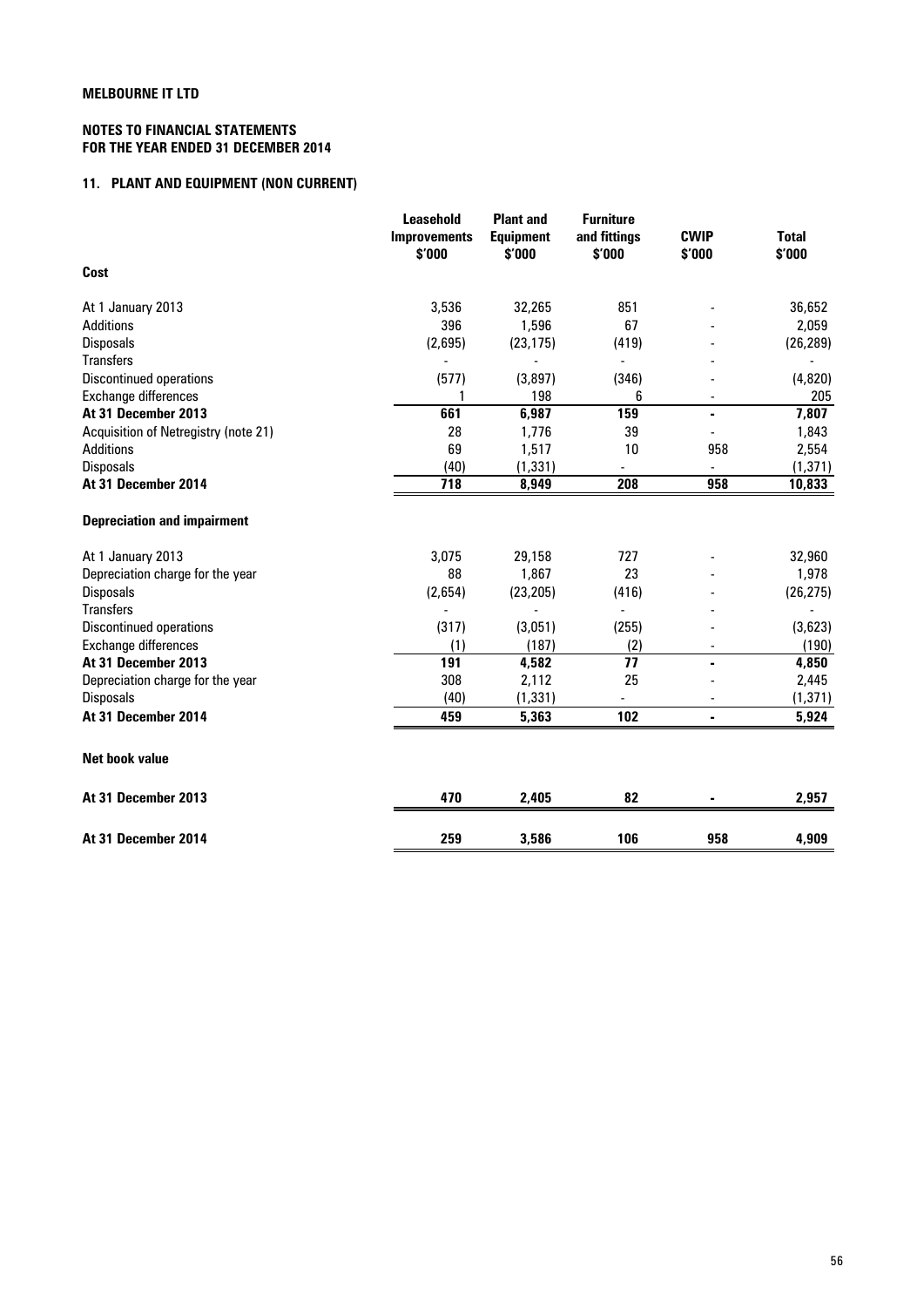**MELBOURNE IT LTD**

**NOTES TO FINANCIAL STATEMENTS**
**FOR THE YEAR ENDED 31 DECEMBER 2014**

## 11. PLANT AND EQUIPMENT (NON CURRENT)

| | Leasehold Improvements $'000 | Plant and Equipment $'000 | Furniture and fittings $'000 | CWIP $'000 | Total $'000 |
|---|---|---|---|---|---|
| **Cost** | | | | | |
| At 1 January 2013 | 3,536 | 32,265 | 851 | - | 36,652 |
| Additions | 396 | 1,596 | 67 | - | 2,059 |
| Disposals | (2,695) | (23,175) | (419) | - | (26,289) |
| Transfers | - | - | - | - | - |
| Discontinued operations | (577) | (3,897) | (346) | - | (4,820) |
| Exchange differences | 1 | 198 | 6 | - | 205 |
| **At 31 December 2013** | **661** | **6,987** | **159** | **-** | **7,807** |
| Acquisition of Netregistry (note 21) | 28 | 1,776 | 39 | - | 1,843 |
| Additions | 69 | 1,517 | 10 | 958 | 2,554 |
| Disposals | (40) | (1,331) | - | - | (1,371) |
| **At 31 December 2014** | **718** | **8,949** | **208** | **958** | **10,833** |
| **Depreciation and impairment** | | | | | |
| At 1 January 2013 | 3,075 | 29,158 | 727 | - | 32,960 |
| Depreciation charge for the year | 88 | 1,867 | 23 | - | 1,978 |
| Disposals | (2,654) | (23,205) | (416) | - | (26,275) |
| Transfers | - | - | - | - | - |
| Discontinued operations | (317) | (3,051) | (255) | - | (3,623) |
| Exchange differences | (1) | (187) | (2) | - | (190) |
| **At 31 December 2013** | **191** | **4,582** | **77** | **-** | **4,850** |
| Depreciation charge for the year | 308 | 2,112 | 25 | - | 2,445 |
| Disposals | (40) | (1,331) | - | - | (1,371) |
| **At 31 December 2014** | **459** | **5,363** | **102** | **-** | **5,924** |
| **Net book value** | | | | | |
| **At 31 December 2013** | **470** | **2,405** | **82** | **-** | **2,957** |
| **At 31 December 2014** | **259** | **3,586** | **106** | **958** | **4,909** |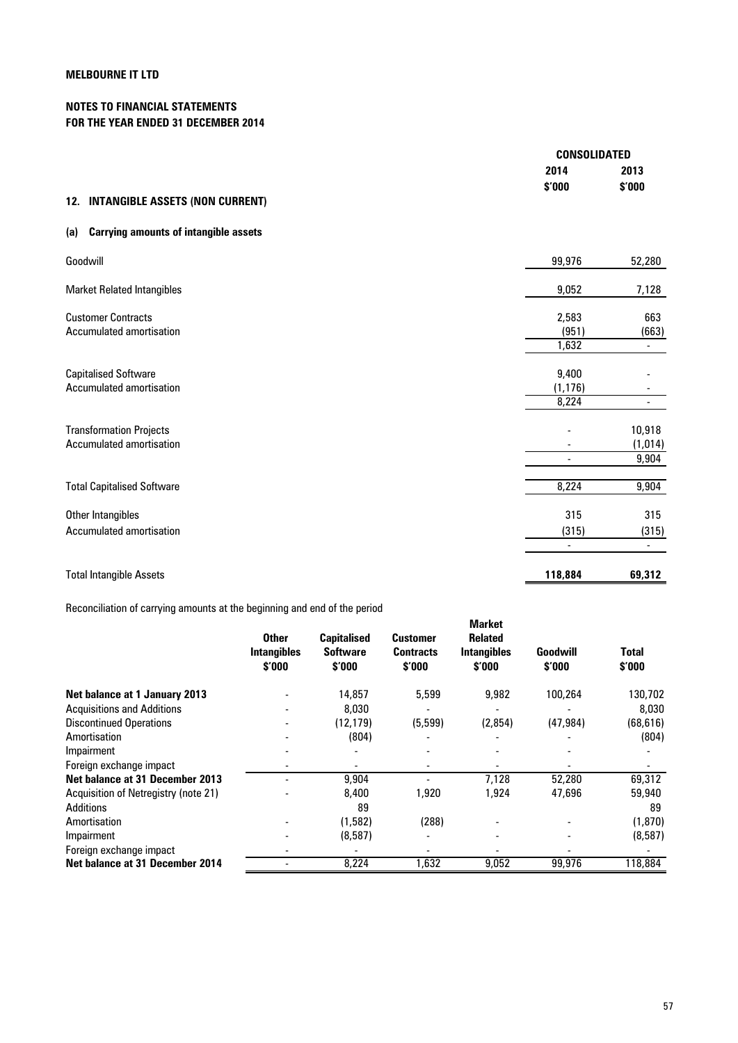**MELBOURNE IT LTD**

**NOTES TO FINANCIAL STATEMENTS**
**FOR THE YEAR ENDED 31 DECEMBER 2014**

## 12. INTANGIBLE ASSETS (NON CURRENT)

### (a) Carrying amounts of intangible assets

| | CONSOLIDATED 2014 $'000 | CONSOLIDATED 2013 $'000 |
|---|---|---|
| Goodwill | 99,976 | 52,280 |
| Market Related Intangibles | 9,052 | 7,128 |
| Customer Contracts | 2,583 | 663 |
| Accumulated amortisation | (951) | (663) |
| | 1,632 | - |
| Capitalised Software | 9,400 | - |
| Accumulated amortisation | (1,176) | - |
| | 8,224 | - |
| Transformation Projects | - | 10,918 |
| Accumulated amortisation | - | (1,014) |
| | - | 9,904 |
| Total Capitalised Software | 8,224 | 9,904 |
| Other Intangibles | 315 | 315 |
| Accumulated amortisation | (315) | (315) |
| | - | - |
| **Total Intangible Assets** | **118,884** | **69,312** |

Reconciliation of carrying amounts at the beginning and end of the period

| | Other Intangibles $'000 | Capitalised Software $'000 | Customer Contracts $'000 | Market Related Intangibles $'000 | Goodwill $'000 | Total $'000 |
|---|---|---|---|---|---|---|
| **Net balance at 1 January 2013** | - | 14,857 | 5,599 | 9,982 | 100,264 | 130,702 |
| Acquisitions and Additions | - | 8,030 | - | - | - | 8,030 |
| Discontinued Operations | - | (12,179) | (5,599) | (2,854) | (47,984) | (68,616) |
| Amortisation | - | (804) | - | - | - | (804) |
| Impairment | - | - | - | - | - | - |
| Foreign exchange impact | - | - | - | - | - | - |
| **Net balance at 31 December 2013** | - | 9,904 | - | 7,128 | 52,280 | 69,312 |
| Acquisition of Netregistry (note 21) | - | 8,400 | 1,920 | 1,924 | 47,696 | 59,940 |
| Additions | | 89 | | | | 89 |
| Amortisation | - | (1,582) | (288) | - | - | (1,870) |
| Impairment | - | (8,587) | - | - | - | (8,587) |
| Foreign exchange impact | - | - | - | - | - | - |
| **Net balance at 31 December 2014** | - | 8,224 | 1,632 | 9,052 | 99,976 | 118,884 |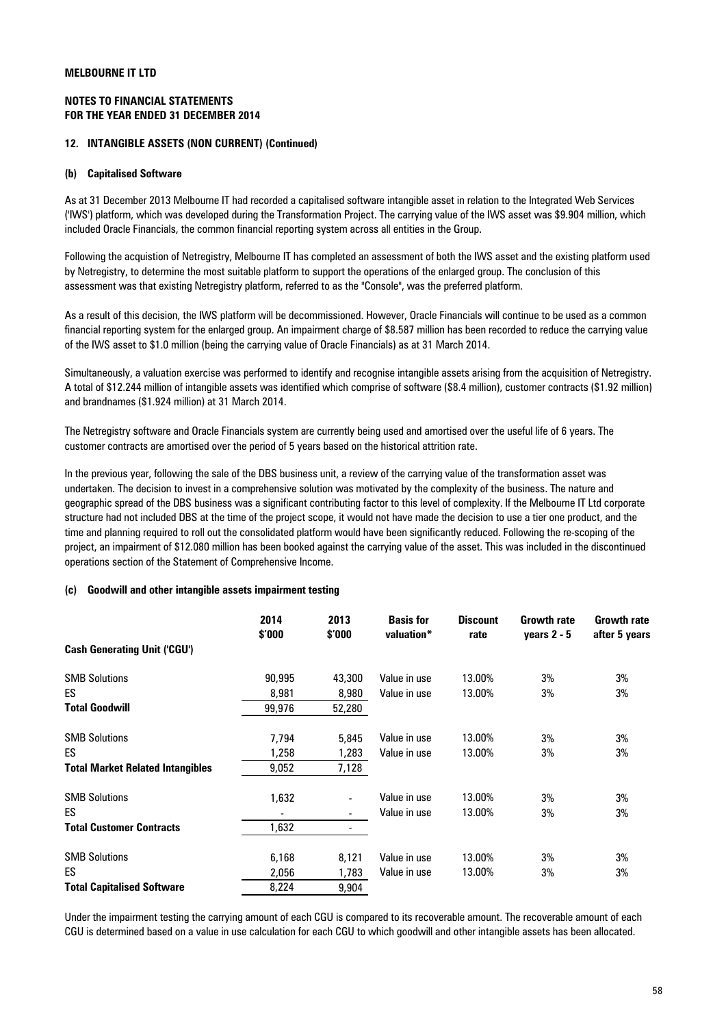## MELBOURNE IT LTD

### NOTES TO FINANCIAL STATEMENTS FOR THE YEAR ENDED 31 DECEMBER 2014

### 12. INTANGIBLE ASSETS (NON CURRENT) (Continued)

#### (b) Capitalised Software

As at 31 December 2013 Melbourne IT had recorded a capitalised software intangible asset in relation to the Integrated Web Services ('IWS') platform, which was developed during the Transformation Project. The carrying value of the IWS asset was $9.904 million, which included Oracle Financials, the common financial reporting system across all entities in the Group.

Following the acquistion of Netregistry, Melbourne IT has completed an assessment of both the IWS asset and the existing platform used by Netregistry, to determine the most suitable platform to support the operations of the enlarged group. The conclusion of this assessment was that existing Netregistry platform, referred to as the "Console", was the preferred platform.

As a result of this decision, the IWS platform will be decommissioned. However, Oracle Financials will continue to be used as a common financial reporting system for the enlarged group. An impairment charge of $8.587 million has been recorded to reduce the carrying value of the IWS asset to $1.0 million (being the carrying value of Oracle Financials) as at 31 March 2014.

Simultaneously, a valuation exercise was performed to identify and recognise intangible assets arising from the acquisition of Netregistry. A total of $12.244 million of intangible assets was identified which comprise of software ($8.4 million), customer contracts ($1.92 million) and brandnames ($1.924 million) at 31 March 2014.

The Netregistry software and Oracle Financials system are currently being used and amortised over the useful life of 6 years. The customer contracts are amortised over the period of 5 years based on the historical attrition rate.

In the previous year, following the sale of the DBS business unit, a review of the carrying value of the transformation asset was undertaken. The decision to invest in a comprehensive solution was motivated by the complexity of the business. The nature and geographic spread of the DBS business was a significant contributing factor to this level of complexity. If the Melbourne IT Ltd corporate structure had not included DBS at the time of the project scope, it would not have made the decision to use a tier one product, and the time and planning required to roll out the consolidated platform would have been significantly reduced. Following the re-scoping of the project, an impairment of $12.080 million has been booked against the carrying value of the asset. This was included in the discontinued operations section of the Statement of Comprehensive Income.

#### (c) Goodwill and other intangible assets impairment testing

| Cash Generating Unit ('CGU') | 2014 $'000 | 2013 $'000 | Basis for valuation* | Discount rate | Growth rate years 2 - 5 | Growth rate after 5 years |
|---|---|---|---|---|---|---|
| SMB Solutions | 90,995 | 43,300 | Value in use | 13.00% | 3% | 3% |
| ES | 8,981 | 8,980 | Value in use | 13.00% | 3% | 3% |
| **Total Goodwill** | 99,976 | 52,280 | | | | |
| SMB Solutions | 7,794 | 5,845 | Value in use | 13.00% | 3% | 3% |
| ES | 1,258 | 1,283 | Value in use | 13.00% | 3% | 3% |
| **Total Market Related Intangibles** | 9,052 | 7,128 | | | | |
| SMB Solutions | 1,632 | - | Value in use | 13.00% | 3% | 3% |
| ES | - | - | Value in use | 13.00% | 3% | 3% |
| **Total Customer Contracts** | 1,632 | - | | | | |
| SMB Solutions | 6,168 | 8,121 | Value in use | 13.00% | 3% | 3% |
| ES | 2,056 | 1,783 | Value in use | 13.00% | 3% | 3% |
| **Total Capitalised Software** | 8,224 | 9,904 | | | | |

Under the impairment testing the carrying amount of each CGU is compared to its recoverable amount. The recoverable amount of each CGU is determined based on a value in use calculation for each CGU to which goodwill and other intangible assets has been allocated.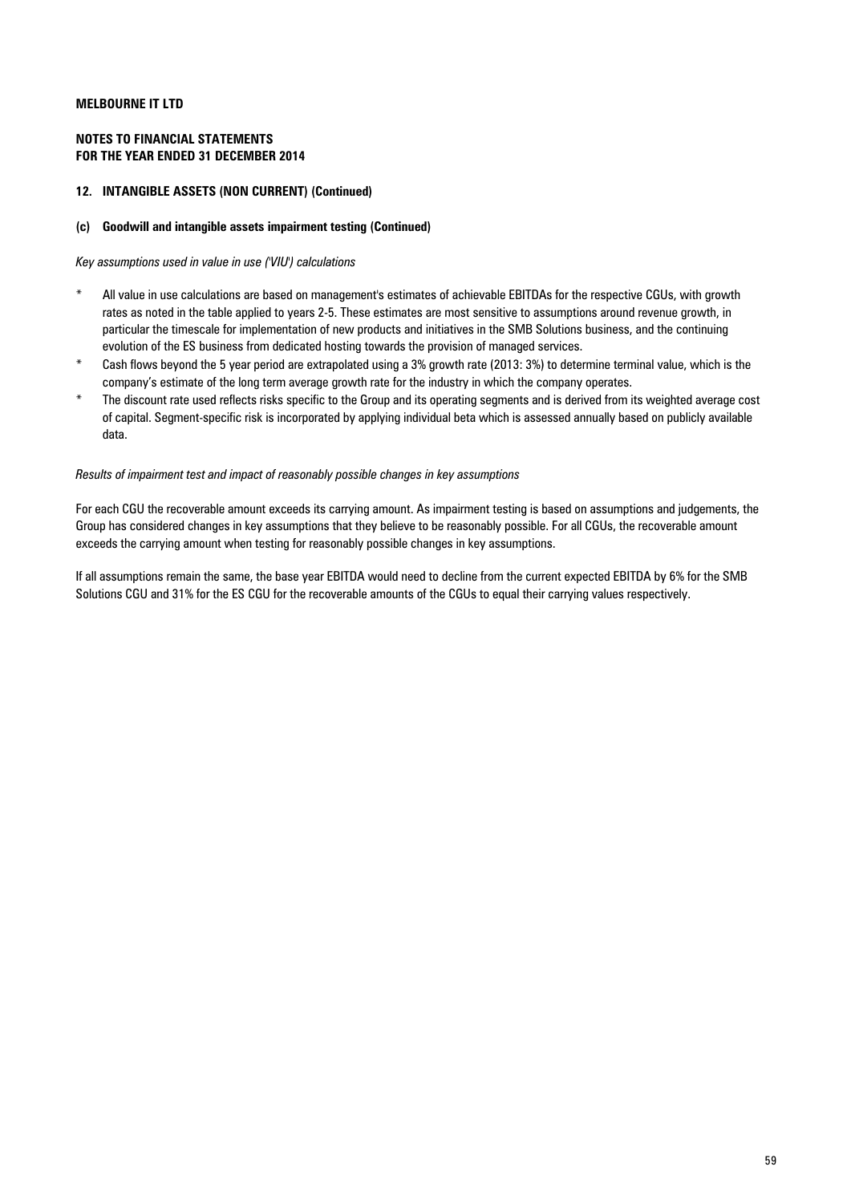**MELBOURNE IT LTD**

**NOTES TO FINANCIAL STATEMENTS**
**FOR THE YEAR ENDED 31 DECEMBER 2014**

**12. INTANGIBLE ASSETS (NON CURRENT) (Continued)**

**(c) Goodwill and intangible assets impairment testing (Continued)**

*Key assumptions used in value in use ('VIU') calculations*

- All value in use calculations are based on management's estimates of achievable EBITDAs for the respective CGUs, with growth rates as noted in the table applied to years 2-5. These estimates are most sensitive to assumptions around revenue growth, in particular the timescale for implementation of new products and initiatives in the SMB Solutions business, and the continuing evolution of the ES business from dedicated hosting towards the provision of managed services.
- Cash flows beyond the 5 year period are extrapolated using a 3% growth rate (2013: 3%) to determine terminal value, which is the company's estimate of the long term average growth rate for the industry in which the company operates.
- The discount rate used reflects risks specific to the Group and its operating segments and is derived from its weighted average cost of capital. Segment-specific risk is incorporated by applying individual beta which is assessed annually based on publicly available data.

*Results of impairment test and impact of reasonably possible changes in key assumptions*

For each CGU the recoverable amount exceeds its carrying amount. As impairment testing is based on assumptions and judgements, the Group has considered changes in key assumptions that they believe to be reasonably possible. For all CGUs, the recoverable amount exceeds the carrying amount when testing for reasonably possible changes in key assumptions.

If all assumptions remain the same, the base year EBITDA would need to decline from the current expected EBITDA by 6% for the SMB Solutions CGU and 31% for the ES CGU for the recoverable amounts of the CGUs to equal their carrying values respectively.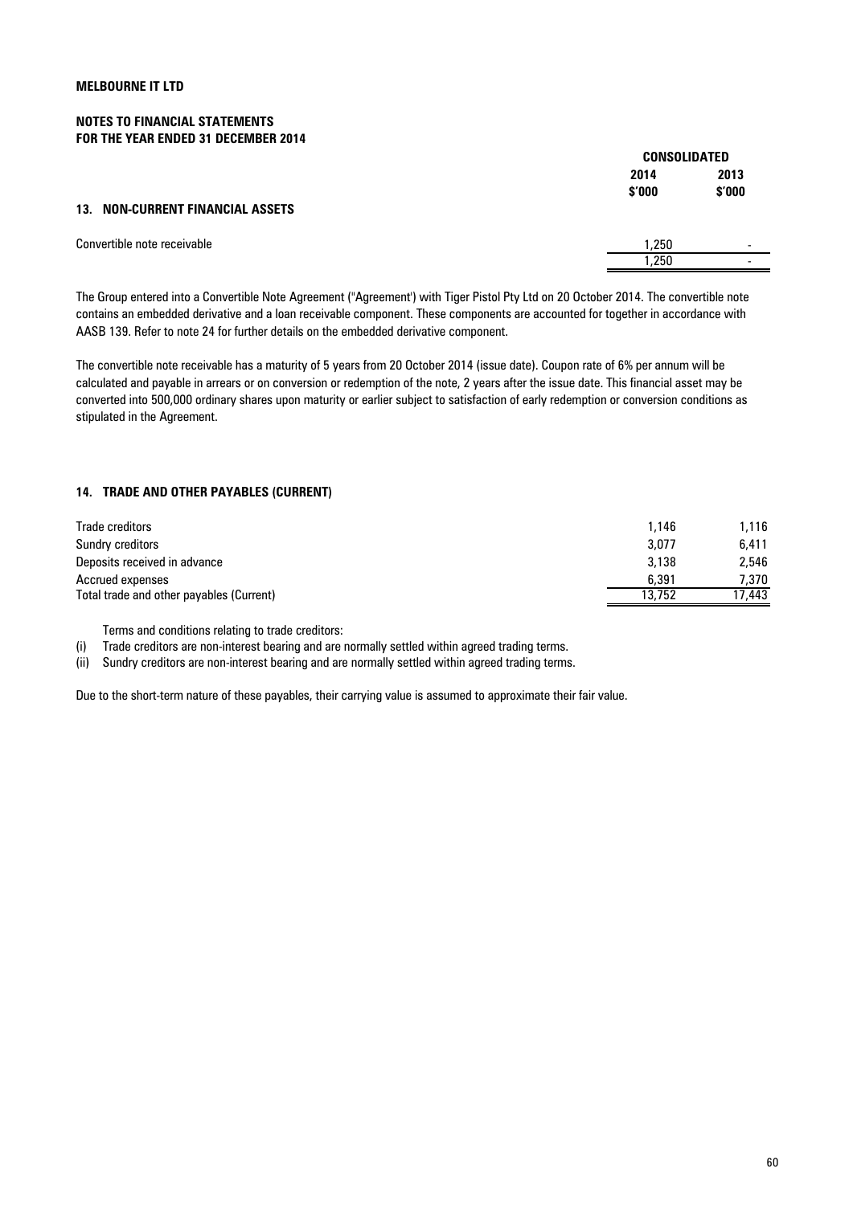**MELBOURNE IT LTD**

**NOTES TO FINANCIAL STATEMENTS**
**FOR THE YEAR ENDED 31 DECEMBER 2014**

## 13. NON-CURRENT FINANCIAL ASSETS

| | CONSOLIDATED | |
|---|---|---|
| | 2014 $'000 | 2013 $'000 |
| Convertible note receivable | 1,250 | - |
| | 1,250 | - |

The Group entered into a Convertible Note Agreement ("Agreement') with Tiger Pistol Pty Ltd on 20 October 2014. The convertible note contains an embedded derivative and a loan receivable component. These components are accounted for together in accordance with AASB 139. Refer to note 24 for further details on the embedded derivative component.

The convertible note receivable has a maturity of 5 years from 20 October 2014 (issue date). Coupon rate of 6% per annum will be calculated and payable in arrears or on conversion or redemption of the note, 2 years after the issue date. This financial asset may be converted into 500,000 ordinary shares upon maturity or earlier subject to satisfaction of early redemption or conversion conditions as stipulated in the Agreement.

## 14. TRADE AND OTHER PAYABLES (CURRENT)

| | 2014 $'000 | 2013 $'000 |
|---|---|---|
| Trade creditors | 1,146 | 1,116 |
| Sundry creditors | 3,077 | 6,411 |
| Deposits received in advance | 3,138 | 2,546 |
| Accrued expenses | 6,391 | 7,370 |
| Total trade and other payables (Current) | 13,752 | 17,443 |

Terms and conditions relating to trade creditors:

(i) Trade creditors are non-interest bearing and are normally settled within agreed trading terms.

(ii) Sundry creditors are non-interest bearing and are normally settled within agreed trading terms.

Due to the short-term nature of these payables, their carrying value is assumed to approximate their fair value.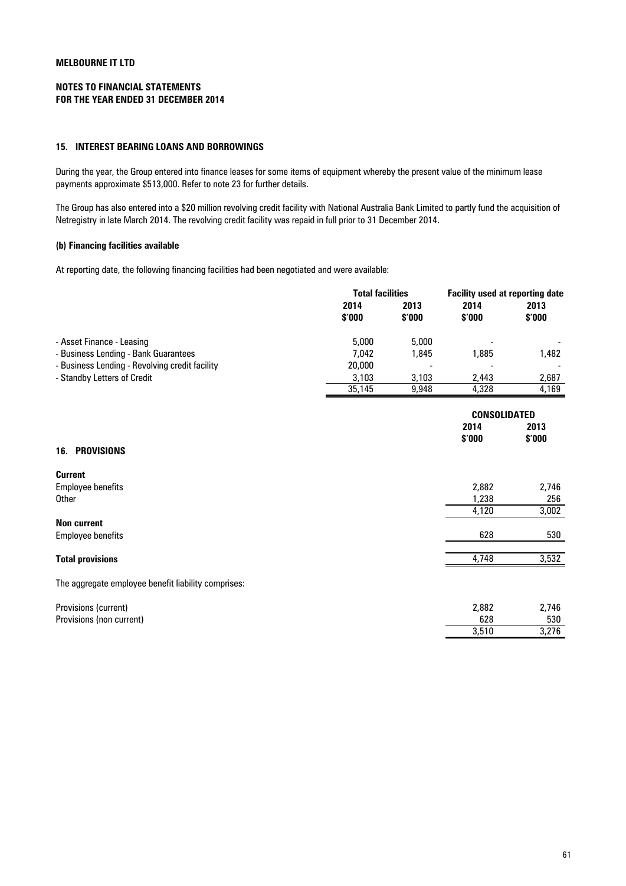MELBOURNE IT LTD

NOTES TO FINANCIAL STATEMENTS
FOR THE YEAR ENDED 31 DECEMBER 2014

## 15. INTEREST BEARING LOANS AND BORROWINGS

During the year, the Group entered into finance leases for some items of equipment whereby the present value of the minimum lease payments approximate $513,000. Refer to note 23 for further details.

The Group has also entered into a $20 million revolving credit facility with National Australia Bank Limited to partly fund the acquisition of Netregistry in late March 2014. The revolving credit facility was repaid in full prior to 31 December 2014.

### (b) Financing facilities available

At reporting date, the following financing facilities had been negotiated and were available:

| | Total facilities | | Facility used at reporting date | |
|---|---|---|---|---|
| | 2014 $'000 | 2013 $'000 | 2014 $'000 | 2013 $'000 |
| - Asset Finance - Leasing | 5,000 | 5,000 | - | - |
| - Business Lending - Bank Guarantees | 7,042 | 1,845 | 1,885 | 1,482 |
| - Business Lending - Revolving credit facility | 20,000 | - | - | - |
| - Standby Letters of Credit | 3,103 | 3,103 | 2,443 | 2,687 |
| | 35,145 | 9,948 | 4,328 | 4,169 |

## 16. PROVISIONS

| | CONSOLIDATED | |
|---|---|---|
| | 2014 $'000 | 2013 $'000 |
| **Current** | | |
| Employee benefits | 2,882 | 2,746 |
| Other | 1,238 | 256 |
| | 4,120 | 3,002 |
| **Non current** | | |
| Employee benefits | 628 | 530 |
| **Total provisions** | 4,748 | 3,532 |

The aggregate employee benefit liability comprises:

| | 2014 $'000 | 2013 $'000 |
|---|---|---|
| Provisions (current) | 2,882 | 2,746 |
| Provisions (non current) | 628 | 530 |
| | 3,510 | 3,276 |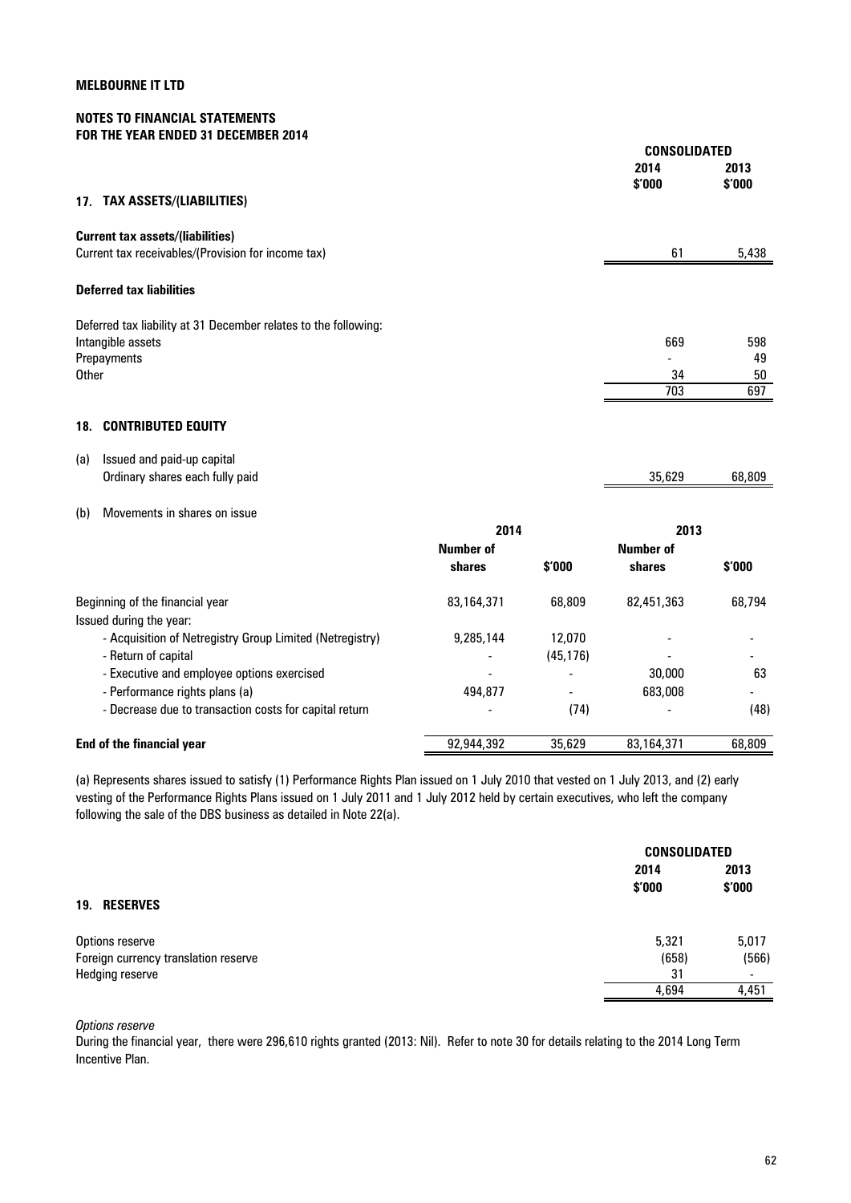**MELBOURNE IT LTD**

**NOTES TO FINANCIAL STATEMENTS**
**FOR THE YEAR ENDED 31 DECEMBER 2014**

## 17. TAX ASSETS/(LIABILITIES)

| | CONSOLIDATED | |
|---|---|---|
| | 2014 $'000 | 2013 $'000 |
| **Current tax assets/(liabilities)** | | |
| Current tax receivables/(Provision for income tax) | 61 | 5,438 |
| **Deferred tax liabilities** | | |
| Deferred tax liability at 31 December relates to the following: | | |
| Intangible assets | 669 | 598 |
| Prepayments | - | 49 |
| Other | 34 | 50 |
| | 703 | 697 |

## 18. CONTRIBUTED EQUITY

(a) Issued and paid-up capital

| | 2014 $'000 | 2013 $'000 |
|---|---|---|
| Ordinary shares each fully paid | 35,629 | 68,809 |

(b) Movements in shares on issue

| | 2014 | | 2013 | |
|---|---|---|---|---|
| | Number of shares | $'000 | Number of shares | $'000 |
| Beginning of the financial year | 83,164,371 | 68,809 | 82,451,363 | 68,794 |
| Issued during the year: | | | | |
| - Acquisition of Netregistry Group Limited (Netregistry) | 9,285,144 | 12,070 | - | - |
| - Return of capital | - | (45,176) | - | - |
| - Executive and employee options exercised | - | - | 30,000 | 63 |
| - Performance rights plans (a) | 494,877 | - | 683,008 | - |
| - Decrease due to transaction costs for capital return | - | (74) | - | (48) |
| **End of the financial year** | 92,944,392 | 35,629 | 83,164,371 | 68,809 |

(a) Represents shares issued to satisfy (1) Performance Rights Plan issued on 1 July 2010 that vested on 1 July 2013, and (2) early vesting of the Performance Rights Plans issued on 1 July 2011 and 1 July 2012 held by certain executives, who left the company following the sale of the DBS business as detailed in Note 22(a).

## 19. RESERVES

| | CONSOLIDATED | |
|---|---|---|
| | 2014 $'000 | 2013 $'000 |
| Options reserve | 5,321 | 5,017 |
| Foreign currency translation reserve | (658) | (566) |
| Hedging reserve | 31 | - |
| | 4,694 | 4,451 |

*Options reserve*

During the financial year, there were 296,610 rights granted (2013: Nil). Refer to note 30 for details relating to the 2014 Long Term Incentive Plan.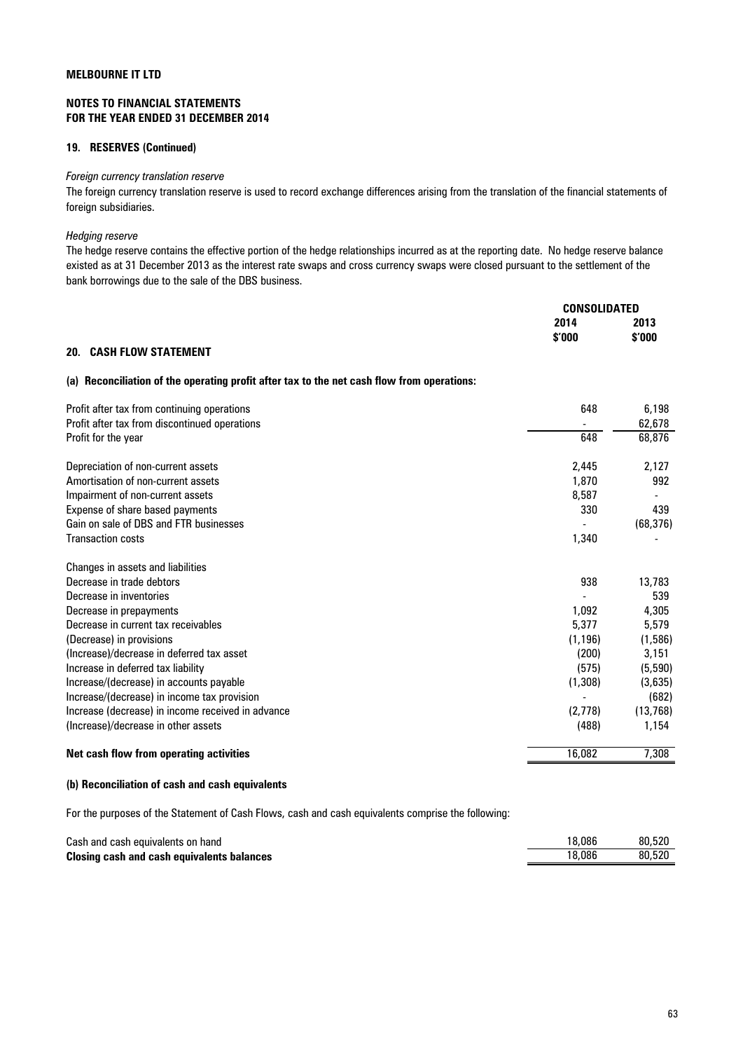**MELBOURNE IT LTD**

**NOTES TO FINANCIAL STATEMENTS**
**FOR THE YEAR ENDED 31 DECEMBER 2014**

### 19. RESERVES (Continued)

*Foreign currency translation reserve*

The foreign currency translation reserve is used to record exchange differences arising from the translation of the financial statements of foreign subsidiaries.

*Hedging reserve*

The hedge reserve contains the effective portion of the hedge relationships incurred as at the reporting date. No hedge reserve balance existed as at 31 December 2013 as the interest rate swaps and cross currency swaps were closed pursuant to the settlement of the bank borrowings due to the sale of the DBS business.

### 20. CASH FLOW STATEMENT

**(a) Reconciliation of the operating profit after tax to the net cash flow from operations:**

| | CONSOLIDATED | |
|---|---|---|
| | 2014 $'000 | 2013 $'000 |
| Profit after tax from continuing operations | 648 | 6,198 |
| Profit after tax from discontinued operations | - | 62,678 |
| Profit for the year | 648 | 68,876 |
| | | |
| Depreciation of non-current assets | 2,445 | 2,127 |
| Amortisation of non-current assets | 1,870 | 992 |
| Impairment of non-current assets | 8,587 | - |
| Expense of share based payments | 330 | 439 |
| Gain on sale of DBS and FTR businesses | - | (68,376) |
| Transaction costs | 1,340 | - |
| | | |
| Changes in assets and liabilities | | |
| Decrease in trade debtors | 938 | 13,783 |
| Decrease in inventories | - | 539 |
| Decrease in prepayments | 1,092 | 4,305 |
| Decrease in current tax receivables | 5,377 | 5,579 |
| (Decrease) in provisions | (1,196) | (1,586) |
| (Increase)/decrease in deferred tax asset | (200) | 3,151 |
| Increase in deferred tax liability | (575) | (5,590) |
| Increase/(decrease) in accounts payable | (1,308) | (3,635) |
| Increase/(decrease) in income tax provision | - | (682) |
| Increase (decrease) in income received in advance | (2,778) | (13,768) |
| (Increase)/decrease in other assets | (488) | 1,154 |
| | | |
| **Net cash flow from operating activities** | 16,082 | 7,308 |

**(b) Reconciliation of cash and cash equivalents**

For the purposes of the Statement of Cash Flows, cash and cash equivalents comprise the following:

| | 2014 $'000 | 2013 $'000 |
|---|---|---|
| Cash and cash equivalents on hand | 18,086 | 80,520 |
| **Closing cash and cash equivalents balances** | 18,086 | 80,520 |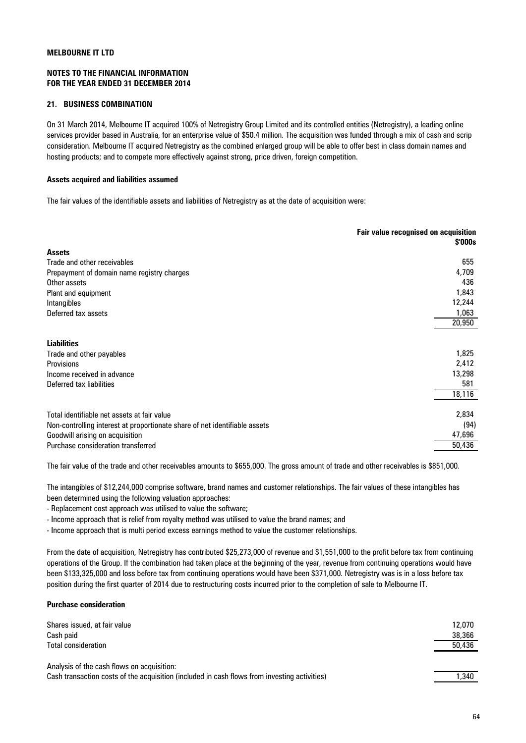**MELBOURNE IT LTD**

**NOTES TO THE FINANCIAL INFORMATION**
**FOR THE YEAR ENDED 31 DECEMBER 2014**

## 21. BUSINESS COMBINATION

On 31 March 2014, Melbourne IT acquired 100% of Netregistry Group Limited and its controlled entities (Netregistry), a leading online services provider based in Australia, for an enterprise value of $50.4 million. The acquisition was funded through a mix of cash and scrip consideration. Melbourne IT acquired Netregistry as the combined enlarged group will be able to offer best in class domain names and hosting products; and to compete more effectively against strong, price driven, foreign competition.

### Assets acquired and liabilities assumed

The fair values of the identifiable assets and liabilities of Netregistry as at the date of acquisition were:

| | Fair value recognised on acquisition $'000s |
|---|---|
| **Assets** | |
| Trade and other receivables | 655 |
| Prepayment of domain name registry charges | 4,709 |
| Other assets | 436 |
| Plant and equipment | 1,843 |
| Intangibles | 12,244 |
| Deferred tax assets | 1,063 |
| | 20,950 |
| **Liabilities** | |
| Trade and other payables | 1,825 |
| Provisions | 2,412 |
| Income received in advance | 13,298 |
| Deferred tax liabilities | 581 |
| | 18,116 |
| Total identifiable net assets at fair value | 2,834 |
| Non-controlling interest at proportionate share of net identifiable assets | (94) |
| Goodwill arising on acquisition | 47,696 |
| Purchase consideration transferred | 50,436 |

The fair value of the trade and other receivables amounts to $655,000. The gross amount of trade and other receivables is $851,000.

The intangibles of $12,244,000 comprise software, brand names and customer relationships. The fair values of these intangibles has been determined using the following valuation approaches:

- Replacement cost approach was utilised to value the software;
- Income approach that is relief from royalty method was utilised to value the brand names; and
- Income approach that is multi period excess earnings method to value the customer relationships.

From the date of acquisition, Netregistry has contributed $25,273,000 of revenue and $1,551,000 to the profit before tax from continuing operations of the Group. If the combination had taken place at the beginning of the year, revenue from continuing operations would have been $133,325,000 and loss before tax from continuing operations would have been $371,000. Netregistry was is in a loss before tax position during the first quarter of 2014 due to restructuring costs incurred prior to the completion of sale to Melbourne IT.

### Purchase consideration

| | |
|---|---|
| Shares issued, at fair value | 12,070 |
| Cash paid | 38,366 |
| Total consideration | 50,436 |
| | |
| Analysis of the cash flows on acquisition: | |
| Cash transaction costs of the acquisition (included in cash flows from investing activities) | 1,340 |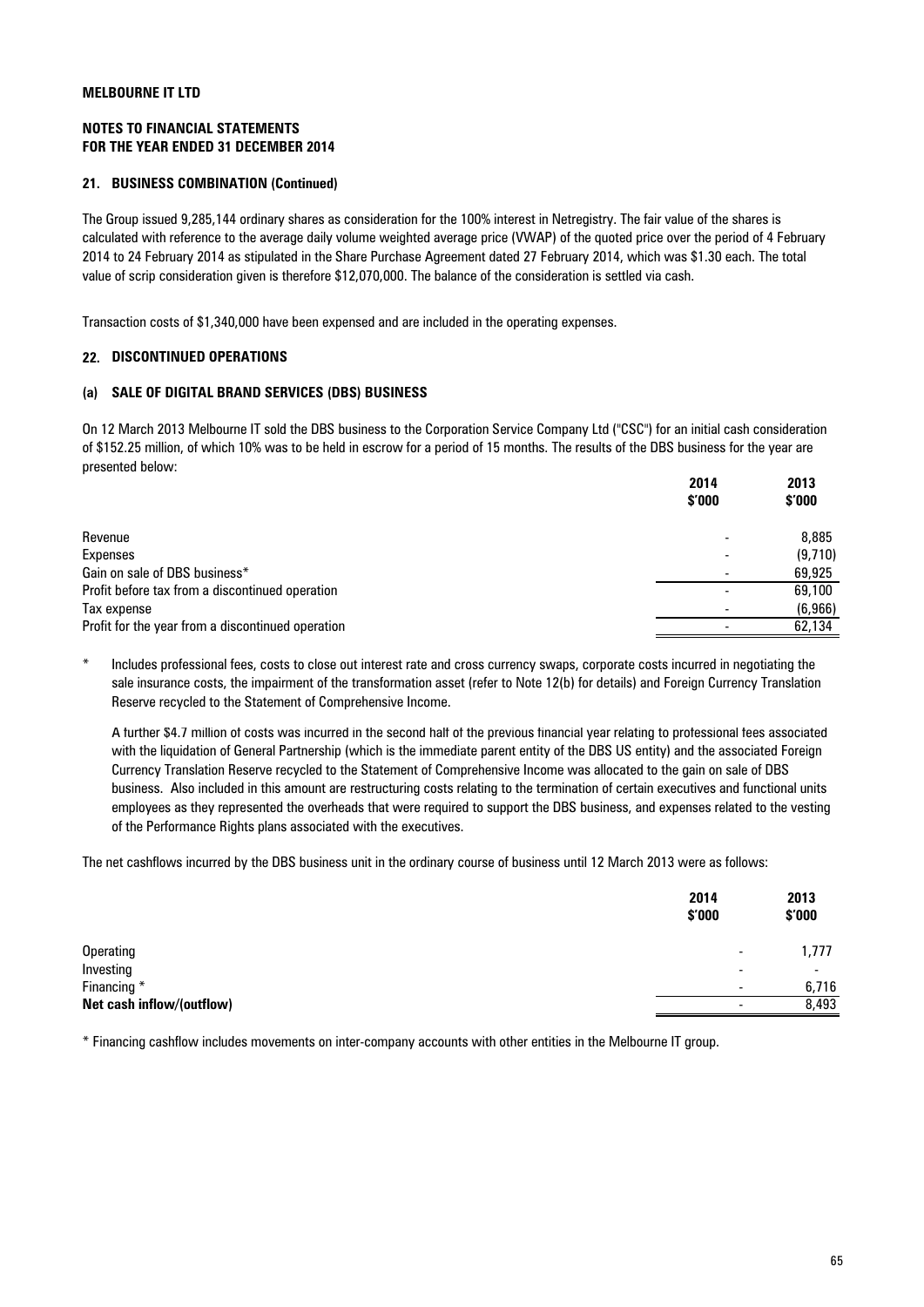**MELBOURNE IT LTD**

**NOTES TO FINANCIAL STATEMENTS**
**FOR THE YEAR ENDED 31 DECEMBER 2014**

### 21. BUSINESS COMBINATION (Continued)

The Group issued 9,285,144 ordinary shares as consideration for the 100% interest in Netregistry. The fair value of the shares is calculated with reference to the average daily volume weighted average price (VWAP) of the quoted price over the period of 4 February 2014 to 24 February 2014 as stipulated in the Share Purchase Agreement dated 27 February 2014, which was $1.30 each. The total value of scrip consideration given is therefore $12,070,000. The balance of the consideration is settled via cash.

Transaction costs of $1,340,000 have been expensed and are included in the operating expenses.

### 22. DISCONTINUED OPERATIONS

#### (a) SALE OF DIGITAL BRAND SERVICES (DBS) BUSINESS

On 12 March 2013 Melbourne IT sold the DBS business to the Corporation Service Company Ltd ("CSC") for an initial cash consideration of $152.25 million, of which 10% was to be held in escrow for a period of 15 months. The results of the DBS business for the year are presented below:

| | 2014 $'000 | 2013 $'000 |
|---|---|---|
| Revenue | - | 8,885 |
| Expenses | - | (9,710) |
| Gain on sale of DBS business* | - | 69,925 |
| Profit before tax from a discontinued operation | - | 69,100 |
| Tax expense | - | (6,966) |
| Profit for the year from a discontinued operation | - | 62,134 |

\* Includes professional fees, costs to close out interest rate and cross currency swaps, corporate costs incurred in negotiating the sale insurance costs, the impairment of the transformation asset (refer to Note 12(b) for details) and Foreign Currency Translation Reserve recycled to the Statement of Comprehensive Income.

A further $4.7 million of costs was incurred in the second half of the previous financial year relating to professional fees associated with the liquidation of General Partnership (which is the immediate parent entity of the DBS US entity) and the associated Foreign Currency Translation Reserve recycled to the Statement of Comprehensive Income was allocated to the gain on sale of DBS business. Also included in this amount are restructuring costs relating to the termination of certain executives and functional units employees as they represented the overheads that were required to support the DBS business, and expenses related to the vesting of the Performance Rights plans associated with the executives.

The net cashflows incurred by the DBS business unit in the ordinary course of business until 12 March 2013 were as follows:

| | 2014 $'000 | 2013 $'000 |
|---|---|---|
| Operating | - | 1,777 |
| Investing | - | - |
| Financing * | - | 6,716 |
| **Net cash inflow/(outflow)** | - | 8,493 |

\* Financing cashflow includes movements on inter-company accounts with other entities in the Melbourne IT group.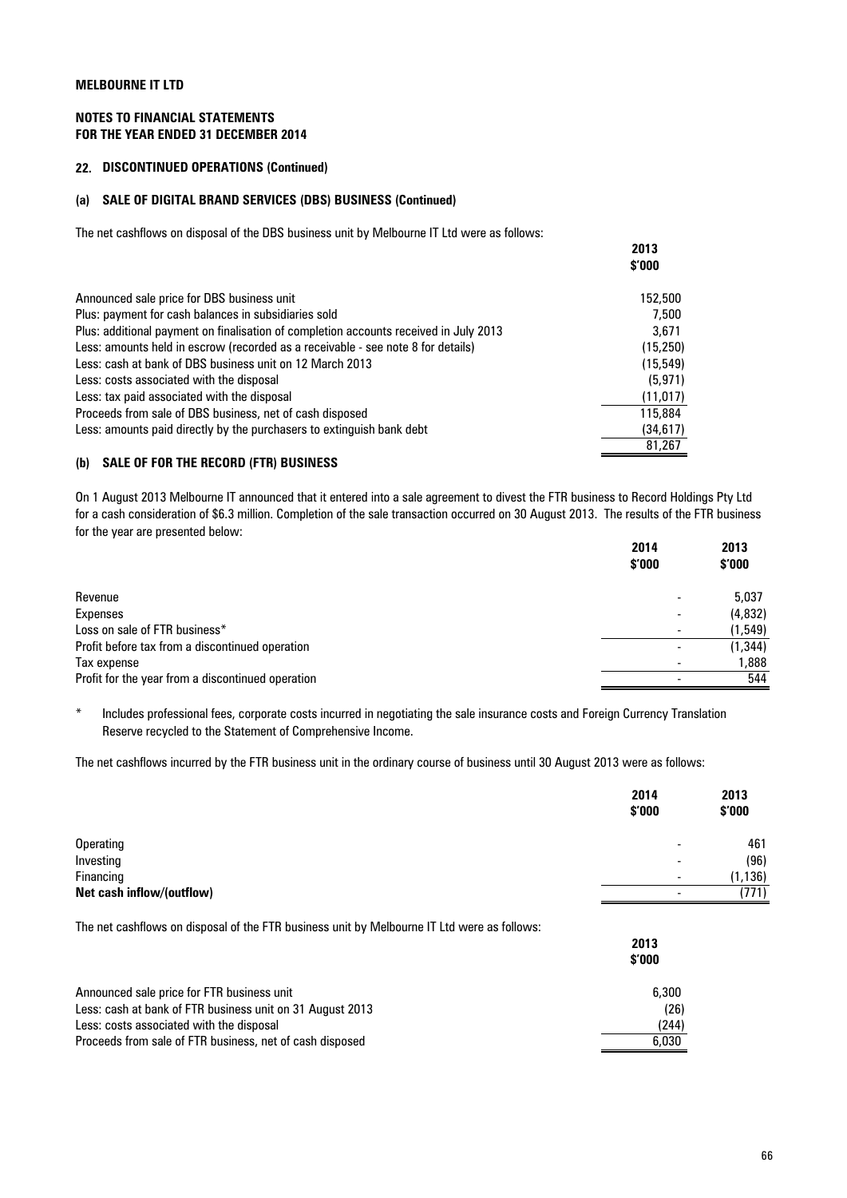**MELBOURNE IT LTD**

**NOTES TO FINANCIAL STATEMENTS**
**FOR THE YEAR ENDED 31 DECEMBER 2014**

## 22. DISCONTINUED OPERATIONS (Continued)

### (a) SALE OF DIGITAL BRAND SERVICES (DBS) BUSINESS (Continued)

The net cashflows on disposal of the DBS business unit by Melbourne IT Ltd were as follows:

| | 2013<br>$'000 |
|---|---|
| Announced sale price for DBS business unit | 152,500 |
| Plus: payment for cash balances in subsidiaries sold | 7,500 |
| Plus: additional payment on finalisation of completion accounts received in July 2013 | 3,671 |
| Less: amounts held in escrow (recorded as a receivable - see note 8 for details) | (15,250) |
| Less: cash at bank of DBS business unit on 12 March 2013 | (15,549) |
| Less: costs associated with the disposal | (5,971) |
| Less: tax paid associated with the disposal | (11,017) |
| Proceeds from sale of DBS business, net of cash disposed | 115,884 |
| Less: amounts paid directly by the purchasers to extinguish bank debt | (34,617) |
| | 81,267 |

### (b) SALE OF FOR THE RECORD (FTR) BUSINESS

On 1 August 2013 Melbourne IT announced that it entered into a sale agreement to divest the FTR business to Record Holdings Pty Ltd for a cash consideration of $6.3 million. Completion of the sale transaction occurred on 30 August 2013. The results of the FTR business for the year are presented below:

| | 2014<br>$'000 | 2013<br>$'000 |
|---|---|---|
| Revenue | - | 5,037 |
| Expenses | - | (4,832) |
| Loss on sale of FTR business* | - | (1,549) |
| Profit before tax from a discontinued operation | - | (1,344) |
| Tax expense | - | 1,888 |
| Profit for the year from a discontinued operation | - | 544 |

\* Includes professional fees, corporate costs incurred in negotiating the sale insurance costs and Foreign Currency Translation Reserve recycled to the Statement of Comprehensive Income.

The net cashflows incurred by the FTR business unit in the ordinary course of business until 30 August 2013 were as follows:

| | 2014<br>$'000 | 2013<br>$'000 |
|---|---|---|
| Operating | - | 461 |
| Investing | - | (96) |
| Financing | - | (1,136) |
| **Net cash inflow/(outflow)** | - | (771) |

The net cashflows on disposal of the FTR business unit by Melbourne IT Ltd were as follows:

| | 2013<br>$'000 |
|---|---|
| Announced sale price for FTR business unit | 6,300 |
| Less: cash at bank of FTR business unit on 31 August 2013 | (26) |
| Less: costs associated with the disposal | (244) |
| Proceeds from sale of FTR business, net of cash disposed | 6,030 |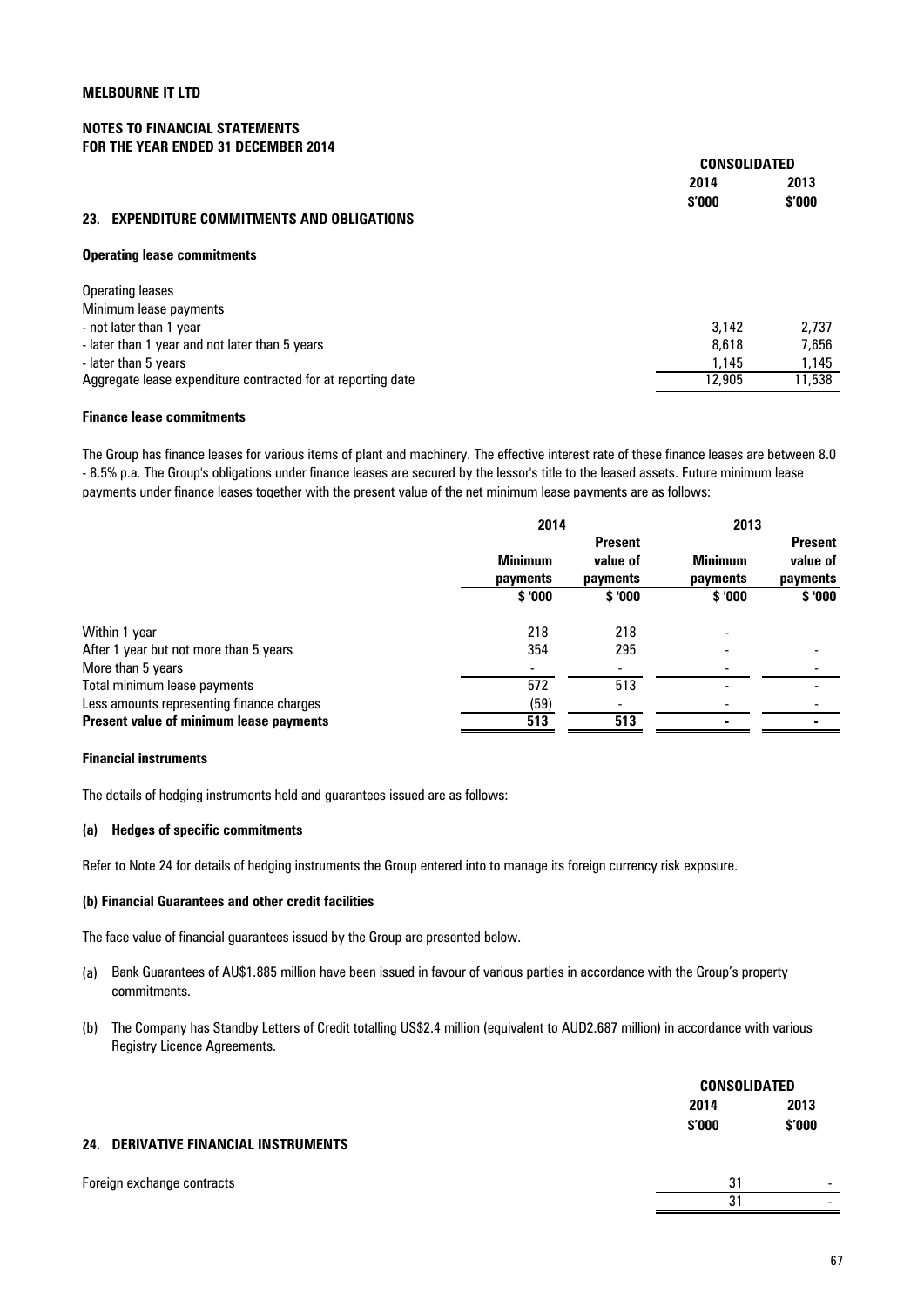**MELBOURNE IT LTD**

**NOTES TO FINANCIAL STATEMENTS**
**FOR THE YEAR ENDED 31 DECEMBER 2014**

## 23. EXPENDITURE COMMITMENTS AND OBLIGATIONS

**Operating lease commitments**

| | CONSOLIDATED 2014 $'000 | CONSOLIDATED 2013 $'000 |
|---|---|---|
| Operating leases | | |
| Minimum lease payments | | |
| - not later than 1 year | 3,142 | 2,737 |
| - later than 1 year and not later than 5 years | 8,618 | 7,656 |
| - later than 5 years | 1,145 | 1,145 |
| Aggregate lease expenditure contracted for at reporting date | 12,905 | 11,538 |

**Finance lease commitments**

The Group has finance leases for various items of plant and machinery. The effective interest rate of these finance leases are between 8.0 - 8.5% p.a. The Group's obligations under finance leases are secured by the lessor's title to the leased assets. Future minimum lease payments under finance leases together with the present value of the net minimum lease payments are as follows:

| | 2014 | | 2013 | |
|---|---|---|---|---|
| | Minimum payments $ '000 | Present value of payments $ '000 | Minimum payments $ '000 | Present value of payments $ '000 |
| Within 1 year | 218 | 218 | - | |
| After 1 year but not more than 5 years | 354 | 295 | - | - |
| More than 5 years | - | - | - | - |
| Total minimum lease payments | 572 | 513 | - | - |
| Less amounts representing finance charges | (59) | - | - | - |
| **Present value of minimum lease payments** | **513** | **513** | **-** | **-** |

**Financial instruments**

The details of hedging instruments held and guarantees issued are as follows:

**(a) Hedges of specific commitments**

Refer to Note 24 for details of hedging instruments the Group entered into to manage its foreign currency risk exposure.

**(b) Financial Guarantees and other credit facilities**

The face value of financial guarantees issued by the Group are presented below.

(a) Bank Guarantees of AU$1.885 million have been issued in favour of various parties in accordance with the Group's property commitments.

(b) The Company has Standby Letters of Credit totalling US$2.4 million (equivalent to AUD2.687 million) in accordance with various Registry Licence Agreements.

## 24. DERIVATIVE FINANCIAL INSTRUMENTS

| | CONSOLIDATED 2014 $'000 | CONSOLIDATED 2013 $'000 |
|---|---|---|
| Foreign exchange contracts | 31 | - |
| | 31 | - |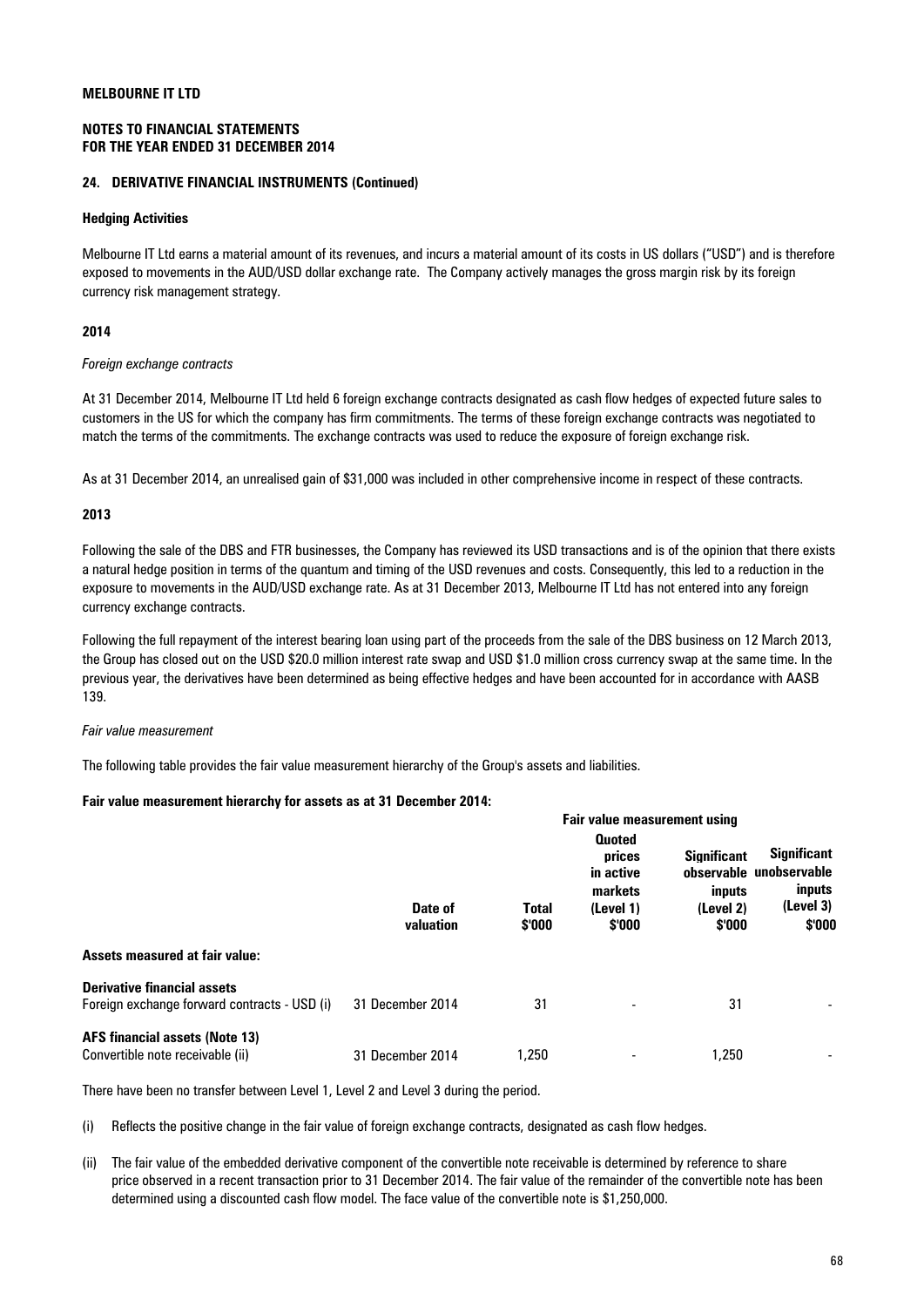**MELBOURNE IT LTD**

**NOTES TO FINANCIAL STATEMENTS**
**FOR THE YEAR ENDED 31 DECEMBER 2014**

**24. DERIVATIVE FINANCIAL INSTRUMENTS (Continued)**

**Hedging Activities**

Melbourne IT Ltd earns a material amount of its revenues, and incurs a material amount of its costs in US dollars ("USD") and is therefore exposed to movements in the AUD/USD dollar exchange rate. The Company actively manages the gross margin risk by its foreign currency risk management strategy.

**2014**

*Foreign exchange contracts*

At 31 December 2014, Melbourne IT Ltd held 6 foreign exchange contracts designated as cash flow hedges of expected future sales to customers in the US for which the company has firm commitments. The terms of these foreign exchange contracts was negotiated to match the terms of the commitments. The exchange contracts was used to reduce the exposure of foreign exchange risk.

As at 31 December 2014, an unrealised gain of $31,000 was included in other comprehensive income in respect of these contracts.

**2013**

Following the sale of the DBS and FTR businesses, the Company has reviewed its USD transactions and is of the opinion that there exists a natural hedge position in terms of the quantum and timing of the USD revenues and costs. Consequently, this led to a reduction in the exposure to movements in the AUD/USD exchange rate. As at 31 December 2013, Melbourne IT Ltd has not entered into any foreign currency exchange contracts.

Following the full repayment of the interest bearing loan using part of the proceeds from the sale of the DBS business on 12 March 2013, the Group has closed out on the USD $20.0 million interest rate swap and USD $1.0 million cross currency swap at the same time. In the previous year, the derivatives have been determined as being effective hedges and have been accounted for in accordance with AASB 139.

*Fair value measurement*

The following table provides the fair value measurement hierarchy of the Group's assets and liabilities.

**Fair value measurement hierarchy for assets as at 31 December 2014:**

| | | | Fair value measurement using | | |
|---|---|---|---|---|---|
| | Date of valuation | Total $'000 | Quoted prices in active markets (Level 1) $'000 | Significant observable inputs (Level 2) $'000 | Significant unobservable inputs (Level 3) $'000 |
| **Assets measured at fair value:** | | | | | |
| **Derivative financial assets** | | | | | |
| Foreign exchange forward contracts - USD (i) | 31 December 2014 | 31 | - | 31 | - |
| **AFS financial assets (Note 13)** | | | | | |
| Convertible note receivable (ii) | 31 December 2014 | 1,250 | - | 1,250 | - |

There have been no transfer between Level 1, Level 2 and Level 3 during the period.

(i) Reflects the positive change in the fair value of foreign exchange contracts, designated as cash flow hedges.

(ii) The fair value of the embedded derivative component of the convertible note receivable is determined by reference to share price observed in a recent transaction prior to 31 December 2014. The fair value of the remainder of the convertible note has been determined using a discounted cash flow model. The face value of the convertible note is $1,250,000.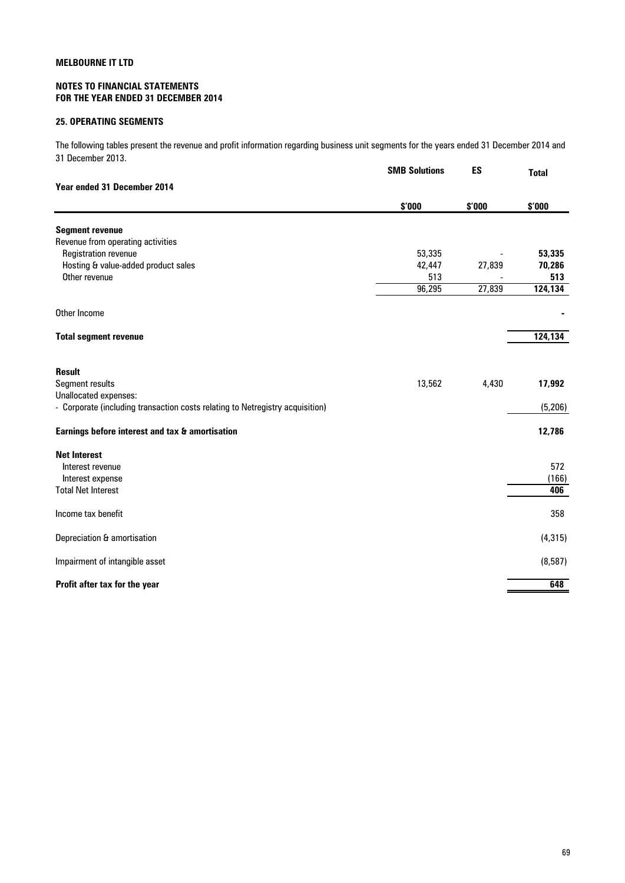**MELBOURNE IT LTD**

**NOTES TO FINANCIAL STATEMENTS**
**FOR THE YEAR ENDED 31 DECEMBER 2014**

## 25. OPERATING SEGMENTS

The following tables present the revenue and profit information regarding business unit segments for the years ended 31 December 2014 and 31 December 2013.

| Year ended 31 December 2014 | SMB Solutions | ES | Total |
|---|---|---|---|
| | $'000 | $'000 | $'000 |
| **Segment revenue** | | | |
| Revenue from operating activities | | | |
| Registration revenue | 53,335 | - | **53,335** |
| Hosting & value-added product sales | 42,447 | 27,839 | **70,286** |
| Other revenue | 513 | - | **513** |
| | 96,295 | 27,839 | **124,134** |
| Other Income | | | **-** |
| **Total segment revenue** | | | **124,134** |
| **Result** | | | |
| Segment results | 13,562 | 4,430 | **17,992** |
| Unallocated expenses: | | | |
| - Corporate (including transaction costs relating to Netregistry acquisition) | | | (5,206) |
| **Earnings before interest and tax & amortisation** | | | **12,786** |
| **Net Interest** | | | |
| Interest revenue | | | 572 |
| Interest expense | | | (166) |
| Total Net Interest | | | **406** |
| Income tax benefit | | | 358 |
| Depreciation & amortisation | | | (4,315) |
| Impairment of intangible asset | | | (8,587) |
| **Profit after tax for the year** | | | **648** |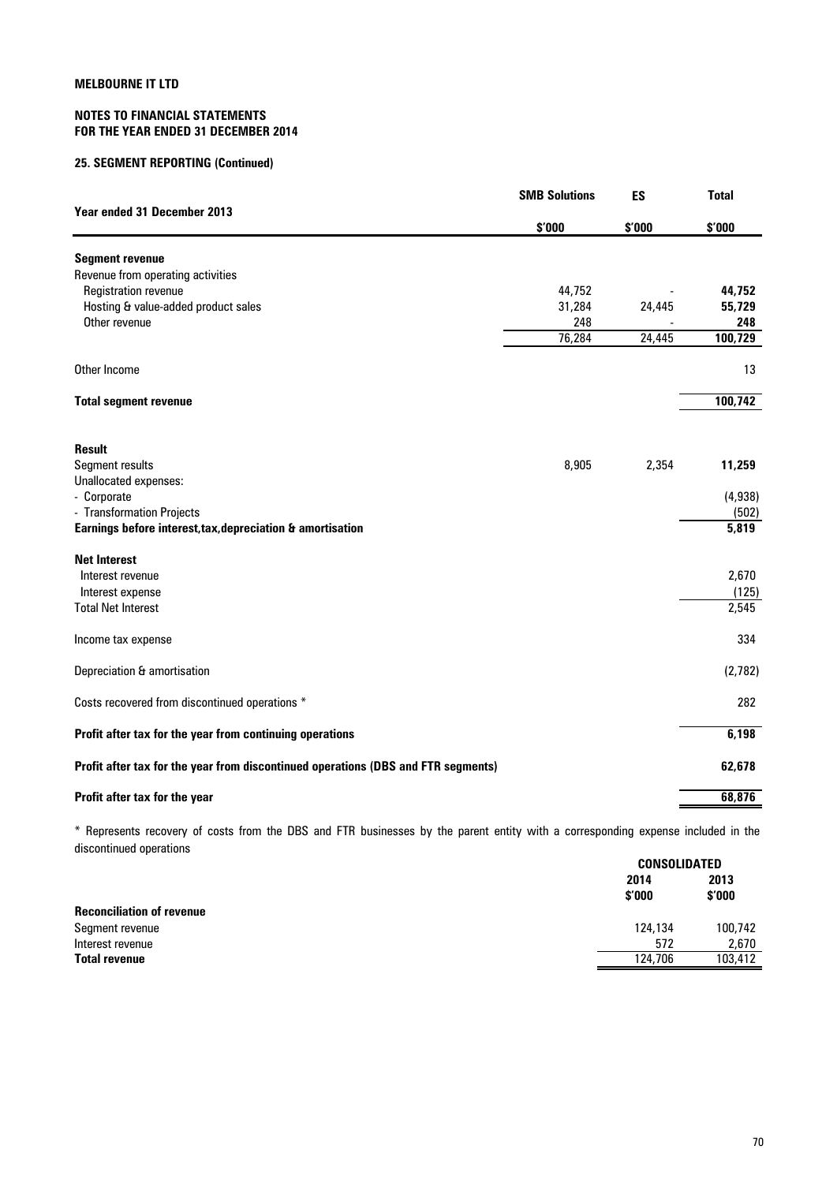**MELBOURNE IT LTD**

**NOTES TO FINANCIAL STATEMENTS**
**FOR THE YEAR ENDED 31 DECEMBER 2014**

**25. SEGMENT REPORTING (Continued)**

| Year ended 31 December 2013 | SMB Solutions<br>$'000 | ES<br>$'000 | Total<br>$'000 |
|---|---|---|---|
| **Segment revenue** | | | |
| Revenue from operating activities | | | |
| Registration revenue | 44,752 | - | **44,752** |
| Hosting & value-added product sales | 31,284 | 24,445 | **55,729** |
| Other revenue | 248 | - | **248** |
| | 76,284 | 24,445 | **100,729** |
| Other Income | | | 13 |
| **Total segment revenue** | | | **100,742** |
| **Result** | | | |
| Segment results | 8,905 | 2,354 | **11,259** |
| Unallocated expenses: | | | |
| - Corporate | | | (4,938) |
| - Transformation Projects | | | (502) |
| **Earnings before interest,tax,depreciation & amortisation** | | | **5,819** |
| **Net Interest** | | | |
| Interest revenue | | | 2,670 |
| Interest expense | | | (125) |
| Total Net Interest | | | 2,545 |
| Income tax expense | | | 334 |
| Depreciation & amortisation | | | (2,782) |
| Costs recovered from discontinued operations * | | | 282 |
| **Profit after tax for the year from continuing operations** | | | **6,198** |
| **Profit after tax for the year from discontinued operations (DBS and FTR segments)** | | | **62,678** |
| **Profit after tax for the year** | | | **68,876** |

* Represents recovery of costs from the DBS and FTR businesses by the parent entity with a corresponding expense included in the discontinued operations

| | CONSOLIDATED | |
|---|---|---|
| | 2014<br>$'000 | 2013<br>$'000 |
| **Reconciliation of revenue** | | |
| Segment revenue | 124,134 | 100,742 |
| Interest revenue | 572 | 2,670 |
| **Total revenue** | 124,706 | 103,412 |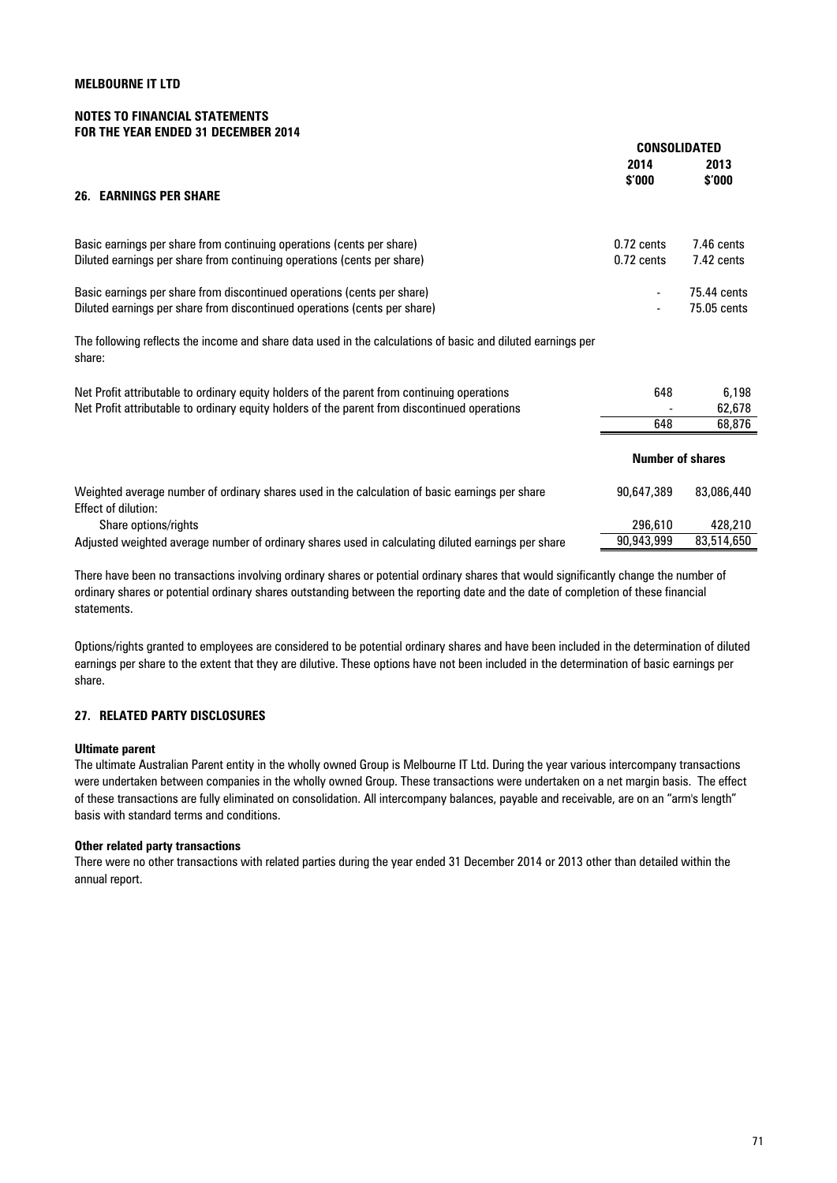**MELBOURNE IT LTD**

**NOTES TO FINANCIAL STATEMENTS**
**FOR THE YEAR ENDED 31 DECEMBER 2014**

## 26. EARNINGS PER SHARE

| | CONSOLIDATED | |
|---|---|---|
| | 2014 $'000 | 2013 $'000 |
| Basic earnings per share from continuing operations (cents per share) | 0.72 cents | 7.46 cents |
| Diluted earnings per share from continuing operations (cents per share) | 0.72 cents | 7.42 cents |
| Basic earnings per share from discontinued operations (cents per share) | - | 75.44 cents |
| Diluted earnings per share from discontinued operations (cents per share) | - | 75.05 cents |

The following reflects the income and share data used in the calculations of basic and diluted earnings per share:

| | 2014 | 2013 |
|---|---|---|
| Net Profit attributable to ordinary equity holders of the parent from continuing operations | 648 | 6,198 |
| Net Profit attributable to ordinary equity holders of the parent from discontinued operations | - | 62,678 |
| | 648 | 68,876 |

| | Number of shares | |
|---|---|---|
| Weighted average number of ordinary shares used in the calculation of basic earnings per share | 90,647,389 | 83,086,440 |
| Effect of dilution: | | |
| Share options/rights | 296,610 | 428,210 |
| Adjusted weighted average number of ordinary shares used in calculating diluted earnings per share | 90,943,999 | 83,514,650 |

There have been no transactions involving ordinary shares or potential ordinary shares that would significantly change the number of ordinary shares or potential ordinary shares outstanding between the reporting date and the date of completion of these financial statements.

Options/rights granted to employees are considered to be potential ordinary shares and have been included in the determination of diluted earnings per share to the extent that they are dilutive. These options have not been included in the determination of basic earnings per share.

## 27. RELATED PARTY DISCLOSURES

**Ultimate parent**

The ultimate Australian Parent entity in the wholly owned Group is Melbourne IT Ltd. During the year various intercompany transactions were undertaken between companies in the wholly owned Group. These transactions were undertaken on a net margin basis. The effect of these transactions are fully eliminated on consolidation. All intercompany balances, payable and receivable, are on an "arm's length" basis with standard terms and conditions.

**Other related party transactions**

There were no other transactions with related parties during the year ended 31 December 2014 or 2013 other than detailed within the annual report.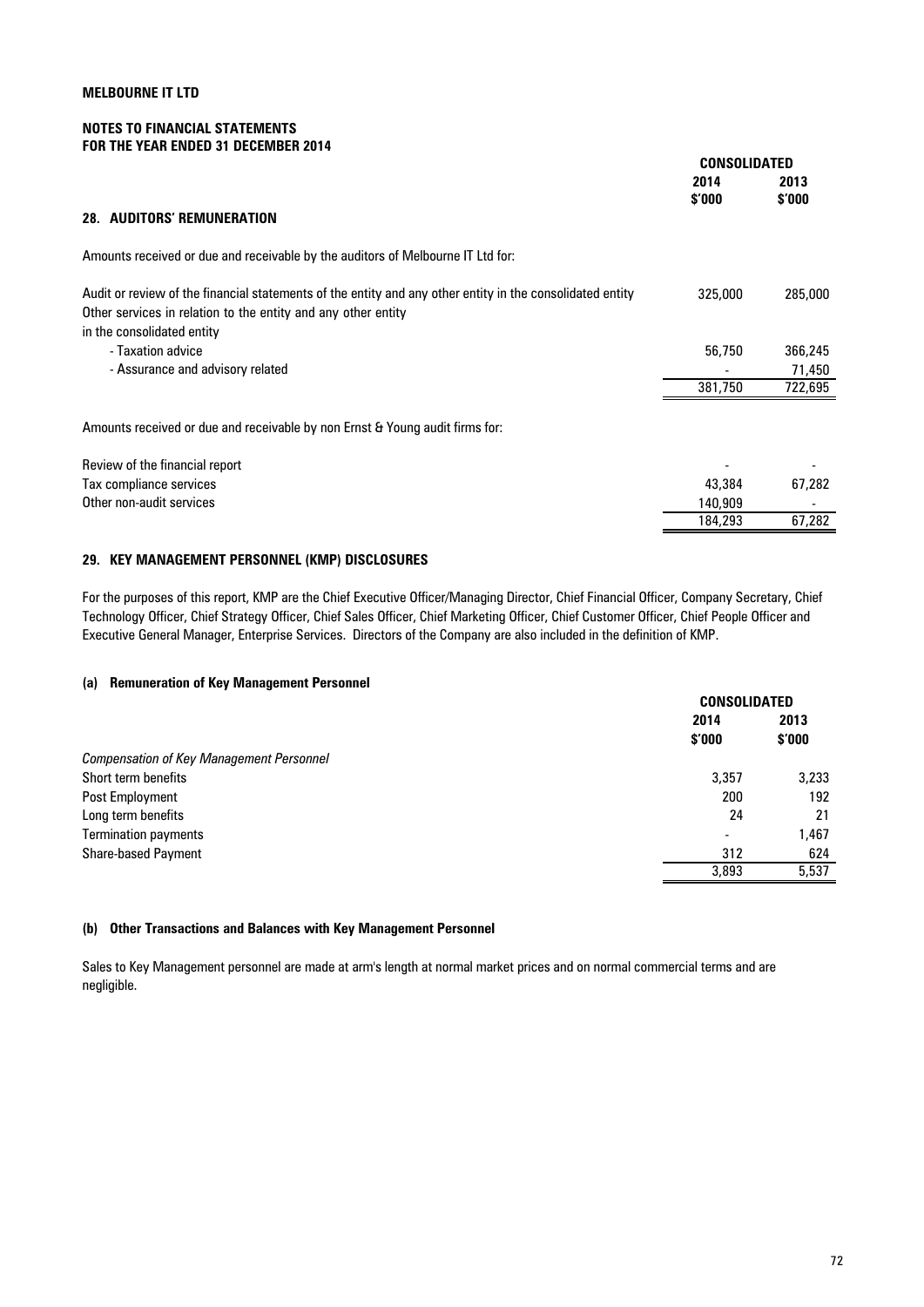**MELBOURNE IT LTD**

**NOTES TO FINANCIAL STATEMENTS**
**FOR THE YEAR ENDED 31 DECEMBER 2014**

## 28. AUDITORS' REMUNERATION

| | CONSOLIDATED | |
|---|---|---|
| | **2014** **\$'000** | **2013** **\$'000** |
| Amounts received or due and receivable by the auditors of Melbourne IT Ltd for: | | |
| Audit or review of the financial statements of the entity and any other entity in the consolidated entity | 325,000 | 285,000 |
| Other services in relation to the entity and any other entity in the consolidated entity | | |
| - Taxation advice | 56,750 | 366,245 |
| - Assurance and advisory related | - | 71,450 |
| | 381,750 | 722,695 |
| Amounts received or due and receivable by non Ernst & Young audit firms for: | | |
| Review of the financial report | - | - |
| Tax compliance services | 43,384 | 67,282 |
| Other non-audit services | 140,909 | - |
| | 184,293 | 67,282 |

## 29. KEY MANAGEMENT PERSONNEL (KMP) DISCLOSURES

For the purposes of this report, KMP are the Chief Executive Officer/Managing Director, Chief Financial Officer, Company Secretary, Chief Technology Officer, Chief Strategy Officer, Chief Sales Officer, Chief Marketing Officer, Chief Customer Officer, Chief People Officer and Executive General Manager, Enterprise Services. Directors of the Company are also included in the definition of KMP.

### (a) Remuneration of Key Management Personnel

| | CONSOLIDATED | |
|---|---|---|
| | **2014** **\$'000** | **2013** **\$'000** |
| *Compensation of Key Management Personnel* | | |
| Short term benefits | 3,357 | 3,233 |
| Post Employment | 200 | 192 |
| Long term benefits | 24 | 21 |
| Termination payments | - | 1,467 |
| Share-based Payment | 312 | 624 |
| | 3,893 | 5,537 |

### (b) Other Transactions and Balances with Key Management Personnel

Sales to Key Management personnel are made at arm's length at normal market prices and on normal commercial terms and are negligible.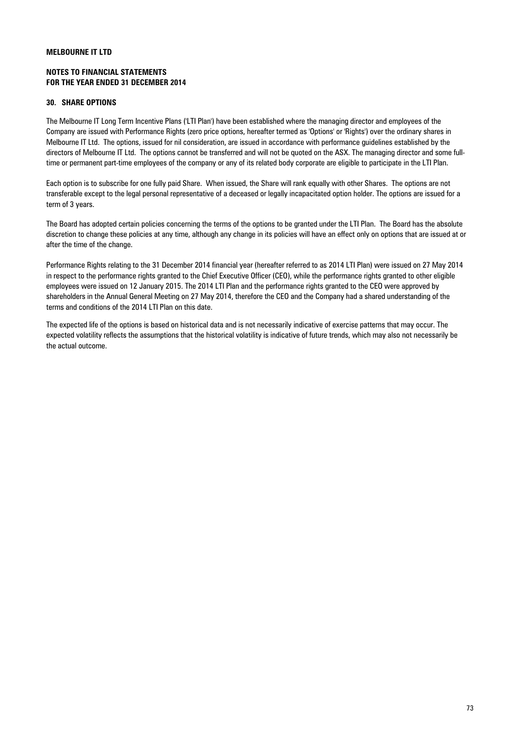**MELBOURNE IT LTD**

**NOTES TO FINANCIAL STATEMENTS**
**FOR THE YEAR ENDED 31 DECEMBER 2014**

## 30. SHARE OPTIONS

The Melbourne IT Long Term Incentive Plans ('LTI Plan') have been established where the managing director and employees of the Company are issued with Performance Rights (zero price options, hereafter termed as 'Options' or 'Rights') over the ordinary shares in Melbourne IT Ltd. The options, issued for nil consideration, are issued in accordance with performance guidelines established by the directors of Melbourne IT Ltd. The options cannot be transferred and will not be quoted on the ASX. The managing director and some full-time or permanent part-time employees of the company or any of its related body corporate are eligible to participate in the LTI Plan.

Each option is to subscribe for one fully paid Share. When issued, the Share will rank equally with other Shares. The options are not transferable except to the legal personal representative of a deceased or legally incapacitated option holder. The options are issued for a term of 3 years.

The Board has adopted certain policies concerning the terms of the options to be granted under the LTI Plan. The Board has the absolute discretion to change these policies at any time, although any change in its policies will have an effect only on options that are issued at or after the time of the change.

Performance Rights relating to the 31 December 2014 financial year (hereafter referred to as 2014 LTI Plan) were issued on 27 May 2014 in respect to the performance rights granted to the Chief Executive Officer (CEO), while the performance rights granted to other eligible employees were issued on 12 January 2015. The 2014 LTI Plan and the performance rights granted to the CEO were approved by shareholders in the Annual General Meeting on 27 May 2014, therefore the CEO and the Company had a shared understanding of the terms and conditions of the 2014 LTI Plan on this date.

The expected life of the options is based on historical data and is not necessarily indicative of exercise patterns that may occur. The expected volatility reflects the assumptions that the historical volatility is indicative of future trends, which may also not necessarily be the actual outcome.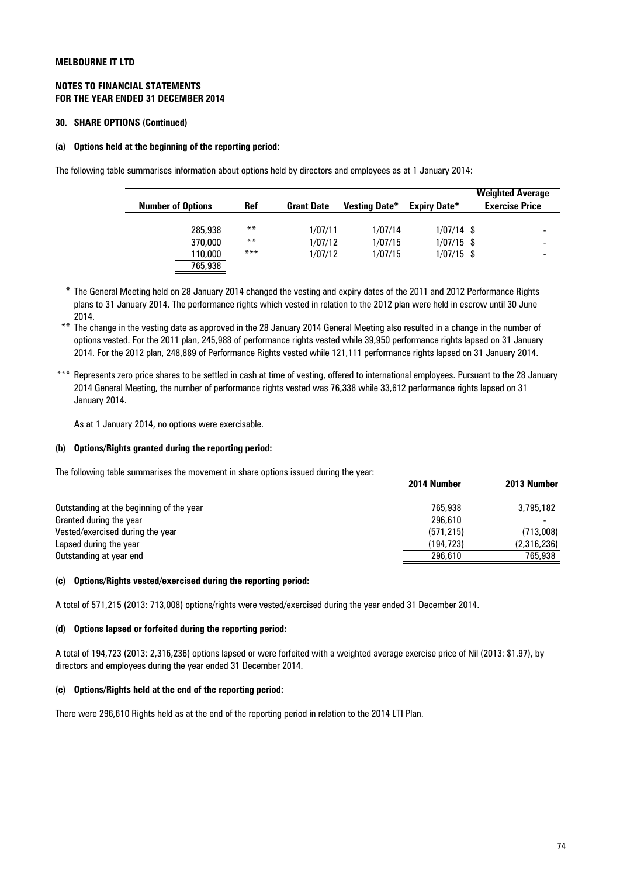**MELBOURNE IT LTD**

**NOTES TO FINANCIAL STATEMENTS**
**FOR THE YEAR ENDED 31 DECEMBER 2014**

**30. SHARE OPTIONS (Continued)**

**(a) Options held at the beginning of the reporting period:**

The following table summarises information about options held by directors and employees as at 1 January 2014:

| Number of Options | Ref | Grant Date | Vesting Date* | Expiry Date* | Weighted Average Exercise Price |
|---|---|---|---|---|---|
| 285,938 | ** | 1/07/11 | 1/07/14 | 1/07/14 | $ - |
| 370,000 | ** | 1/07/12 | 1/07/15 | 1/07/15 | $ - |
| 110,000 | *** | 1/07/12 | 1/07/15 | 1/07/15 | $ - |
| 765,938 | | | | | |

\* The General Meeting held on 28 January 2014 changed the vesting and expiry dates of the 2011 and 2012 Performance Rights plans to 31 January 2014. The performance rights which vested in relation to the 2012 plan were held in escrow until 30 June 2014.

\*\* The change in the vesting date as approved in the 28 January 2014 General Meeting also resulted in a change in the number of options vested. For the 2011 plan, 245,988 of performance rights vested while 39,950 performance rights lapsed on 31 January 2014. For the 2012 plan, 248,889 of Performance Rights vested while 121,111 performance rights lapsed on 31 January 2014.

\*\*\* Represents zero price shares to be settled in cash at time of vesting, offered to international employees. Pursuant to the 28 January 2014 General Meeting, the number of performance rights vested was 76,338 while 33,612 performance rights lapsed on 31 January 2014.

As at 1 January 2014, no options were exercisable.

**(b) Options/Rights granted during the reporting period:**

The following table summarises the movement in share options issued during the year:

| | 2014 Number | 2013 Number |
|---|---|---|
| Outstanding at the beginning of the year | 765,938 | 3,795,182 |
| Granted during the year | 296,610 | - |
| Vested/exercised during the year | (571,215) | (713,008) |
| Lapsed during the year | (194,723) | (2,316,236) |
| Outstanding at year end | 296,610 | 765,938 |

**(c) Options/Rights vested/exercised during the reporting period:**

A total of 571,215 (2013: 713,008) options/rights were vested/exercised during the year ended 31 December 2014.

**(d) Options lapsed or forfeited during the reporting period:**

A total of 194,723 (2013: 2,316,236) options lapsed or were forfeited with a weighted average exercise price of Nil (2013: $1.97), by directors and employees during the year ended 31 December 2014.

**(e) Options/Rights held at the end of the reporting period:**

There were 296,610 Rights held as at the end of the reporting period in relation to the 2014 LTI Plan.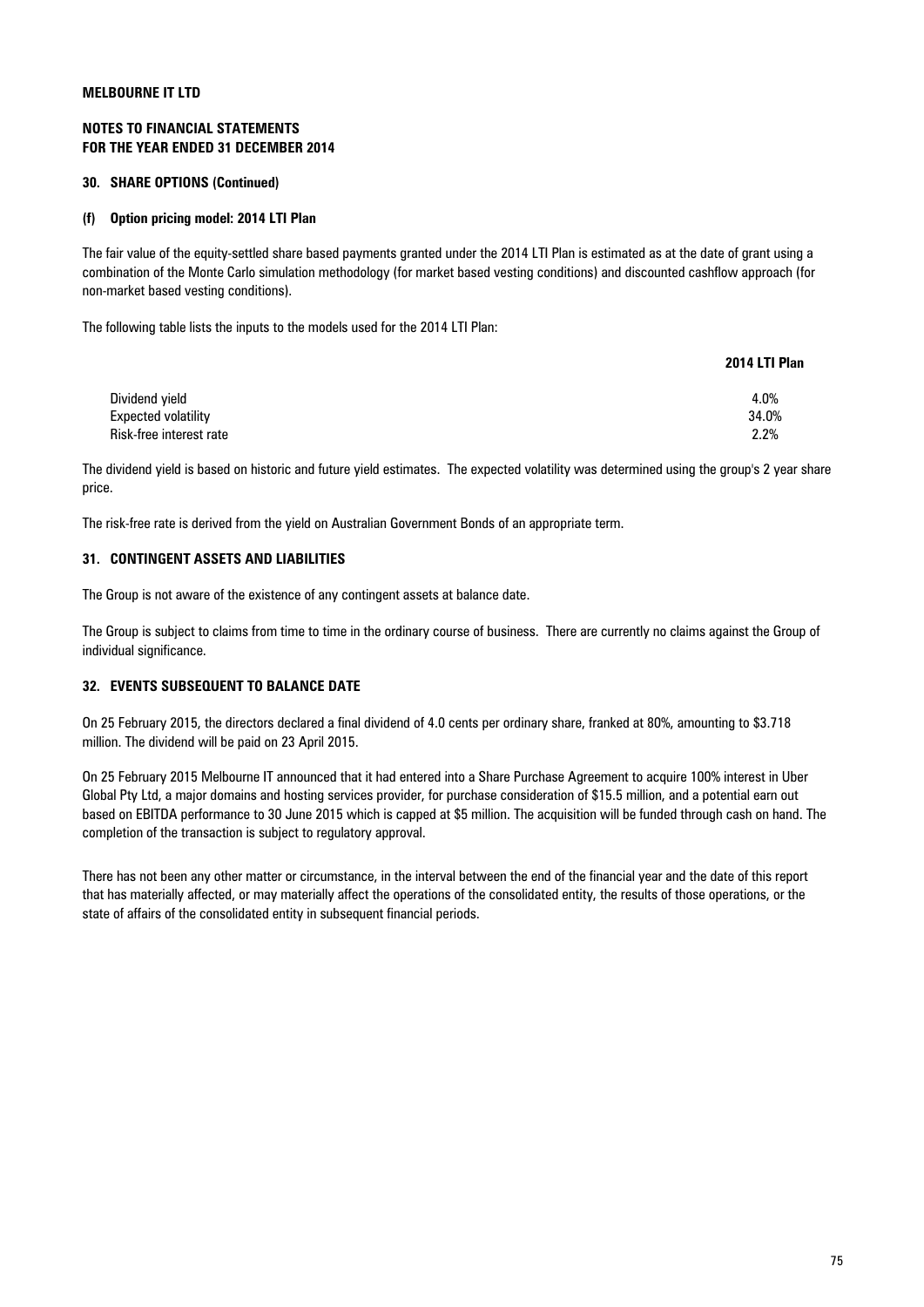**MELBOURNE IT LTD**

**NOTES TO FINANCIAL STATEMENTS**
**FOR THE YEAR ENDED 31 DECEMBER 2014**

## 30. SHARE OPTIONS (Continued)

### (f) Option pricing model: 2014 LTI Plan

The fair value of the equity-settled share based payments granted under the 2014 LTI Plan is estimated as at the date of grant using a combination of the Monte Carlo simulation methodology (for market based vesting conditions) and discounted cashflow approach (for non-market based vesting conditions).

The following table lists the inputs to the models used for the 2014 LTI Plan:

| | **2014 LTI Plan** |
|---|---|
| Dividend yield | 4.0% |
| Expected volatility | 34.0% |
| Risk-free interest rate | 2.2% |

The dividend yield is based on historic and future yield estimates. The expected volatility was determined using the group's 2 year share price.

The risk-free rate is derived from the yield on Australian Government Bonds of an appropriate term.

## 31. CONTINGENT ASSETS AND LIABILITIES

The Group is not aware of the existence of any contingent assets at balance date.

The Group is subject to claims from time to time in the ordinary course of business. There are currently no claims against the Group of individual significance.

## 32. EVENTS SUBSEQUENT TO BALANCE DATE

On 25 February 2015, the directors declared a final dividend of 4.0 cents per ordinary share, franked at 80%, amounting to $3.718 million. The dividend will be paid on 23 April 2015.

On 25 February 2015 Melbourne IT announced that it had entered into a Share Purchase Agreement to acquire 100% interest in Uber Global Pty Ltd, a major domains and hosting services provider, for purchase consideration of $15.5 million, and a potential earn out based on EBITDA performance to 30 June 2015 which is capped at $5 million. The acquisition will be funded through cash on hand. The completion of the transaction is subject to regulatory approval.

There has not been any other matter or circumstance, in the interval between the end of the financial year and the date of this report that has materially affected, or may materially affect the operations of the consolidated entity, the results of those operations, or the state of affairs of the consolidated entity in subsequent financial periods.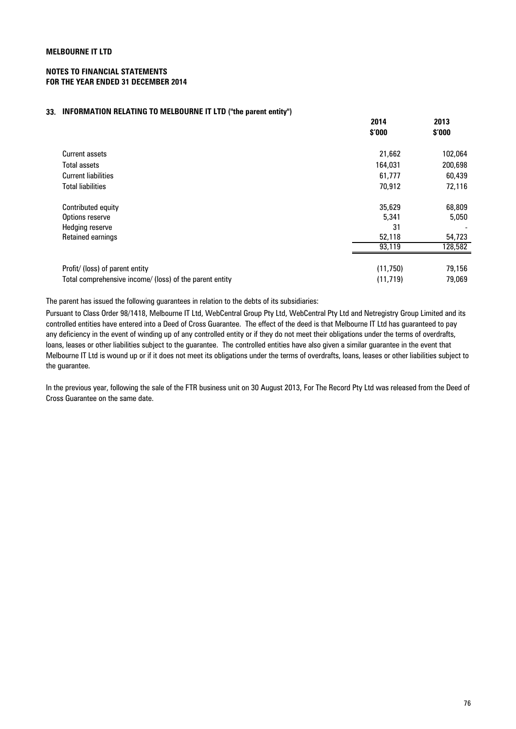**MELBOURNE IT LTD**

**NOTES TO FINANCIAL STATEMENTS**
**FOR THE YEAR ENDED 31 DECEMBER 2014**

## 33. INFORMATION RELATING TO MELBOURNE IT LTD ("the parent entity")

| | 2014 $'000 | 2013 $'000 |
|---|---|---|
| Current assets | 21,662 | 102,064 |
| Total assets | 164,031 | 200,698 |
| Current liabilities | 61,777 | 60,439 |
| Total liabilities | 70,912 | 72,116 |
| | | |
| Contributed equity | 35,629 | 68,809 |
| Options reserve | 5,341 | 5,050 |
| Hedging reserve | 31 | - |
| Retained earnings | 52,118 | 54,723 |
| | 93,119 | 128,582 |
| | | |
| Profit/ (loss) of parent entity | (11,750) | 79,156 |
| Total comprehensive income/ (loss) of the parent entity | (11,719) | 79,069 |

The parent has issued the following guarantees in relation to the debts of its subsidiaries:

Pursuant to Class Order 98/1418, Melbourne IT Ltd, WebCentral Group Pty Ltd, WebCentral Pty Ltd and Netregistry Group Limited and its controlled entities have entered into a Deed of Cross Guarantee. The effect of the deed is that Melbourne IT Ltd has guaranteed to pay any deficiency in the event of winding up of any controlled entity or if they do not meet their obligations under the terms of overdrafts, loans, leases or other liabilities subject to the guarantee. The controlled entities have also given a similar guarantee in the event that Melbourne IT Ltd is wound up or if it does not meet its obligations under the terms of overdrafts, loans, leases or other liabilities subject to the guarantee.

In the previous year, following the sale of the FTR business unit on 30 August 2013, For The Record Pty Ltd was released from the Deed of Cross Guarantee on the same date.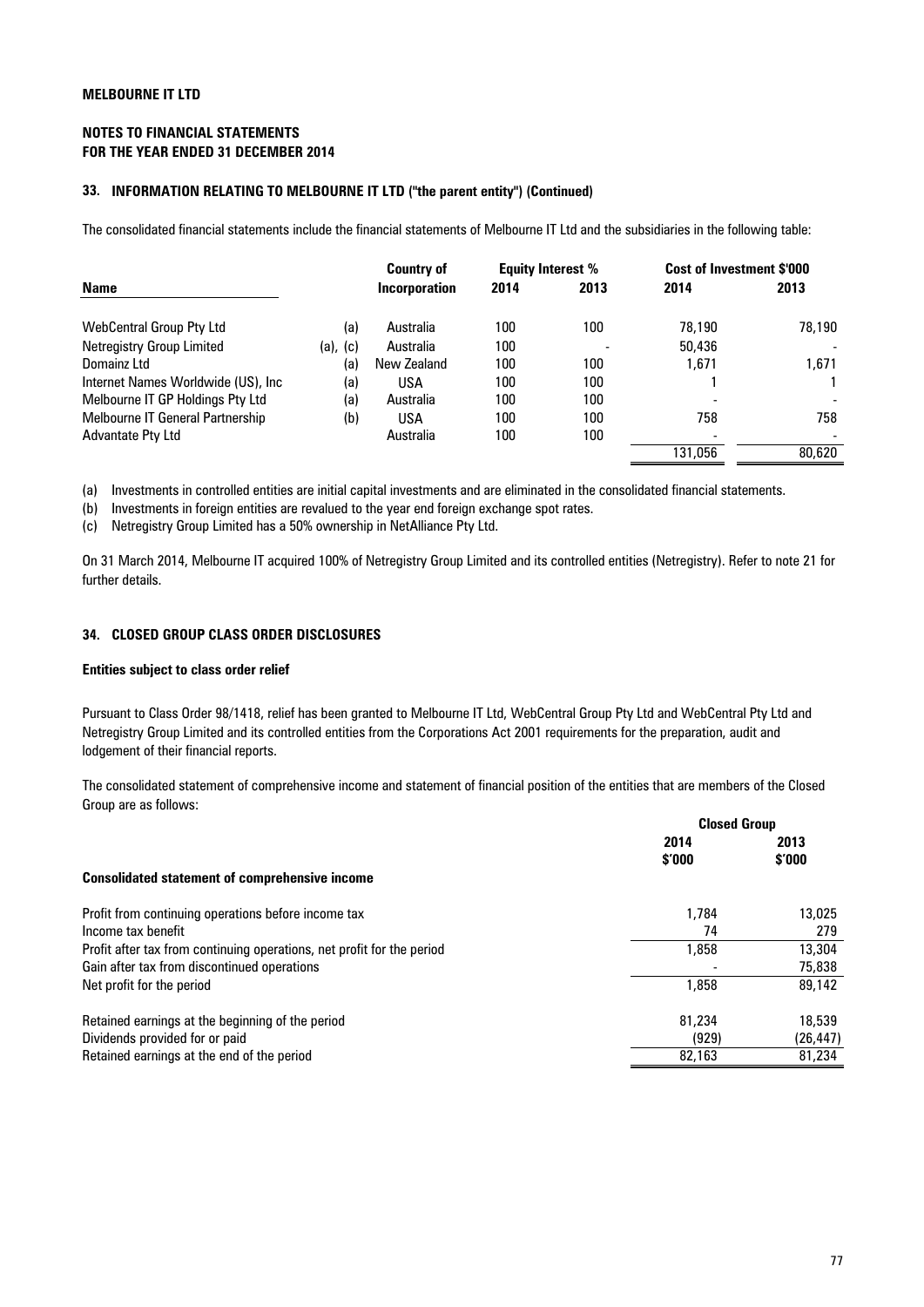**MELBOURNE IT LTD**

**NOTES TO FINANCIAL STATEMENTS**
**FOR THE YEAR ENDED 31 DECEMBER 2014**

## 33. INFORMATION RELATING TO MELBOURNE IT LTD ("the parent entity") (Continued)

The consolidated financial statements include the financial statements of Melbourne IT Ltd and the subsidiaries in the following table:

| Name | | Country of Incorporation | Equity Interest % | | Cost of Investment $'000 | |
|---|---|---|---|---|---|---|
| | | | 2014 | 2013 | 2014 | 2013 |
| WebCentral Group Pty Ltd | (a) | Australia | 100 | 100 | 78,190 | 78,190 |
| Netregistry Group Limited | (a), (c) | Australia | 100 | - | 50,436 | - |
| Domainz Ltd | (a) | New Zealand | 100 | 100 | 1,671 | 1,671 |
| Internet Names Worldwide (US), Inc | (a) | USA | 100 | 100 | 1 | 1 |
| Melbourne IT GP Holdings Pty Ltd | (a) | Australia | 100 | 100 | - | - |
| Melbourne IT General Partnership | (b) | USA | 100 | 100 | 758 | 758 |
| Advantate Pty Ltd | | Australia | 100 | 100 | - | - |
| | | | | | 131,056 | 80,620 |

(a) Investments in controlled entities are initial capital investments and are eliminated in the consolidated financial statements.

(b) Investments in foreign entities are revalued to the year end foreign exchange spot rates.

(c) Netregistry Group Limited has a 50% ownership in NetAlliance Pty Ltd.

On 31 March 2014, Melbourne IT acquired 100% of Netregistry Group Limited and its controlled entities (Netregistry). Refer to note 21 for further details.

## 34. CLOSED GROUP CLASS ORDER DISCLOSURES

**Entities subject to class order relief**

Pursuant to Class Order 98/1418, relief has been granted to Melbourne IT Ltd, WebCentral Group Pty Ltd and WebCentral Pty Ltd and Netregistry Group Limited and its controlled entities from the Corporations Act 2001 requirements for the preparation, audit and lodgement of their financial reports.

The consolidated statement of comprehensive income and statement of financial position of the entities that are members of the Closed Group are as follows:

| | Closed Group | |
|---|---|---|
| | 2014 $'000 | 2013 $'000 |
| **Consolidated statement of comprehensive income** | | |
| Profit from continuing operations before income tax | 1,784 | 13,025 |
| Income tax benefit | 74 | 279 |
| Profit after tax from continuing operations, net profit for the period | 1,858 | 13,304 |
| Gain after tax from discontinued operations | - | 75,838 |
| Net profit for the period | 1,858 | 89,142 |
| | | |
| Retained earnings at the beginning of the period | 81,234 | 18,539 |
| Dividends provided for or paid | (929) | (26,447) |
| Retained earnings at the end of the period | 82,163 | 81,234 |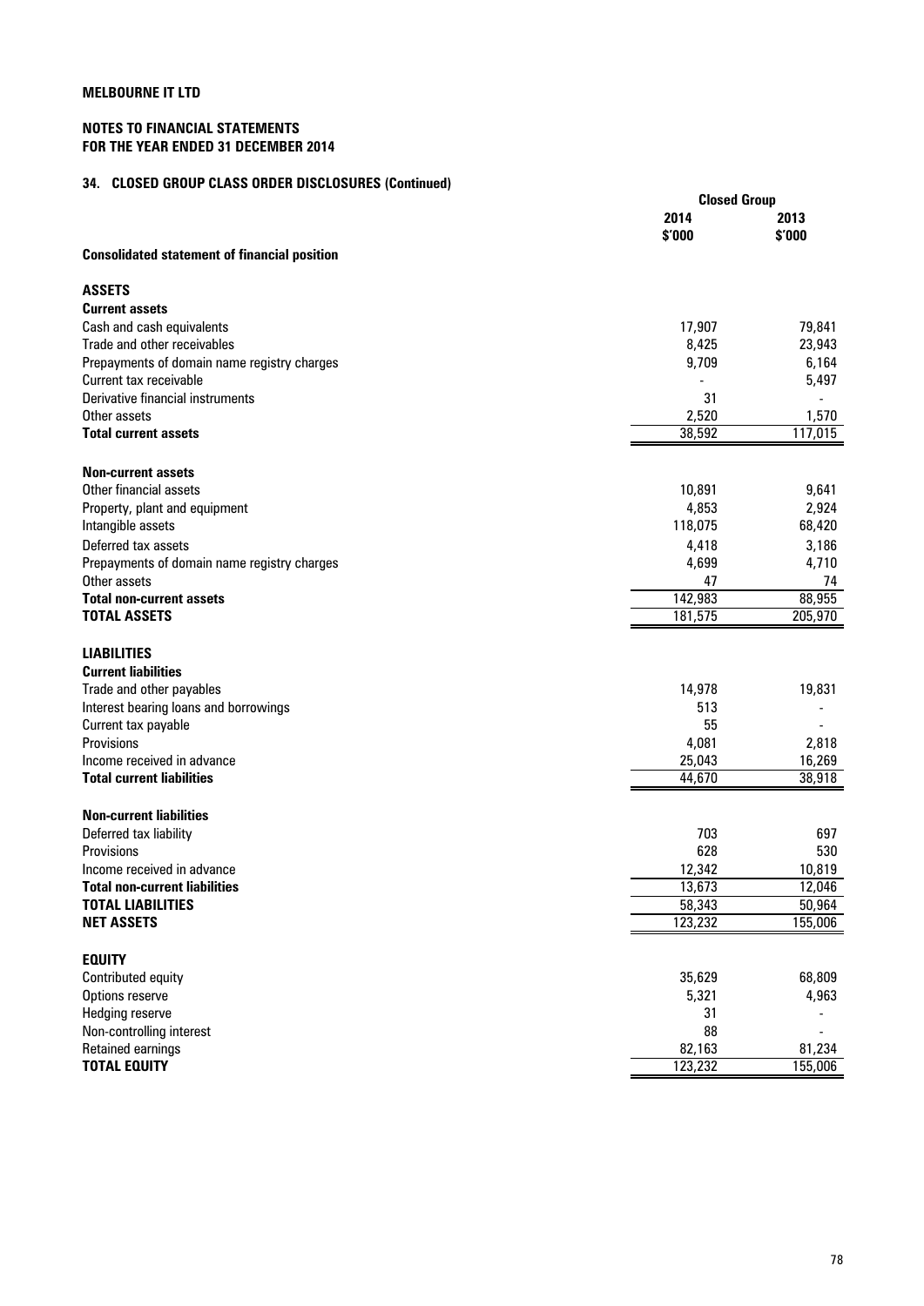**MELBOURNE IT LTD**

**NOTES TO FINANCIAL STATEMENTS**
**FOR THE YEAR ENDED 31 DECEMBER 2014**

## 34. CLOSED GROUP CLASS ORDER DISCLOSURES (Continued)

| | Closed Group | |
|---|---|---|
| | 2014 | 2013 |
| | $'000 | $'000 |
| **Consolidated statement of financial position** | | |
| **ASSETS** | | |
| **Current assets** | | |
| Cash and cash equivalents | 17,907 | 79,841 |
| Trade and other receivables | 8,425 | 23,943 |
| Prepayments of domain name registry charges | 9,709 | 6,164 |
| Current tax receivable | - | 5,497 |
| Derivative financial instruments | 31 | - |
| Other assets | 2,520 | 1,570 |
| **Total current assets** | 38,592 | 117,015 |
| **Non-current assets** | | |
| Other financial assets | 10,891 | 9,641 |
| Property, plant and equipment | 4,853 | 2,924 |
| Intangible assets | 118,075 | 68,420 |
| Deferred tax assets | 4,418 | 3,186 |
| Prepayments of domain name registry charges | 4,699 | 4,710 |
| Other assets | 47 | 74 |
| **Total non-current assets** | 142,983 | 88,955 |
| **TOTAL ASSETS** | 181,575 | 205,970 |
| **LIABILITIES** | | |
| **Current liabilities** | | |
| Trade and other payables | 14,978 | 19,831 |
| Interest bearing loans and borrowings | 513 | - |
| Current tax payable | 55 | - |
| Provisions | 4,081 | 2,818 |
| Income received in advance | 25,043 | 16,269 |
| **Total current liabilities** | 44,670 | 38,918 |
| **Non-current liabilities** | | |
| Deferred tax liability | 703 | 697 |
| Provisions | 628 | 530 |
| Income received in advance | 12,342 | 10,819 |
| **Total non-current liabilities** | 13,673 | 12,046 |
| **TOTAL LIABILITIES** | 58,343 | 50,964 |
| **NET ASSETS** | 123,232 | 155,006 |
| **EQUITY** | | |
| Contributed equity | 35,629 | 68,809 |
| Options reserve | 5,321 | 4,963 |
| Hedging reserve | 31 | - |
| Non-controlling interest | 88 | - |
| Retained earnings | 82,163 | 81,234 |
| **TOTAL EQUITY** | 123,232 | 155,006 |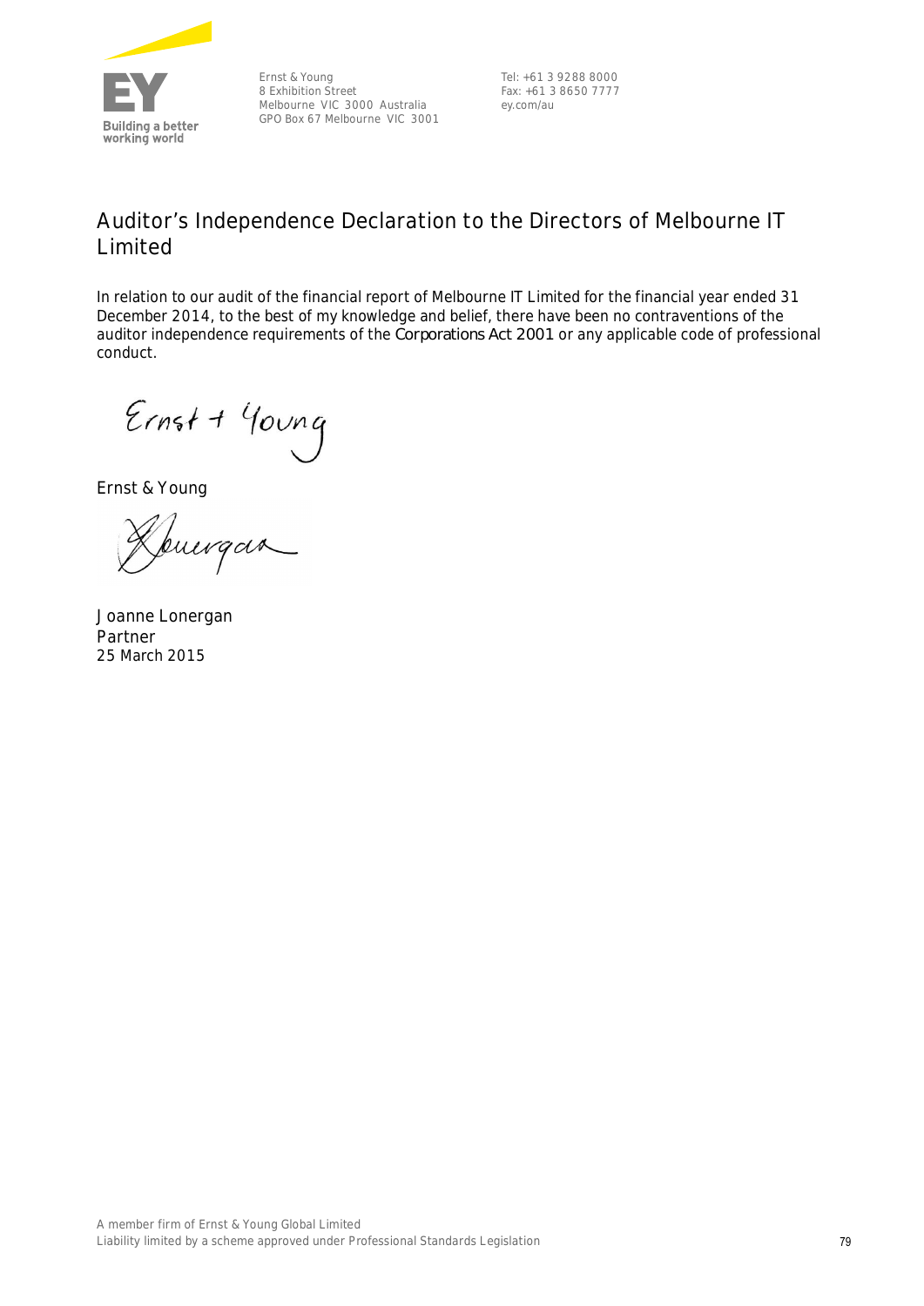Ernst & Young
8 Exhibition Street
Melbourne VIC 3000 Australia
GPO Box 67 Melbourne VIC 3001

Tel: +61 3 9288 8000
Fax: +61 3 8650 7777
ey.com/au

# Auditor's Independence Declaration to the Directors of Melbourne IT Limited

In relation to our audit of the financial report of Melbourne IT Limited for the financial year ended 31 December 2014, to the best of my knowledge and belief, there have been no contraventions of the auditor independence requirements of the *Corporations Act 2001* or any applicable code of professional conduct.

Ernst & Young

Joanne Lonergan
Partner
25 March 2015

A member firm of Ernst & Young Global Limited
Liability limited by a scheme approved under Professional Standards Legislation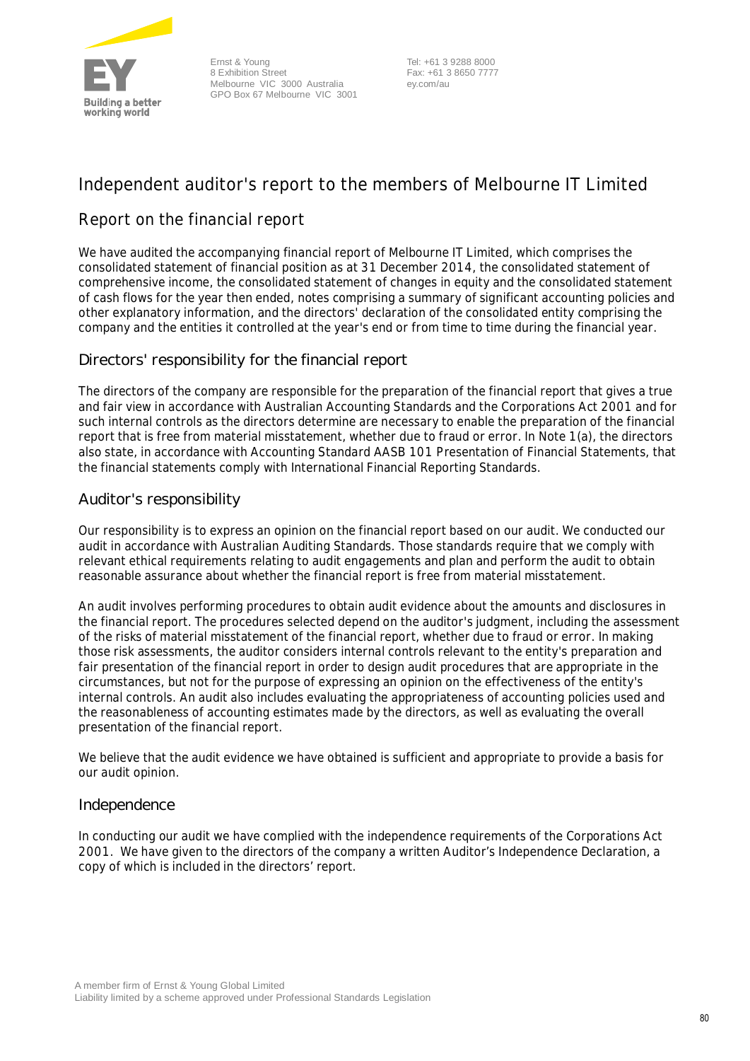Ernst & Young
8 Exhibition Street
Melbourne VIC 3000 Australia
GPO Box 67 Melbourne VIC 3001

Tel: +61 3 9288 8000
Fax: +61 3 8650 7777
ey.com/au

# Independent auditor's report to the members of Melbourne IT Limited

## Report on the financial report

We have audited the accompanying financial report of Melbourne IT Limited, which comprises the consolidated statement of financial position as at 31 December 2014, the consolidated statement of comprehensive income, the consolidated statement of changes in equity and the consolidated statement of cash flows for the year then ended, notes comprising a summary of significant accounting policies and other explanatory information, and the directors' declaration of the consolidated entity comprising the company and the entities it controlled at the year's end or from time to time during the financial year.

### Directors' responsibility for the financial report

The directors of the company are responsible for the preparation of the financial report that gives a true and fair view in accordance with Australian Accounting Standards and the Corporations Act 2001 and for such internal controls as the directors determine are necessary to enable the preparation of the financial report that is free from material misstatement, whether due to fraud or error. In Note 1(a), the directors also state, in accordance with Accounting Standard AASB 101 Presentation of Financial Statements, that the financial statements comply with International Financial Reporting Standards.

### Auditor's responsibility

Our responsibility is to express an opinion on the financial report based on our audit. We conducted our audit in accordance with Australian Auditing Standards. Those standards require that we comply with relevant ethical requirements relating to audit engagements and plan and perform the audit to obtain reasonable assurance about whether the financial report is free from material misstatement.

An audit involves performing procedures to obtain audit evidence about the amounts and disclosures in the financial report. The procedures selected depend on the auditor's judgment, including the assessment of the risks of material misstatement of the financial report, whether due to fraud or error. In making those risk assessments, the auditor considers internal controls relevant to the entity's preparation and fair presentation of the financial report in order to design audit procedures that are appropriate in the circumstances, but not for the purpose of expressing an opinion on the effectiveness of the entity's internal controls. An audit also includes evaluating the appropriateness of accounting policies used and the reasonableness of accounting estimates made by the directors, as well as evaluating the overall presentation of the financial report.

We believe that the audit evidence we have obtained is sufficient and appropriate to provide a basis for our audit opinion.

### Independence

In conducting our audit we have complied with the independence requirements of the Corporations Act 2001. We have given to the directors of the company a written Auditor's Independence Declaration, a copy of which is included in the directors' report.

A member firm of Ernst & Young Global Limited
Liability limited by a scheme approved under Professional Standards Legislation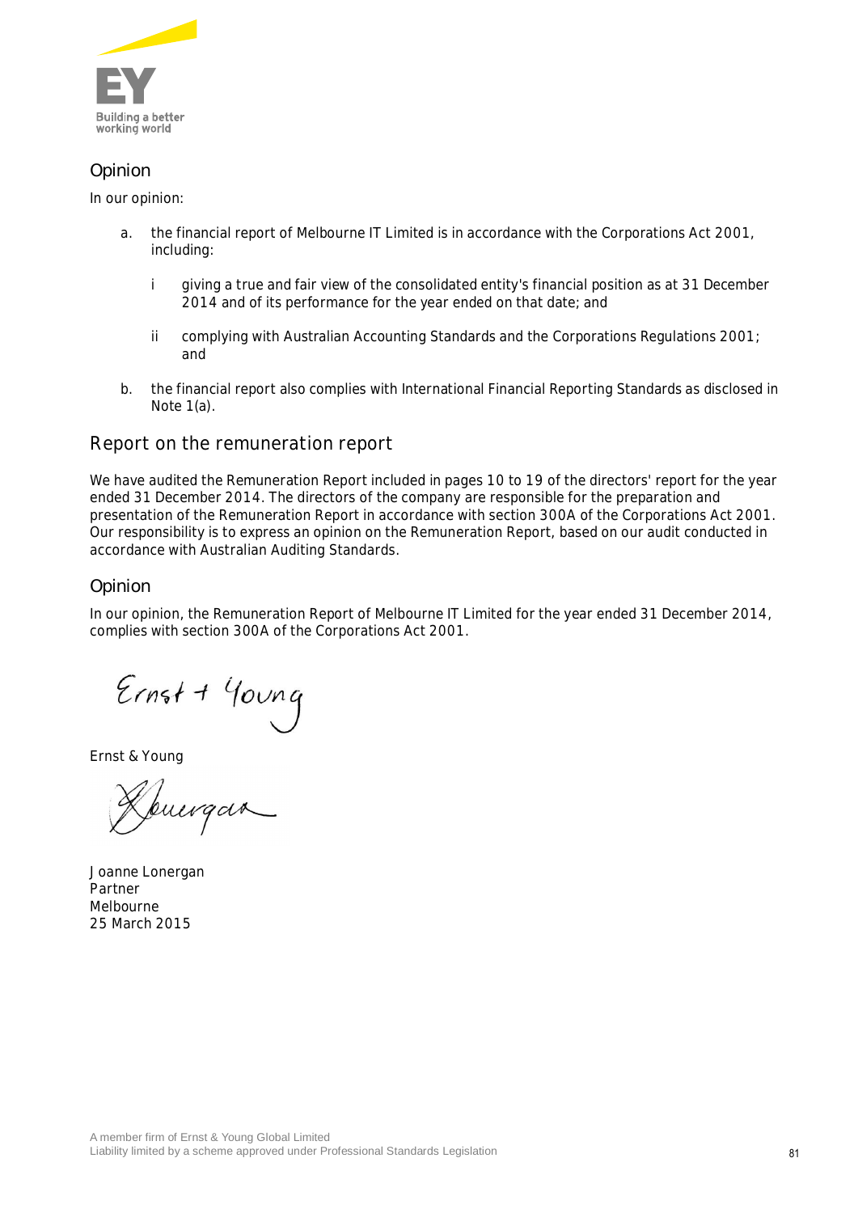## Opinion

In our opinion:

a. the financial report of Melbourne IT Limited is in accordance with the Corporations Act 2001, including:

   i giving a true and fair view of the consolidated entity's financial position as at 31 December 2014 and of its performance for the year ended on that date; and

   ii complying with Australian Accounting Standards and the Corporations Regulations 2001; and

b. the financial report also complies with International Financial Reporting Standards as disclosed in Note 1(a).

## Report on the remuneration report

We have audited the Remuneration Report included in pages 10 to 19 of the directors' report for the year ended 31 December 2014. The directors of the company are responsible for the preparation and presentation of the Remuneration Report in accordance with section 300A of the Corporations Act 2001. Our responsibility is to express an opinion on the Remuneration Report, based on our audit conducted in accordance with Australian Auditing Standards.

## Opinion

In our opinion, the Remuneration Report of Melbourne IT Limited for the year ended 31 December 2014, complies with section 300A of the Corporations Act 2001.

Ernst & Young

Ernst & Young

Joanne Lonergan
Partner
Melbourne
25 March 2015

A member firm of Ernst & Young Global Limited
Liability limited by a scheme approved under Professional Standards Legislation